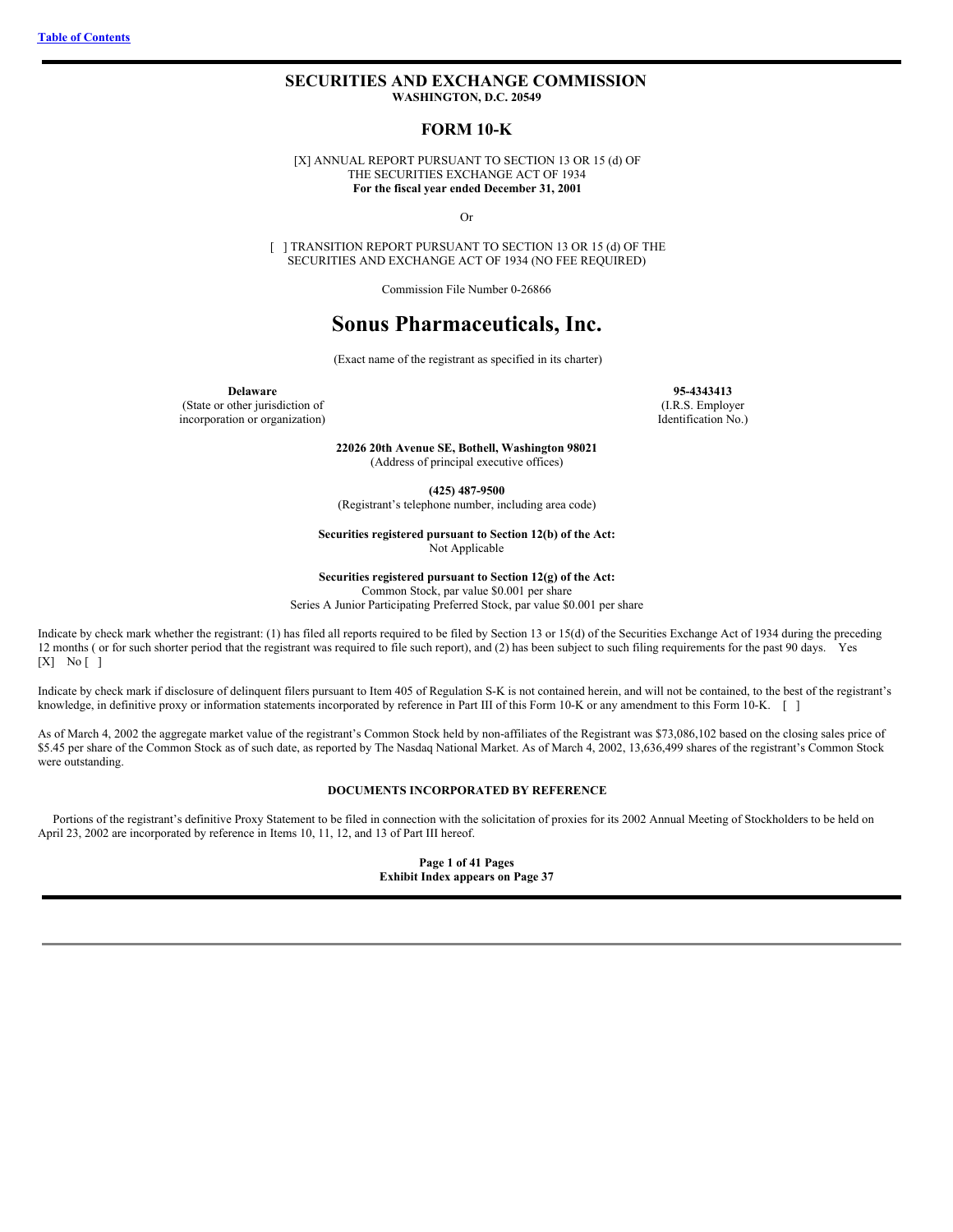[Table of Contents](#)

# SECURITIES AND EXCHANGE COMMISSION

**WASHINGTON, D.C. 20549**

## FORM 10-K

[X] ANNUAL REPORT PURSUANT TO SECTION 13 OR 15 (d) OF THE SECURITIES EXCHANGE ACT OF 1934
**For the fiscal year ended December 31, 2001**

Or

[ ] TRANSITION REPORT PURSUANT TO SECTION 13 OR 15 (d) OF THE SECURITIES AND EXCHANGE ACT OF 1934 (NO FEE REQUIRED)

Commission File Number 0-26866

# Sonus Pharmaceuticals, Inc.

(Exact name of the registrant as specified in its charter)

| **Delaware** | **95-4343413** |
|---|---|
| (State or other jurisdiction of incorporation or organization) | (I.R.S. Employer Identification No.) |

**22026 20th Avenue SE, Bothell, Washington 98021**
(Address of principal executive offices)

**(425) 487-9500**
(Registrant's telephone number, including area code)

**Securities registered pursuant to Section 12(b) of the Act:**
Not Applicable

**Securities registered pursuant to Section 12(g) of the Act:**
Common Stock, par value $0.001 per share
Series A Junior Participating Preferred Stock, par value $0.001 per share

Indicate by check mark whether the registrant: (1) has filed all reports required to be filed by Section 13 or 15(d) of the Securities Exchange Act of 1934 during the preceding 12 months ( or for such shorter period that the registrant was required to file such report), and (2) has been subject to such filing requirements for the past 90 days. Yes [X] No [ ]

Indicate by check mark if disclosure of delinquent filers pursuant to Item 405 of Regulation S-K is not contained herein, and will not be contained, to the best of the registrant's knowledge, in definitive proxy or information statements incorporated by reference in Part III of this Form 10-K or any amendment to this Form 10-K. [ ]

As of March 4, 2002 the aggregate market value of the registrant's Common Stock held by non-affiliates of the Registrant was $73,086,102 based on the closing sales price of $5.45 per share of the Common Stock as of such date, as reported by The Nasdaq National Market. As of March 4, 2002, 13,636,499 shares of the registrant's Common Stock were outstanding.

**DOCUMENTS INCORPORATED BY REFERENCE**

Portions of the registrant's definitive Proxy Statement to be filed in connection with the solicitation of proxies for its 2002 Annual Meeting of Stockholders to be held on April 23, 2002 are incorporated by reference in Items 10, 11, 12, and 13 of Part III hereof.

**Page 1 of 41 Pages**
**Exhibit Index appears on Page 37**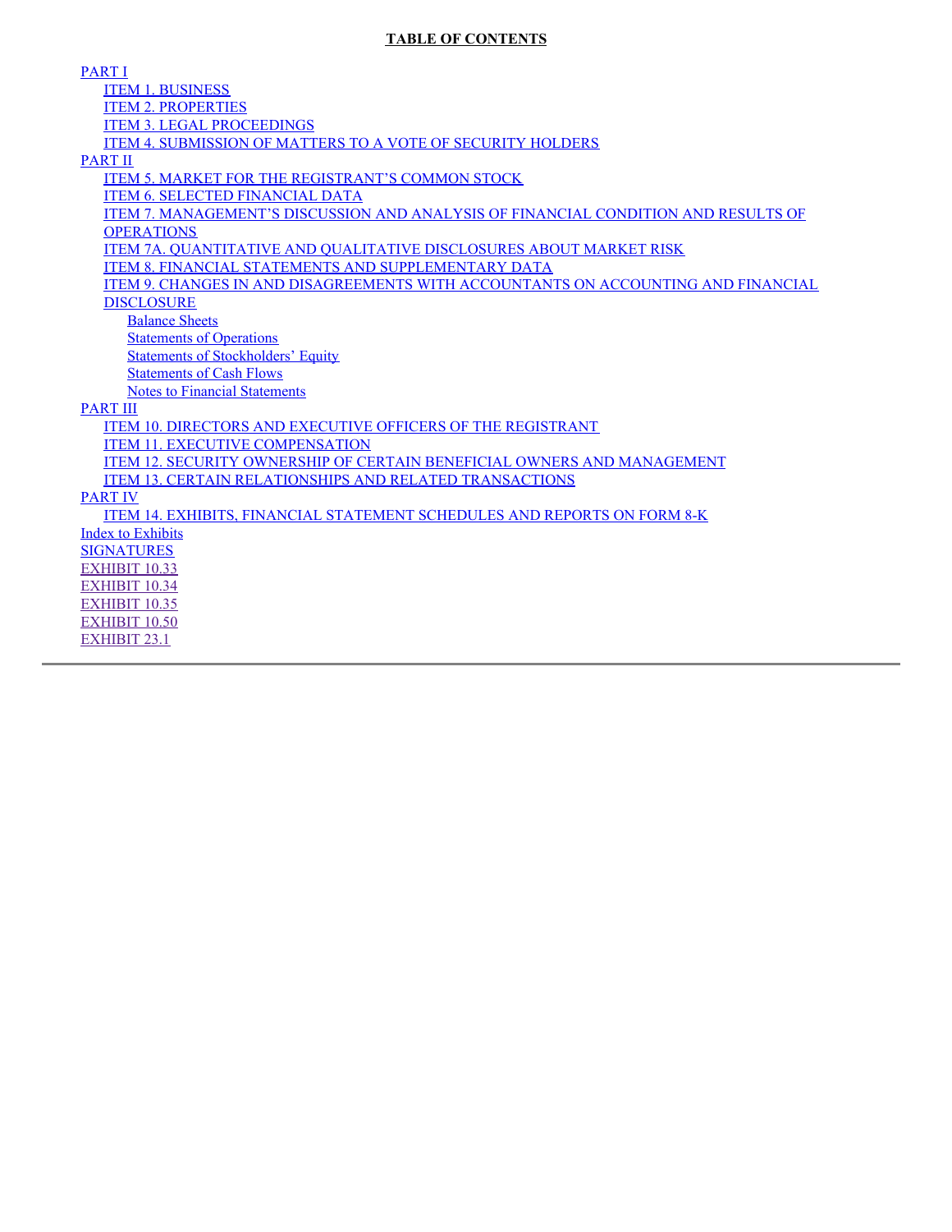**TABLE OF CONTENTS**

- PART I
  - ITEM 1. BUSINESS
  - ITEM 2. PROPERTIES
  - ITEM 3. LEGAL PROCEEDINGS
  - ITEM 4. SUBMISSION OF MATTERS TO A VOTE OF SECURITY HOLDERS
- PART II
  - ITEM 5. MARKET FOR THE REGISTRANT'S COMMON STOCK
  - ITEM 6. SELECTED FINANCIAL DATA
  - ITEM 7. MANAGEMENT'S DISCUSSION AND ANALYSIS OF FINANCIAL CONDITION AND RESULTS OF OPERATIONS
  - ITEM 7A. QUANTITATIVE AND QUALITATIVE DISCLOSURES ABOUT MARKET RISK
  - ITEM 8. FINANCIAL STATEMENTS AND SUPPLEMENTARY DATA
  - ITEM 9. CHANGES IN AND DISAGREEMENTS WITH ACCOUNTANTS ON ACCOUNTING AND FINANCIAL DISCLOSURE
    - Balance Sheets
    - Statements of Operations
    - Statements of Stockholders' Equity
    - Statements of Cash Flows
    - Notes to Financial Statements
- PART III
  - ITEM 10. DIRECTORS AND EXECUTIVE OFFICERS OF THE REGISTRANT
  - ITEM 11. EXECUTIVE COMPENSATION
  - ITEM 12. SECURITY OWNERSHIP OF CERTAIN BENEFICIAL OWNERS AND MANAGEMENT
  - ITEM 13. CERTAIN RELATIONSHIPS AND RELATED TRANSACTIONS
- PART IV
  - ITEM 14. EXHIBITS, FINANCIAL STATEMENT SCHEDULES AND REPORTS ON FORM 8-K
- Index to Exhibits
- SIGNATURES
- EXHIBIT 10.33
- EXHIBIT 10.34
- EXHIBIT 10.35
- EXHIBIT 10.50
- EXHIBIT 23.1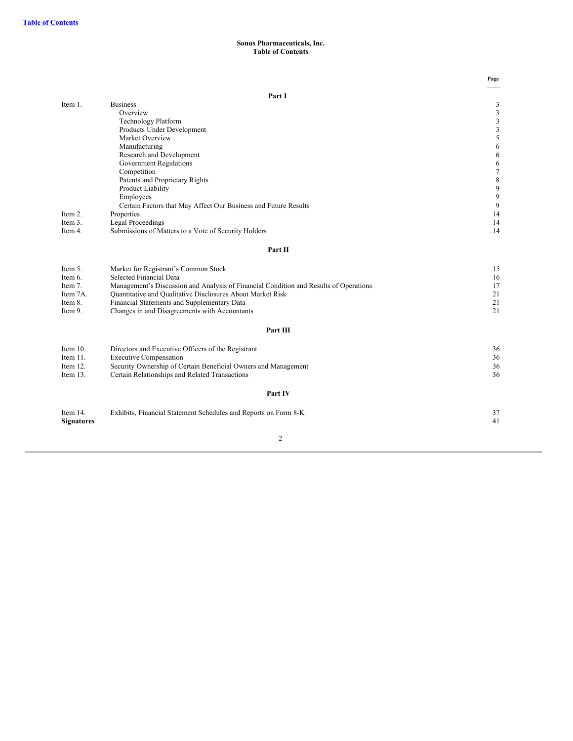[Table of Contents](#)

**Sonus Pharmaceuticals, Inc.**
**Table of Contents**

| | | Page |
|---|---|---|
| | **Part I** | |
| Item 1. | Business | 3 |
| | Overview | 3 |
| | Technology Platform | 3 |
| | Products Under Development | 3 |
| | Market Overview | 5 |
| | Manufacturing | 6 |
| | Research and Development | 6 |
| | Government Regulations | 6 |
| | Competition | 7 |
| | Patents and Proprietary Rights | 8 |
| | Product Liability | 9 |
| | Employees | 9 |
| | Certain Factors that May Affect Our Business and Future Results | 9 |
| Item 2. | Properties | 14 |
| Item 3. | Legal Proceedings | 14 |
| Item 4. | Submissions of Matters to a Vote of Security Holders | 14 |
| | **Part II** | |
| Item 5. | Market for Registrant's Common Stock | 15 |
| Item 6. | Selected Financial Data | 16 |
| Item 7. | Management's Discussion and Analysis of Financial Condition and Results of Operations | 17 |
| Item 7A. | Quantitative and Qualitative Disclosures About Market Risk | 21 |
| Item 8. | Financial Statements and Supplementary Data | 21 |
| Item 9. | Changes in and Disagreements with Accountants | 21 |
| | **Part III** | |
| Item 10. | Directors and Executive Officers of the Registrant | 36 |
| Item 11. | Executive Compensation | 36 |
| Item 12. | Security Ownership of Certain Beneficial Owners and Management | 36 |
| Item 13. | Certain Relationships and Related Transactions | 36 |
| | **Part IV** | |
| Item 14. | Exhibits, Financial Statement Schedules and Reports on Form 8-K | 37 |
| **Signatures** | | 41 |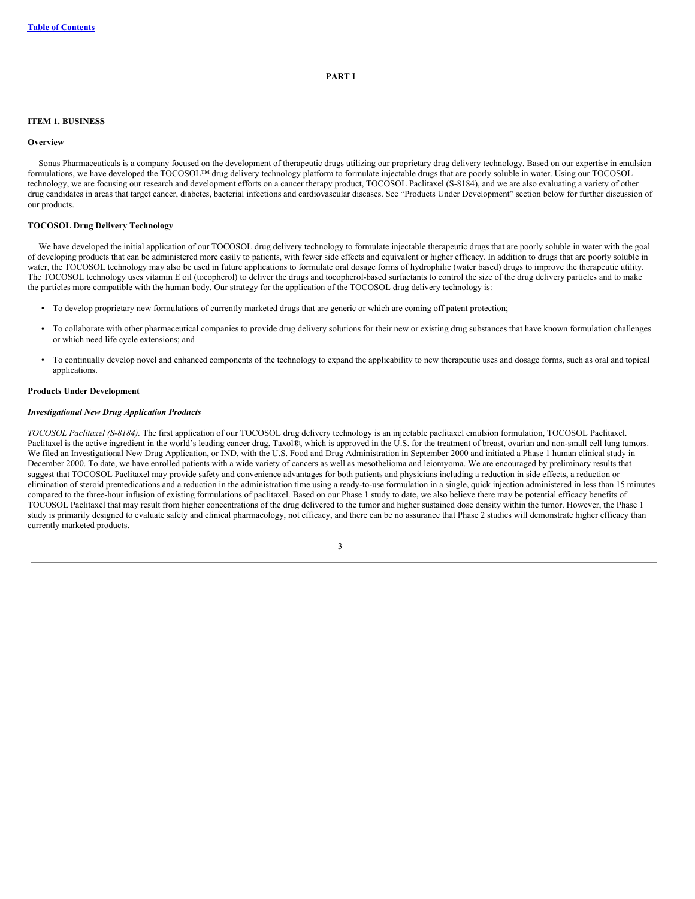# PART I

## ITEM 1. BUSINESS

### Overview

Sonus Pharmaceuticals is a company focused on the development of therapeutic drugs utilizing our proprietary drug delivery technology. Based on our expertise in emulsion formulations, we have developed the TOCOSOL™ drug delivery technology platform to formulate injectable drugs that are poorly soluble in water. Using our TOCOSOL technology, we are focusing our research and development efforts on a cancer therapy product, TOCOSOL Paclitaxel (S-8184), and we are also evaluating a variety of other drug candidates in areas that target cancer, diabetes, bacterial infections and cardiovascular diseases. See "Products Under Development" section below for further discussion of our products.

### TOCOSOL Drug Delivery Technology

We have developed the initial application of our TOCOSOL drug delivery technology to formulate injectable therapeutic drugs that are poorly soluble in water with the goal of developing products that can be administered more easily to patients, with fewer side effects and equivalent or higher efficacy. In addition to drugs that are poorly soluble in water, the TOCOSOL technology may also be used in future applications to formulate oral dosage forms of hydrophilic (water based) drugs to improve the therapeutic utility. The TOCOSOL technology uses vitamin E oil (tocopherol) to deliver the drugs and tocopherol-based surfactants to control the size of the drug delivery particles and to make the particles more compatible with the human body. Our strategy for the application of the TOCOSOL drug delivery technology is:

- To develop proprietary new formulations of currently marketed drugs that are generic or which are coming off patent protection;
- To collaborate with other pharmaceutical companies to provide drug delivery solutions for their new or existing drug substances that have known formulation challenges or which need life cycle extensions; and
- To continually develop novel and enhanced components of the technology to expand the applicability to new therapeutic uses and dosage forms, such as oral and topical applications.

### Products Under Development

#### *Investigational New Drug Application Products*

*TOCOSOL Paclitaxel (S-8184).* The first application of our TOCOSOL drug delivery technology is an injectable paclitaxel emulsion formulation, TOCOSOL Paclitaxel. Paclitaxel is the active ingredient in the world's leading cancer drug, Taxol®, which is approved in the U.S. for the treatment of breast, ovarian and non-small cell lung tumors. We filed an Investigational New Drug Application, or IND, with the U.S. Food and Drug Administration in September 2000 and initiated a Phase 1 human clinical study in December 2000. To date, we have enrolled patients with a wide variety of cancers as well as mesothelioma and leiomyoma. We are encouraged by preliminary results that suggest that TOCOSOL Paclitaxel may provide safety and convenience advantages for both patients and physicians including a reduction in side effects, a reduction or elimination of steroid premedications and a reduction in the administration time using a ready-to-use formulation in a single, quick injection administered in less than 15 minutes compared to the three-hour infusion of existing formulations of paclitaxel. Based on our Phase 1 study to date, we also believe there may be potential efficacy benefits of TOCOSOL Paclitaxel that may result from higher concentrations of the drug delivered to the tumor and higher sustained dose density within the tumor. However, the Phase 1 study is primarily designed to evaluate safety and clinical pharmacology, not efficacy, and there can be no assurance that Phase 2 studies will demonstrate higher efficacy than currently marketed products.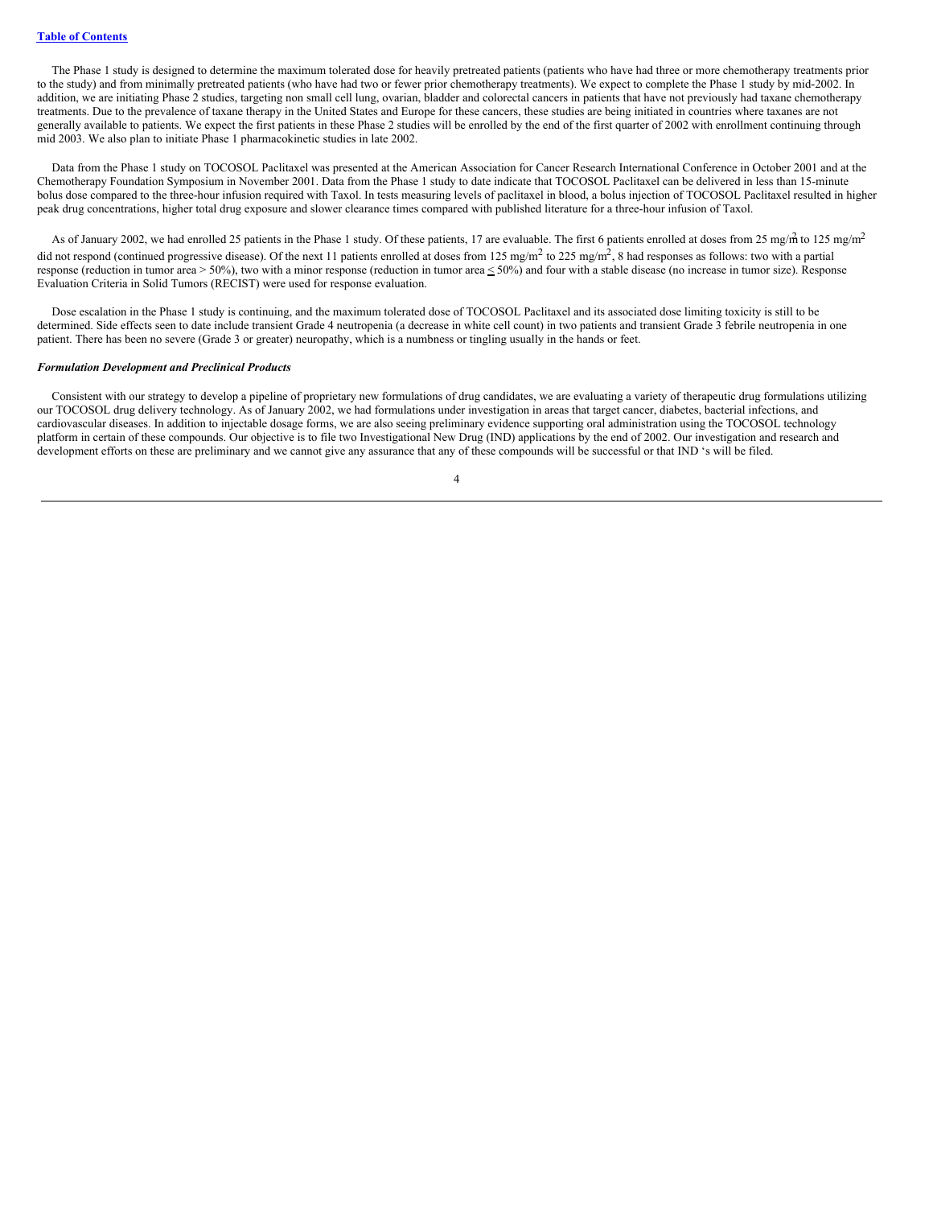The Phase 1 study is designed to determine the maximum tolerated dose for heavily pretreated patients (patients who have had three or more chemotherapy treatments prior to the study) and from minimally pretreated patients (who have had two or fewer prior chemotherapy treatments). We expect to complete the Phase 1 study by mid-2002. In addition, we are initiating Phase 2 studies, targeting non small cell lung, ovarian, bladder and colorectal cancers in patients that have not previously had taxane chemotherapy treatments. Due to the prevalence of taxane therapy in the United States and Europe for these cancers, these studies are being initiated in countries where taxanes are not generally available to patients. We expect the first patients in these Phase 2 studies will be enrolled by the end of the first quarter of 2002 with enrollment continuing through mid 2003. We also plan to initiate Phase 1 pharmacokinetic studies in late 2002.

Data from the Phase 1 study on TOCOSOL Paclitaxel was presented at the American Association for Cancer Research International Conference in October 2001 and at the Chemotherapy Foundation Symposium in November 2001. Data from the Phase 1 study to date indicate that TOCOSOL Paclitaxel can be delivered in less than 15-minute bolus dose compared to the three-hour infusion required with Taxol. In tests measuring levels of paclitaxel in blood, a bolus injection of TOCOSOL Paclitaxel resulted in higher peak drug concentrations, higher total drug exposure and slower clearance times compared with published literature for a three-hour infusion of Taxol.

As of January 2002, we had enrolled 25 patients in the Phase 1 study. Of these patients, 17 are evaluable. The first 6 patients enrolled at doses from 25 mg/$m^2$ to 125 mg/$m^2$ did not respond (continued progressive disease). Of the next 11 patients enrolled at doses from 125 mg/$m^2$ to 225 mg/$m^2$, 8 had responses as follows: two with a partial response (reduction in tumor area > 50%), two with a minor response (reduction in tumor area ≤ 50%) and four with a stable disease (no increase in tumor size). Response Evaluation Criteria in Solid Tumors (RECIST) were used for response evaluation.

Dose escalation in the Phase 1 study is continuing, and the maximum tolerated dose of TOCOSOL Paclitaxel and its associated dose limiting toxicity is still to be determined. Side effects seen to date include transient Grade 4 neutropenia (a decrease in white cell count) in two patients and transient Grade 3 febrile neutropenia in one patient. There has been no severe (Grade 3 or greater) neuropathy, which is a numbness or tingling usually in the hands or feet.

***Formulation Development and Preclinical Products***

Consistent with our strategy to develop a pipeline of proprietary new formulations of drug candidates, we are evaluating a variety of therapeutic drug formulations utilizing our TOCOSOL drug delivery technology. As of January 2002, we had formulations under investigation in areas that target cancer, diabetes, bacterial infections, and cardiovascular diseases. In addition to injectable dosage forms, we are also seeing preliminary evidence supporting oral administration using the TOCOSOL technology platform in certain of these compounds. Our objective is to file two Investigational New Drug (IND) applications by the end of 2002. Our investigation and research and development efforts on these are preliminary and we cannot give any assurance that any of these compounds will be successful or that IND 's will be filed.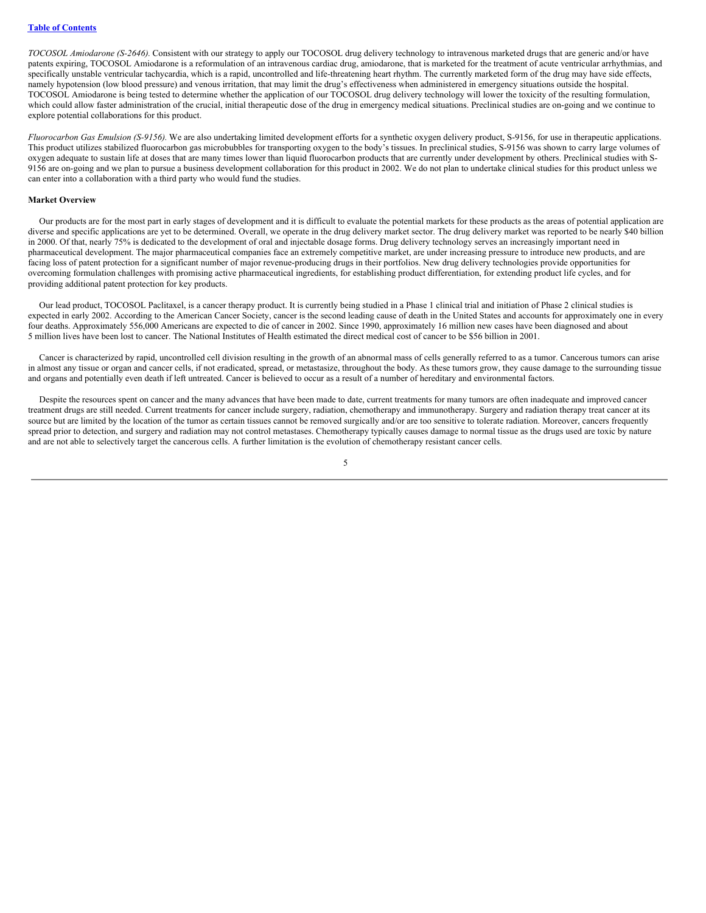*TOCOSOL Amiodarone (S-2646).* Consistent with our strategy to apply our TOCOSOL drug delivery technology to intravenous marketed drugs that are generic and/or have patents expiring, TOCOSOL Amiodarone is a reformulation of an intravenous cardiac drug, amiodarone, that is marketed for the treatment of acute ventricular arrhythmias, and specifically unstable ventricular tachycardia, which is a rapid, uncontrolled and life-threatening heart rhythm. The currently marketed form of the drug may have side effects, namely hypotension (low blood pressure) and venous irritation, that may limit the drug's effectiveness when administered in emergency situations outside the hospital. TOCOSOL Amiodarone is being tested to determine whether the application of our TOCOSOL drug delivery technology will lower the toxicity of the resulting formulation, which could allow faster administration of the crucial, initial therapeutic dose of the drug in emergency medical situations. Preclinical studies are on-going and we continue to explore potential collaborations for this product.

*Fluorocarbon Gas Emulsion (S-9156).* We are also undertaking limited development efforts for a synthetic oxygen delivery product, S-9156, for use in therapeutic applications. This product utilizes stabilized fluorocarbon gas microbubbles for transporting oxygen to the body's tissues. In preclinical studies, S-9156 was shown to carry large volumes of oxygen adequate to sustain life at doses that are many times lower than liquid fluorocarbon products that are currently under development by others. Preclinical studies with S-9156 are on-going and we plan to pursue a business development collaboration for this product in 2002. We do not plan to undertake clinical studies for this product unless we can enter into a collaboration with a third party who would fund the studies.

**Market Overview**

Our products are for the most part in early stages of development and it is difficult to evaluate the potential markets for these products as the areas of potential application are diverse and specific applications are yet to be determined. Overall, we operate in the drug delivery market sector. The drug delivery market was reported to be nearly $40 billion in 2000. Of that, nearly 75% is dedicated to the development of oral and injectable dosage forms. Drug delivery technology serves an increasingly important need in pharmaceutical development. The major pharmaceutical companies face an extremely competitive market, are under increasing pressure to introduce new products, and are facing loss of patent protection for a significant number of major revenue-producing drugs in their portfolios. New drug delivery technologies provide opportunities for overcoming formulation challenges with promising active pharmaceutical ingredients, for establishing product differentiation, for extending product life cycles, and for providing additional patent protection for key products.

Our lead product, TOCOSOL Paclitaxel, is a cancer therapy product. It is currently being studied in a Phase 1 clinical trial and initiation of Phase 2 clinical studies is expected in early 2002. According to the American Cancer Society, cancer is the second leading cause of death in the United States and accounts for approximately one in every four deaths. Approximately 556,000 Americans are expected to die of cancer in 2002. Since 1990, approximately 16 million new cases have been diagnosed and about 5 million lives have been lost to cancer. The National Institutes of Health estimated the direct medical cost of cancer to be $56 billion in 2001.

Cancer is characterized by rapid, uncontrolled cell division resulting in the growth of an abnormal mass of cells generally referred to as a tumor. Cancerous tumors can arise in almost any tissue or organ and cancer cells, if not eradicated, spread, or metastasize, throughout the body. As these tumors grow, they cause damage to the surrounding tissue and organs and potentially even death if left untreated. Cancer is believed to occur as a result of a number of hereditary and environmental factors.

Despite the resources spent on cancer and the many advances that have been made to date, current treatments for many tumors are often inadequate and improved cancer treatment drugs are still needed. Current treatments for cancer include surgery, radiation, chemotherapy and immunotherapy. Surgery and radiation therapy treat cancer at its source but are limited by the location of the tumor as certain tissues cannot be removed surgically and/or are too sensitive to tolerate radiation. Moreover, cancers frequently spread prior to detection, and surgery and radiation may not control metastases. Chemotherapy typically causes damage to normal tissue as the drugs used are toxic by nature and are not able to selectively target the cancerous cells. A further limitation is the evolution of chemotherapy resistant cancer cells.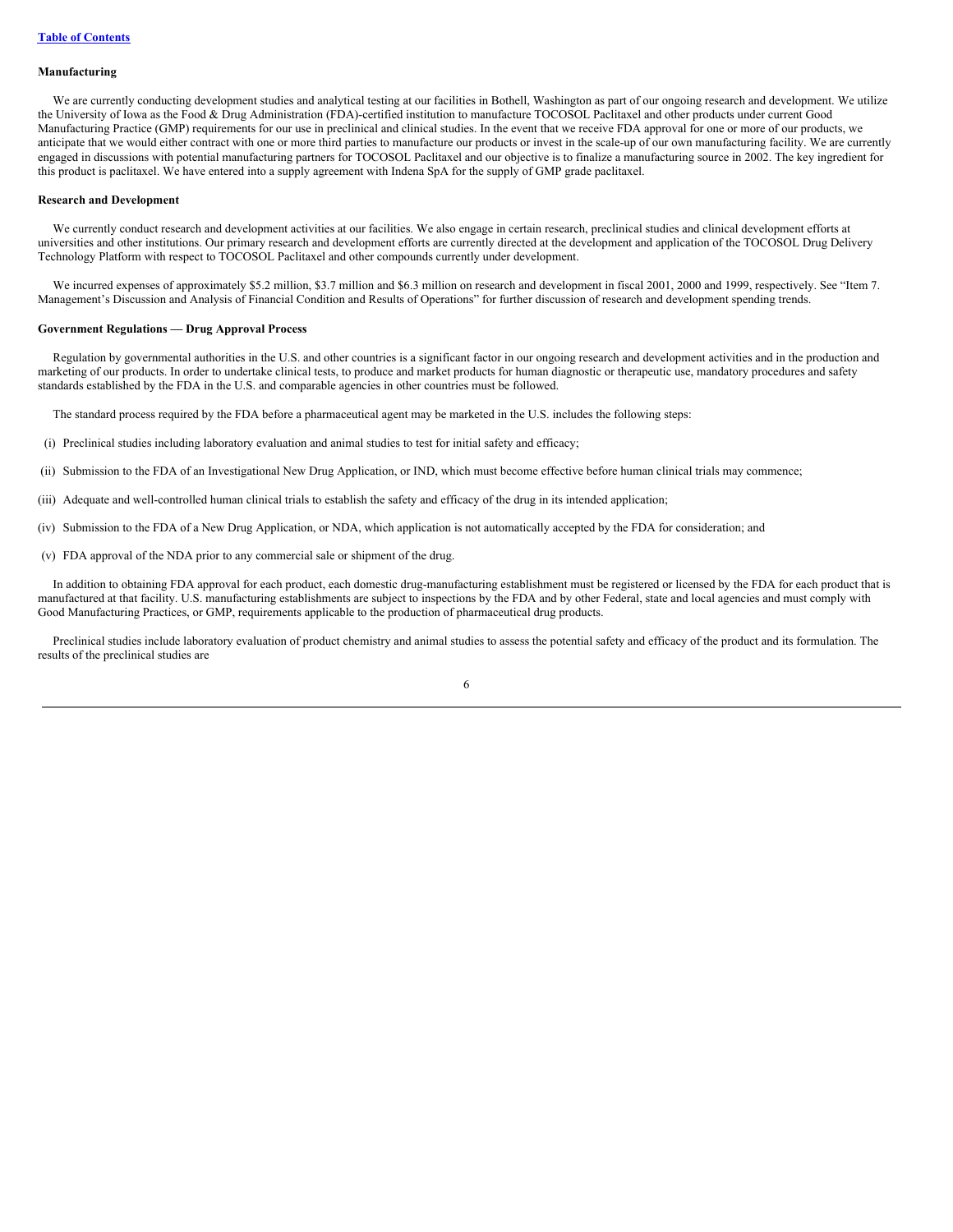**Manufacturing**

We are currently conducting development studies and analytical testing at our facilities in Bothell, Washington as part of our ongoing research and development. We utilize the University of Iowa as the Food & Drug Administration (FDA)-certified institution to manufacture TOCOSOL Paclitaxel and other products under current Good Manufacturing Practice (GMP) requirements for our use in preclinical and clinical studies. In the event that we receive FDA approval for one or more of our products, we anticipate that we would either contract with one or more third parties to manufacture our products or invest in the scale-up of our own manufacturing facility. We are currently engaged in discussions with potential manufacturing partners for TOCOSOL Paclitaxel and our objective is to finalize a manufacturing source in 2002. The key ingredient for this product is paclitaxel. We have entered into a supply agreement with Indena SpA for the supply of GMP grade paclitaxel.

**Research and Development**

We currently conduct research and development activities at our facilities. We also engage in certain research, preclinical studies and clinical development efforts at universities and other institutions. Our primary research and development efforts are currently directed at the development and application of the TOCOSOL Drug Delivery Technology Platform with respect to TOCOSOL Paclitaxel and other compounds currently under development.

We incurred expenses of approximately $5.2 million, $3.7 million and $6.3 million on research and development in fiscal 2001, 2000 and 1999, respectively. See "Item 7. Management's Discussion and Analysis of Financial Condition and Results of Operations" for further discussion of research and development spending trends.

**Government Regulations — Drug Approval Process**

Regulation by governmental authorities in the U.S. and other countries is a significant factor in our ongoing research and development activities and in the production and marketing of our products. In order to undertake clinical tests, to produce and market products for human diagnostic or therapeutic use, mandatory procedures and safety standards established by the FDA in the U.S. and comparable agencies in other countries must be followed.

The standard process required by the FDA before a pharmaceutical agent may be marketed in the U.S. includes the following steps:

(i) Preclinical studies including laboratory evaluation and animal studies to test for initial safety and efficacy;

(ii) Submission to the FDA of an Investigational New Drug Application, or IND, which must become effective before human clinical trials may commence;

(iii) Adequate and well-controlled human clinical trials to establish the safety and efficacy of the drug in its intended application;

(iv) Submission to the FDA of a New Drug Application, or NDA, which application is not automatically accepted by the FDA for consideration; and

(v) FDA approval of the NDA prior to any commercial sale or shipment of the drug.

In addition to obtaining FDA approval for each product, each domestic drug-manufacturing establishment must be registered or licensed by the FDA for each product that is manufactured at that facility. U.S. manufacturing establishments are subject to inspections by the FDA and by other Federal, state and local agencies and must comply with Good Manufacturing Practices, or GMP, requirements applicable to the production of pharmaceutical drug products.

Preclinical studies include laboratory evaluation of product chemistry and animal studies to assess the potential safety and efficacy of the product and its formulation. The results of the preclinical studies are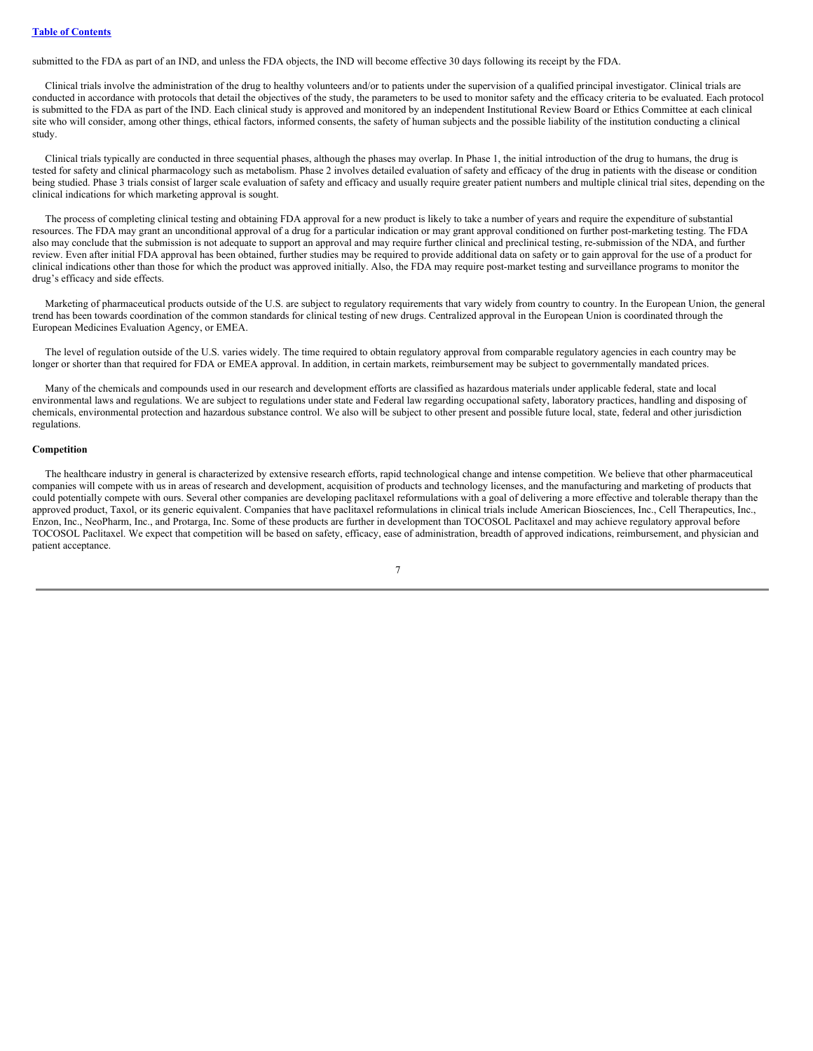submitted to the FDA as part of an IND, and unless the FDA objects, the IND will become effective 30 days following its receipt by the FDA.

Clinical trials involve the administration of the drug to healthy volunteers and/or to patients under the supervision of a qualified principal investigator. Clinical trials are conducted in accordance with protocols that detail the objectives of the study, the parameters to be used to monitor safety and the efficacy criteria to be evaluated. Each protocol is submitted to the FDA as part of the IND. Each clinical study is approved and monitored by an independent Institutional Review Board or Ethics Committee at each clinical site who will consider, among other things, ethical factors, informed consents, the safety of human subjects and the possible liability of the institution conducting a clinical study.

Clinical trials typically are conducted in three sequential phases, although the phases may overlap. In Phase 1, the initial introduction of the drug to humans, the drug is tested for safety and clinical pharmacology such as metabolism. Phase 2 involves detailed evaluation of safety and efficacy of the drug in patients with the disease or condition being studied. Phase 3 trials consist of larger scale evaluation of safety and efficacy and usually require greater patient numbers and multiple clinical trial sites, depending on the clinical indications for which marketing approval is sought.

The process of completing clinical testing and obtaining FDA approval for a new product is likely to take a number of years and require the expenditure of substantial resources. The FDA may grant an unconditional approval of a drug for a particular indication or may grant approval conditioned on further post-marketing testing. The FDA also may conclude that the submission is not adequate to support an approval and may require further clinical and preclinical testing, re-submission of the NDA, and further review. Even after initial FDA approval has been obtained, further studies may be required to provide additional data on safety or to gain approval for the use of a product for clinical indications other than those for which the product was approved initially. Also, the FDA may require post-market testing and surveillance programs to monitor the drug's efficacy and side effects.

Marketing of pharmaceutical products outside of the U.S. are subject to regulatory requirements that vary widely from country to country. In the European Union, the general trend has been towards coordination of the common standards for clinical testing of new drugs. Centralized approval in the European Union is coordinated through the European Medicines Evaluation Agency, or EMEA.

The level of regulation outside of the U.S. varies widely. The time required to obtain regulatory approval from comparable regulatory agencies in each country may be longer or shorter than that required for FDA or EMEA approval. In addition, in certain markets, reimbursement may be subject to governmentally mandated prices.

Many of the chemicals and compounds used in our research and development efforts are classified as hazardous materials under applicable federal, state and local environmental laws and regulations. We are subject to regulations under state and Federal law regarding occupational safety, laboratory practices, handling and disposing of chemicals, environmental protection and hazardous substance control. We also will be subject to other present and possible future local, state, federal and other jurisdiction regulations.

**Competition**

The healthcare industry in general is characterized by extensive research efforts, rapid technological change and intense competition. We believe that other pharmaceutical companies will compete with us in areas of research and development, acquisition of products and technology licenses, and the manufacturing and marketing of products that could potentially compete with ours. Several other companies are developing paclitaxel reformulations with a goal of delivering a more effective and tolerable therapy than the approved product, Taxol, or its generic equivalent. Companies that have paclitaxel reformulations in clinical trials include American Biosciences, Inc., Cell Therapeutics, Inc., Enzon, Inc., NeoPharm, Inc., and Protarga, Inc. Some of these products are further in development than TOCOSOL Paclitaxel and may achieve regulatory approval before TOCOSOL Paclitaxel. We expect that competition will be based on safety, efficacy, ease of administration, breadth of approved indications, reimbursement, and physician and patient acceptance.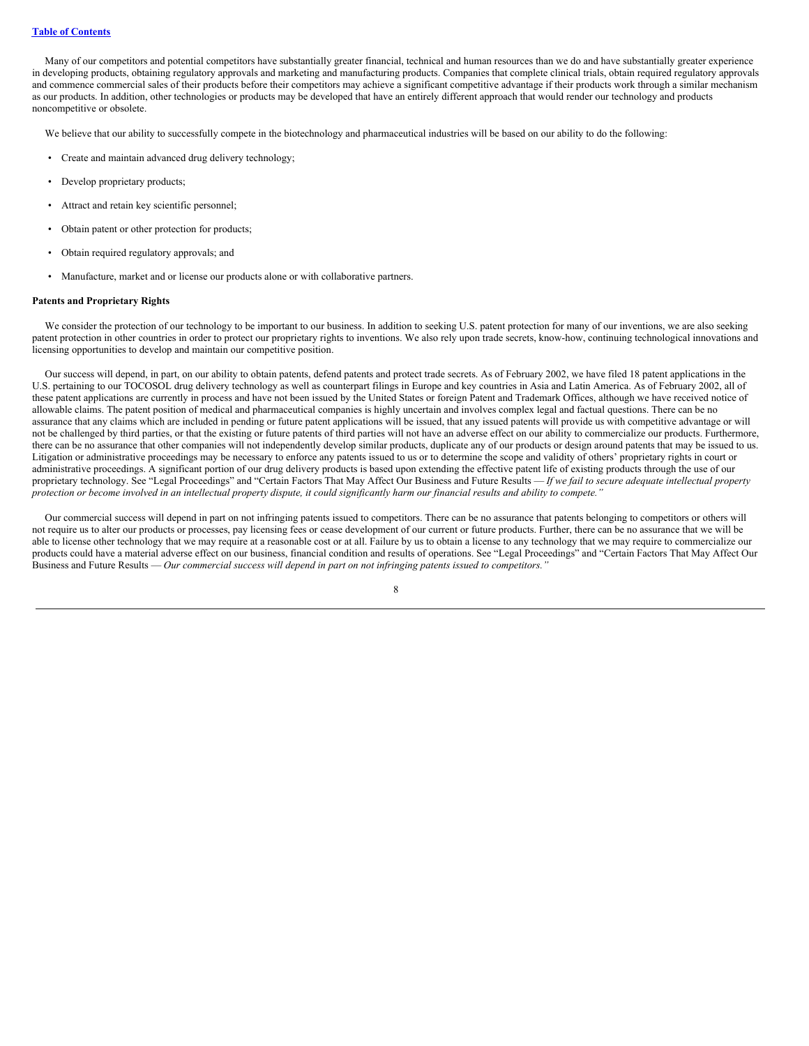Many of our competitors and potential competitors have substantially greater financial, technical and human resources than we do and have substantially greater experience in developing products, obtaining regulatory approvals and marketing and manufacturing products. Companies that complete clinical trials, obtain required regulatory approvals and commence commercial sales of their products before their competitors may achieve a significant competitive advantage if their products work through a similar mechanism as our products. In addition, other technologies or products may be developed that have an entirely different approach that would render our technology and products noncompetitive or obsolete.

We believe that our ability to successfully compete in the biotechnology and pharmaceutical industries will be based on our ability to do the following:

- Create and maintain advanced drug delivery technology;
- Develop proprietary products;
- Attract and retain key scientific personnel;
- Obtain patent or other protection for products;
- Obtain required regulatory approvals; and
- Manufacture, market and or license our products alone or with collaborative partners.

**Patents and Proprietary Rights**

We consider the protection of our technology to be important to our business. In addition to seeking U.S. patent protection for many of our inventions, we are also seeking patent protection in other countries in order to protect our proprietary rights to inventions. We also rely upon trade secrets, know-how, continuing technological innovations and licensing opportunities to develop and maintain our competitive position.

Our success will depend, in part, on our ability to obtain patents, defend patents and protect trade secrets. As of February 2002, we have filed 18 patent applications in the U.S. pertaining to our TOCOSOL drug delivery technology as well as counterpart filings in Europe and key countries in Asia and Latin America. As of February 2002, all of these patent applications are currently in process and have not been issued by the United States or foreign Patent and Trademark Offices, although we have received notice of allowable claims. The patent position of medical and pharmaceutical companies is highly uncertain and involves complex legal and factual questions. There can be no assurance that any claims which are included in pending or future patent applications will be issued, that any issued patents will provide us with competitive advantage or will not be challenged by third parties, or that the existing or future patents of third parties will not have an adverse effect on our ability to commercialize our products. Furthermore, there can be no assurance that other companies will not independently develop similar products, duplicate any of our products or design around patents that may be issued to us. Litigation or administrative proceedings may be necessary to enforce any patents issued to us or to determine the scope and validity of others' proprietary rights in court or administrative proceedings. A significant portion of our drug delivery products is based upon extending the effective patent life of existing products through the use of our proprietary technology. See "Legal Proceedings" and "Certain Factors That May Affect Our Business and Future Results — *If we fail to secure adequate intellectual property protection or become involved in an intellectual property dispute, it could significantly harm our financial results and ability to compete."*

Our commercial success will depend in part on not infringing patents issued to competitors. There can be no assurance that patents belonging to competitors or others will not require us to alter our products or processes, pay licensing fees or cease development of our current or future products. Further, there can be no assurance that we will be able to license other technology that we may require at a reasonable cost or at all. Failure by us to obtain a license to any technology that we may require to commercialize our products could have a material adverse effect on our business, financial condition and results of operations. See "Legal Proceedings" and "Certain Factors That May Affect Our Business and Future Results — *Our commercial success will depend in part on not infringing patents issued to competitors."*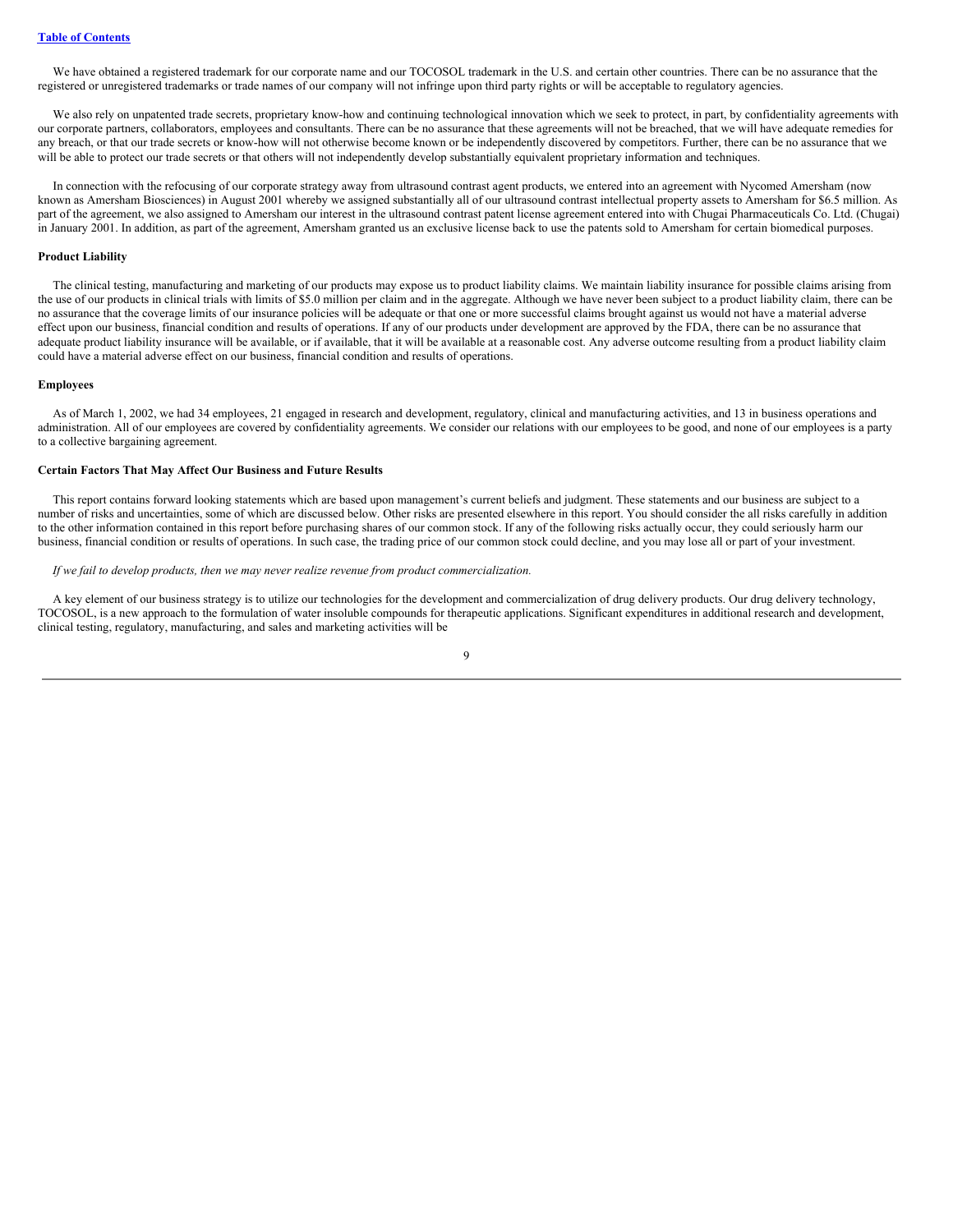We have obtained a registered trademark for our corporate name and our TOCOSOL trademark in the U.S. and certain other countries. There can be no assurance that the registered or unregistered trademarks or trade names of our company will not infringe upon third party rights or will be acceptable to regulatory agencies.

We also rely on unpatented trade secrets, proprietary know-how and continuing technological innovation which we seek to protect, in part, by confidentiality agreements with our corporate partners, collaborators, employees and consultants. There can be no assurance that these agreements will not be breached, that we will have adequate remedies for any breach, or that our trade secrets or know-how will not otherwise become known or be independently discovered by competitors. Further, there can be no assurance that we will be able to protect our trade secrets or that others will not independently develop substantially equivalent proprietary information and techniques.

In connection with the refocusing of our corporate strategy away from ultrasound contrast agent products, we entered into an agreement with Nycomed Amersham (now known as Amersham Biosciences) in August 2001 whereby we assigned substantially all of our ultrasound contrast intellectual property assets to Amersham for $6.5 million. As part of the agreement, we also assigned to Amersham our interest in the ultrasound contrast patent license agreement entered into with Chugai Pharmaceuticals Co. Ltd. (Chugai) in January 2001. In addition, as part of the agreement, Amersham granted us an exclusive license back to use the patents sold to Amersham for certain biomedical purposes.

**Product Liability**

The clinical testing, manufacturing and marketing of our products may expose us to product liability claims. We maintain liability insurance for possible claims arising from the use of our products in clinical trials with limits of $5.0 million per claim and in the aggregate. Although we have never been subject to a product liability claim, there can be no assurance that the coverage limits of our insurance policies will be adequate or that one or more successful claims brought against us would not have a material adverse effect upon our business, financial condition and results of operations. If any of our products under development are approved by the FDA, there can be no assurance that adequate product liability insurance will be available, or if available, that it will be available at a reasonable cost. Any adverse outcome resulting from a product liability claim could have a material adverse effect on our business, financial condition and results of operations.

**Employees**

As of March 1, 2002, we had 34 employees, 21 engaged in research and development, regulatory, clinical and manufacturing activities, and 13 in business operations and administration. All of our employees are covered by confidentiality agreements. We consider our relations with our employees to be good, and none of our employees is a party to a collective bargaining agreement.

**Certain Factors That May Affect Our Business and Future Results**

This report contains forward looking statements which are based upon management's current beliefs and judgment. These statements and our business are subject to a number of risks and uncertainties, some of which are discussed below. Other risks are presented elsewhere in this report. You should consider the all risks carefully in addition to the other information contained in this report before purchasing shares of our common stock. If any of the following risks actually occur, they could seriously harm our business, financial condition or results of operations. In such case, the trading price of our common stock could decline, and you may lose all or part of your investment.

*If we fail to develop products, then we may never realize revenue from product commercialization.*

A key element of our business strategy is to utilize our technologies for the development and commercialization of drug delivery products. Our drug delivery technology, TOCOSOL, is a new approach to the formulation of water insoluble compounds for therapeutic applications. Significant expenditures in additional research and development, clinical testing, regulatory, manufacturing, and sales and marketing activities will be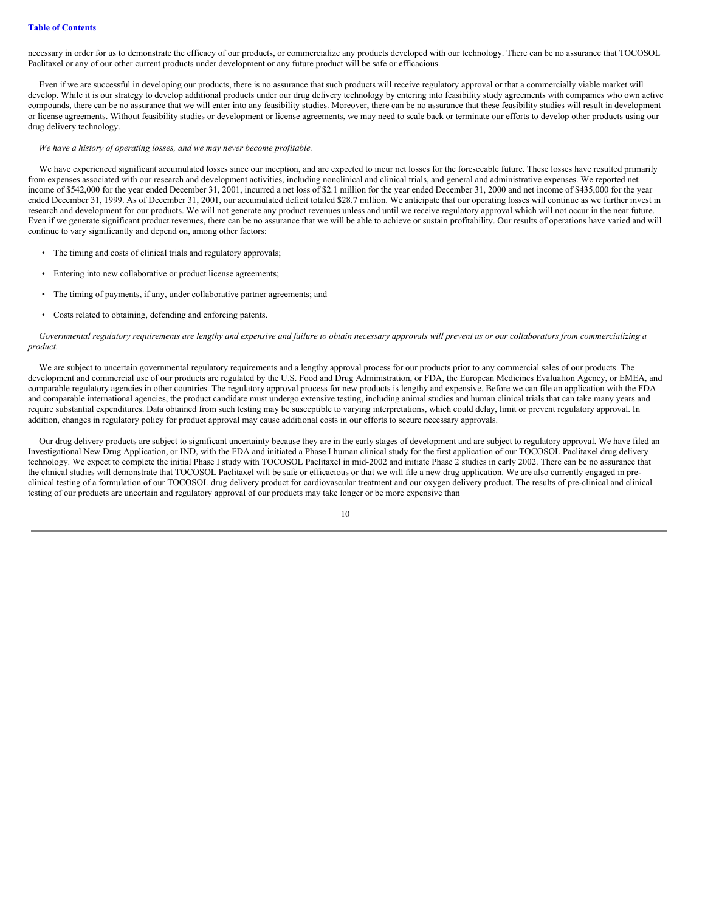necessary in order for us to demonstrate the efficacy of our products, or commercialize any products developed with our technology. There can be no assurance that TOCOSOL Paclitaxel or any of our other current products under development or any future product will be safe or efficacious.

Even if we are successful in developing our products, there is no assurance that such products will receive regulatory approval or that a commercially viable market will develop. While it is our strategy to develop additional products under our drug delivery technology by entering into feasibility study agreements with companies who own active compounds, there can be no assurance that we will enter into any feasibility studies. Moreover, there can be no assurance that these feasibility studies will result in development or license agreements. Without feasibility studies or development or license agreements, we may need to scale back or terminate our efforts to develop other products using our drug delivery technology.

*We have a history of operating losses, and we may never become profitable.*

We have experienced significant accumulated losses since our inception, and are expected to incur net losses for the foreseeable future. These losses have resulted primarily from expenses associated with our research and development activities, including nonclinical and clinical trials, and general and administrative expenses. We reported net income of $542,000 for the year ended December 31, 2001, incurred a net loss of $2.1 million for the year ended December 31, 2000 and net income of $435,000 for the year ended December 31, 1999. As of December 31, 2001, our accumulated deficit totaled $28.7 million. We anticipate that our operating losses will continue as we further invest in research and development for our products. We will not generate any product revenues unless and until we receive regulatory approval which will not occur in the near future. Even if we generate significant product revenues, there can be no assurance that we will be able to achieve or sustain profitability. Our results of operations have varied and will continue to vary significantly and depend on, among other factors:

- The timing and costs of clinical trials and regulatory approvals;
- Entering into new collaborative or product license agreements;
- The timing of payments, if any, under collaborative partner agreements; and
- Costs related to obtaining, defending and enforcing patents.

*Governmental regulatory requirements are lengthy and expensive and failure to obtain necessary approvals will prevent us or our collaborators from commercializing a product.*

We are subject to uncertain governmental regulatory requirements and a lengthy approval process for our products prior to any commercial sales of our products. The development and commercial use of our products are regulated by the U.S. Food and Drug Administration, or FDA, the European Medicines Evaluation Agency, or EMEA, and comparable regulatory agencies in other countries. The regulatory approval process for new products is lengthy and expensive. Before we can file an application with the FDA and comparable international agencies, the product candidate must undergo extensive testing, including animal studies and human clinical trials that can take many years and require substantial expenditures. Data obtained from such testing may be susceptible to varying interpretations, which could delay, limit or prevent regulatory approval. In addition, changes in regulatory policy for product approval may cause additional costs in our efforts to secure necessary approvals.

Our drug delivery products are subject to significant uncertainty because they are in the early stages of development and are subject to regulatory approval. We have filed an Investigational New Drug Application, or IND, with the FDA and initiated a Phase I human clinical study for the first application of our TOCOSOL Paclitaxel drug delivery technology. We expect to complete the initial Phase I study with TOCOSOL Paclitaxel in mid-2002 and initiate Phase 2 studies in early 2002. There can be no assurance that the clinical studies will demonstrate that TOCOSOL Paclitaxel will be safe or efficacious or that we will file a new drug application. We are also currently engaged in pre-clinical testing of a formulation of our TOCOSOL drug delivery product for cardiovascular treatment and our oxygen delivery product. The results of pre-clinical and clinical testing of our products are uncertain and regulatory approval of our products may take longer or be more expensive than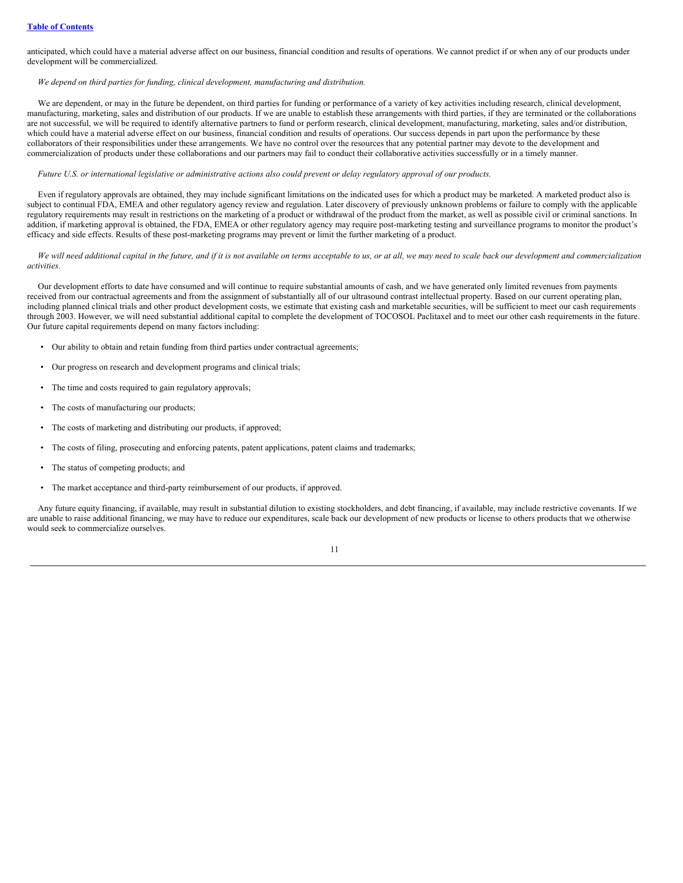anticipated, which could have a material adverse affect on our business, financial condition and results of operations. We cannot predict if or when any of our products under development will be commercialized.

*We depend on third parties for funding, clinical development, manufacturing and distribution.*

We are dependent, or may in the future be dependent, on third parties for funding or performance of a variety of key activities including research, clinical development, manufacturing, marketing, sales and distribution of our products. If we are unable to establish these arrangements with third parties, if they are terminated or the collaborations are not successful, we will be required to identify alternative partners to fund or perform research, clinical development, manufacturing, marketing, sales and/or distribution, which could have a material adverse effect on our business, financial condition and results of operations. Our success depends in part upon the performance by these collaborators of their responsibilities under these arrangements. We have no control over the resources that any potential partner may devote to the development and commercialization of products under these collaborations and our partners may fail to conduct their collaborative activities successfully or in a timely manner.

*Future U.S. or international legislative or administrative actions also could prevent or delay regulatory approval of our products.*

Even if regulatory approvals are obtained, they may include significant limitations on the indicated uses for which a product may be marketed. A marketed product also is subject to continual FDA, EMEA and other regulatory agency review and regulation. Later discovery of previously unknown problems or failure to comply with the applicable regulatory requirements may result in restrictions on the marketing of a product or withdrawal of the product from the market, as well as possible civil or criminal sanctions. In addition, if marketing approval is obtained, the FDA, EMEA or other regulatory agency may require post-marketing testing and surveillance programs to monitor the product's efficacy and side effects. Results of these post-marketing programs may prevent or limit the further marketing of a product.

*We will need additional capital in the future, and if it is not available on terms acceptable to us, or at all, we may need to scale back our development and commercialization activities.*

Our development efforts to date have consumed and will continue to require substantial amounts of cash, and we have generated only limited revenues from payments received from our contractual agreements and from the assignment of substantially all of our ultrasound contrast intellectual property. Based on our current operating plan, including planned clinical trials and other product development costs, we estimate that existing cash and marketable securities, will be sufficient to meet our cash requirements through 2003. However, we will need substantial additional capital to complete the development of TOCOSOL Paclitaxel and to meet our other cash requirements in the future. Our future capital requirements depend on many factors including:

- Our ability to obtain and retain funding from third parties under contractual agreements;
- Our progress on research and development programs and clinical trials;
- The time and costs required to gain regulatory approvals;
- The costs of manufacturing our products;
- The costs of marketing and distributing our products, if approved;
- The costs of filing, prosecuting and enforcing patents, patent applications, patent claims and trademarks;
- The status of competing products; and
- The market acceptance and third-party reimbursement of our products, if approved.

Any future equity financing, if available, may result in substantial dilution to existing stockholders, and debt financing, if available, may include restrictive covenants. If we are unable to raise additional financing, we may have to reduce our expenditures, scale back our development of new products or license to others products that we otherwise would seek to commercialize ourselves.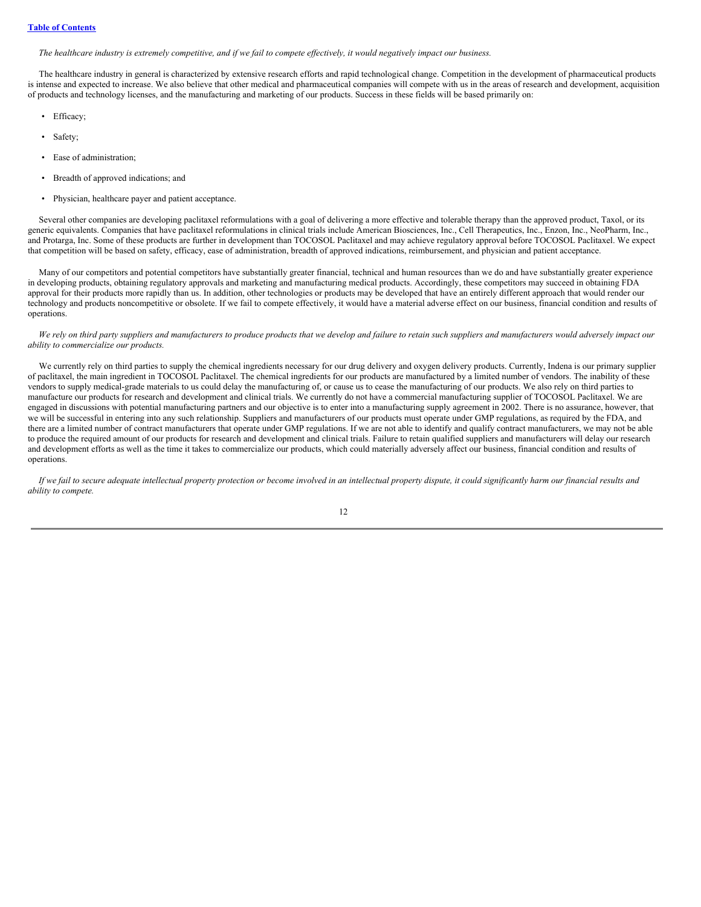*The healthcare industry is extremely competitive, and if we fail to compete effectively, it would negatively impact our business.*

The healthcare industry in general is characterized by extensive research efforts and rapid technological change. Competition in the development of pharmaceutical products is intense and expected to increase. We also believe that other medical and pharmaceutical companies will compete with us in the areas of research and development, acquisition of products and technology licenses, and the manufacturing and marketing of our products. Success in these fields will be based primarily on:

- Efficacy;
- Safety;
- Ease of administration;
- Breadth of approved indications; and
- Physician, healthcare payer and patient acceptance.

Several other companies are developing paclitaxel reformulations with a goal of delivering a more effective and tolerable therapy than the approved product, Taxol, or its generic equivalents. Companies that have paclitaxel reformulations in clinical trials include American Biosciences, Inc., Cell Therapeutics, Inc., Enzon, Inc., NeoPharm, Inc., and Protarga, Inc. Some of these products are further in development than TOCOSOL Paclitaxel and may achieve regulatory approval before TOCOSOL Paclitaxel. We expect that competition will be based on safety, efficacy, ease of administration, breadth of approved indications, reimbursement, and physician and patient acceptance.

Many of our competitors and potential competitors have substantially greater financial, technical and human resources than we do and have substantially greater experience in developing products, obtaining regulatory approvals and marketing and manufacturing medical products. Accordingly, these competitors may succeed in obtaining FDA approval for their products more rapidly than us. In addition, other technologies or products may be developed that have an entirely different approach that would render our technology and products noncompetitive or obsolete. If we fail to compete effectively, it would have a material adverse effect on our business, financial condition and results of operations.

*We rely on third party suppliers and manufacturers to produce products that we develop and failure to retain such suppliers and manufacturers would adversely impact our ability to commercialize our products.*

We currently rely on third parties to supply the chemical ingredients necessary for our drug delivery and oxygen delivery products. Currently, Indena is our primary supplier of paclitaxel, the main ingredient in TOCOSOL Paclitaxel. The chemical ingredients for our products are manufactured by a limited number of vendors. The inability of these vendors to supply medical-grade materials to us could delay the manufacturing of, or cause us to cease the manufacturing of our products. We also rely on third parties to manufacture our products for research and development and clinical trials. We currently do not have a commercial manufacturing supplier of TOCOSOL Paclitaxel. We are engaged in discussions with potential manufacturing partners and our objective is to enter into a manufacturing supply agreement in 2002. There is no assurance, however, that we will be successful in entering into any such relationship. Suppliers and manufacturers of our products must operate under GMP regulations, as required by the FDA, and there are a limited number of contract manufacturers that operate under GMP regulations. If we are not able to identify and qualify contract manufacturers, we may not be able to produce the required amount of our products for research and development and clinical trials. Failure to retain qualified suppliers and manufacturers will delay our research and development efforts as well as the time it takes to commercialize our products, which could materially adversely affect our business, financial condition and results of operations.

*If we fail to secure adequate intellectual property protection or become involved in an intellectual property dispute, it could significantly harm our financial results and ability to compete.*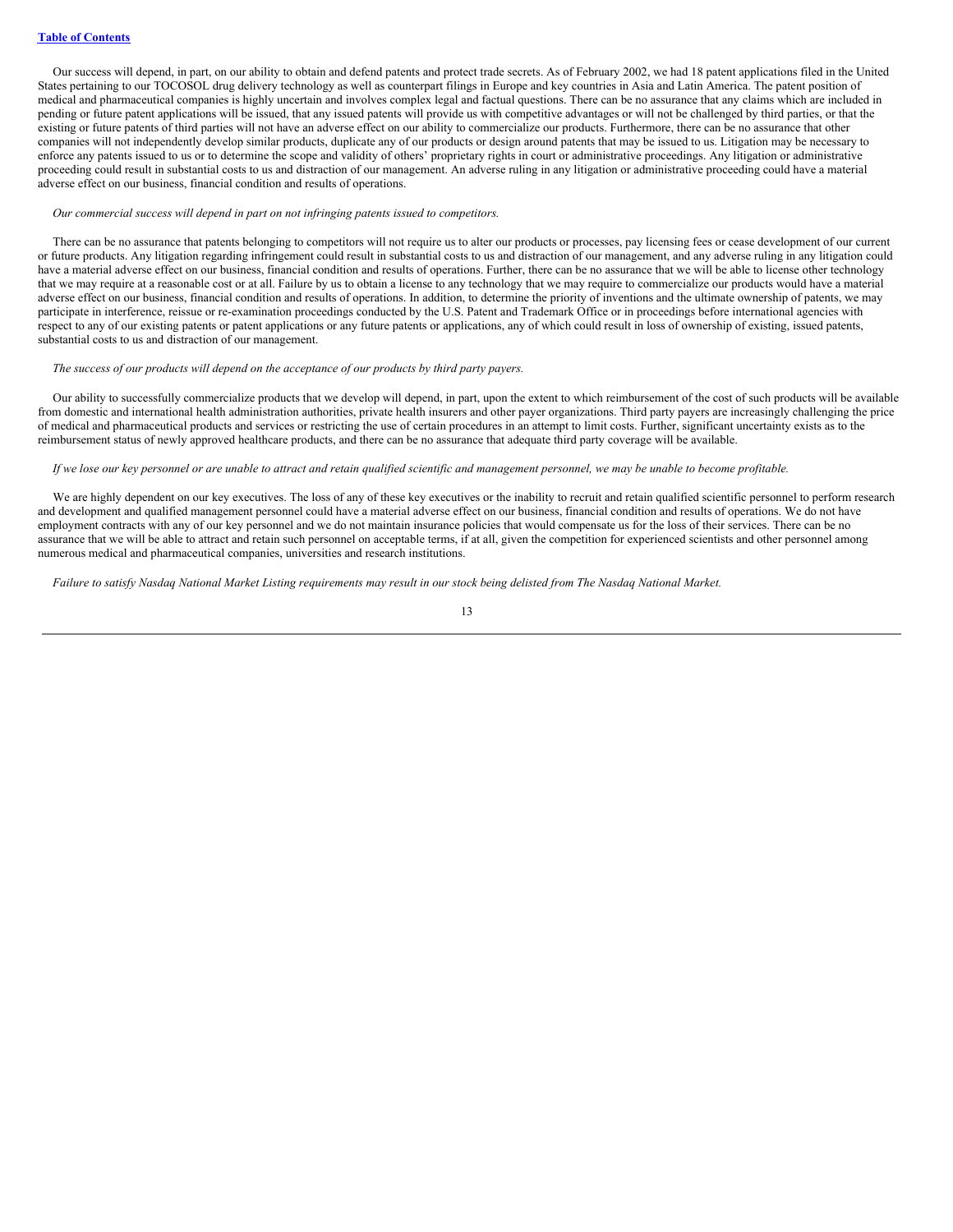Our success will depend, in part, on our ability to obtain and defend patents and protect trade secrets. As of February 2002, we had 18 patent applications filed in the United States pertaining to our TOCOSOL drug delivery technology as well as counterpart filings in Europe and key countries in Asia and Latin America. The patent position of medical and pharmaceutical companies is highly uncertain and involves complex legal and factual questions. There can be no assurance that any claims which are included in pending or future patent applications will be issued, that any issued patents will provide us with competitive advantages or will not be challenged by third parties, or that the existing or future patents of third parties will not have an adverse effect on our ability to commercialize our products. Furthermore, there can be no assurance that other companies will not independently develop similar products, duplicate any of our products or design around patents that may be issued to us. Litigation may be necessary to enforce any patents issued to us or to determine the scope and validity of others' proprietary rights in court or administrative proceedings. Any litigation or administrative proceeding could result in substantial costs to us and distraction of our management. An adverse ruling in any litigation or administrative proceeding could have a material adverse effect on our business, financial condition and results of operations.

*Our commercial success will depend in part on not infringing patents issued to competitors.*

There can be no assurance that patents belonging to competitors will not require us to alter our products or processes, pay licensing fees or cease development of our current or future products. Any litigation regarding infringement could result in substantial costs to us and distraction of our management, and any adverse ruling in any litigation could have a material adverse effect on our business, financial condition and results of operations. Further, there can be no assurance that we will be able to license other technology that we may require at a reasonable cost or at all. Failure by us to obtain a license to any technology that we may require to commercialize our products would have a material adverse effect on our business, financial condition and results of operations. In addition, to determine the priority of inventions and the ultimate ownership of patents, we may participate in interference, reissue or re-examination proceedings conducted by the U.S. Patent and Trademark Office or in proceedings before international agencies with respect to any of our existing patents or patent applications or any future patents or applications, any of which could result in loss of ownership of existing, issued patents, substantial costs to us and distraction of our management.

*The success of our products will depend on the acceptance of our products by third party payers.*

Our ability to successfully commercialize products that we develop will depend, in part, upon the extent to which reimbursement of the cost of such products will be available from domestic and international health administration authorities, private health insurers and other payer organizations. Third party payers are increasingly challenging the price of medical and pharmaceutical products and services or restricting the use of certain procedures in an attempt to limit costs. Further, significant uncertainty exists as to the reimbursement status of newly approved healthcare products, and there can be no assurance that adequate third party coverage will be available.

*If we lose our key personnel or are unable to attract and retain qualified scientific and management personnel, we may be unable to become profitable.*

We are highly dependent on our key executives. The loss of any of these key executives or the inability to recruit and retain qualified scientific personnel to perform research and development and qualified management personnel could have a material adverse effect on our business, financial condition and results of operations. We do not have employment contracts with any of our key personnel and we do not maintain insurance policies that would compensate us for the loss of their services. There can be no assurance that we will be able to attract and retain such personnel on acceptable terms, if at all, given the competition for experienced scientists and other personnel among numerous medical and pharmaceutical companies, universities and research institutions.

*Failure to satisfy Nasdaq National Market Listing requirements may result in our stock being delisted from The Nasdaq National Market.*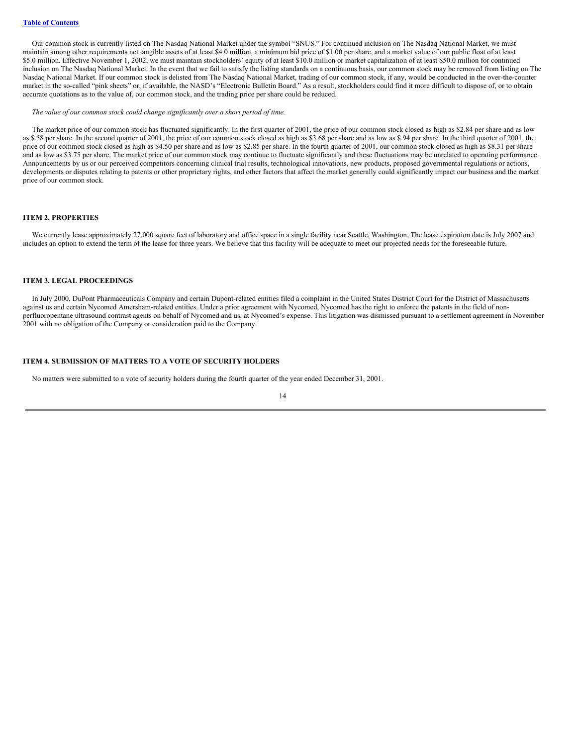Our common stock is currently listed on The Nasdaq National Market under the symbol "SNUS." For continued inclusion on The Nasdaq National Market, we must maintain among other requirements net tangible assets of at least $4.0 million, a minimum bid price of $1.00 per share, and a market value of our public float of at least $5.0 million. Effective November 1, 2002, we must maintain stockholders' equity of at least $10.0 million or market capitalization of at least $50.0 million for continued inclusion on The Nasdaq National Market. In the event that we fail to satisfy the listing standards on a continuous basis, our common stock may be removed from listing on The Nasdaq National Market. If our common stock is delisted from The Nasdaq National Market, trading of our common stock, if any, would be conducted in the over-the-counter market in the so-called "pink sheets" or, if available, the NASD's "Electronic Bulletin Board." As a result, stockholders could find it more difficult to dispose of, or to obtain accurate quotations as to the value of, our common stock, and the trading price per share could be reduced.

*The value of our common stock could change significantly over a short period of time.*

The market price of our common stock has fluctuated significantly. In the first quarter of 2001, the price of our common stock closed as high as $2.84 per share and as low as $.58 per share. In the second quarter of 2001, the price of our common stock closed as high as $3.68 per share and as low as $.94 per share. In the third quarter of 2001, the price of our common stock closed as high as $4.50 per share and as low as $2.85 per share. In the fourth quarter of 2001, our common stock closed as high as $8.31 per share and as low as $3.75 per share. The market price of our common stock may continue to fluctuate significantly and these fluctuations may be unrelated to operating performance. Announcements by us or our perceived competitors concerning clinical trial results, technological innovations, new products, proposed governmental regulations or actions, developments or disputes relating to patents or other proprietary rights, and other factors that affect the market generally could significantly impact our business and the market price of our common stock.

## ITEM 2. PROPERTIES

We currently lease approximately 27,000 square feet of laboratory and office space in a single facility near Seattle, Washington. The lease expiration date is July 2007 and includes an option to extend the term of the lease for three years. We believe that this facility will be adequate to meet our projected needs for the foreseeable future.

## ITEM 3. LEGAL PROCEEDINGS

In July 2000, DuPont Pharmaceuticals Company and certain Dupont-related entities filed a complaint in the United States District Court for the District of Massachusetts against us and certain Nycomed Amersham-related entities. Under a prior agreement with Nycomed, Nycomed has the right to enforce the patents in the field of non-perfluoropentane ultrasound contrast agents on behalf of Nycomed and us, at Nycomed's expense. This litigation was dismissed pursuant to a settlement agreement in November 2001 with no obligation of the Company or consideration paid to the Company.

## ITEM 4. SUBMISSION OF MATTERS TO A VOTE OF SECURITY HOLDERS

No matters were submitted to a vote of security holders during the fourth quarter of the year ended December 31, 2001.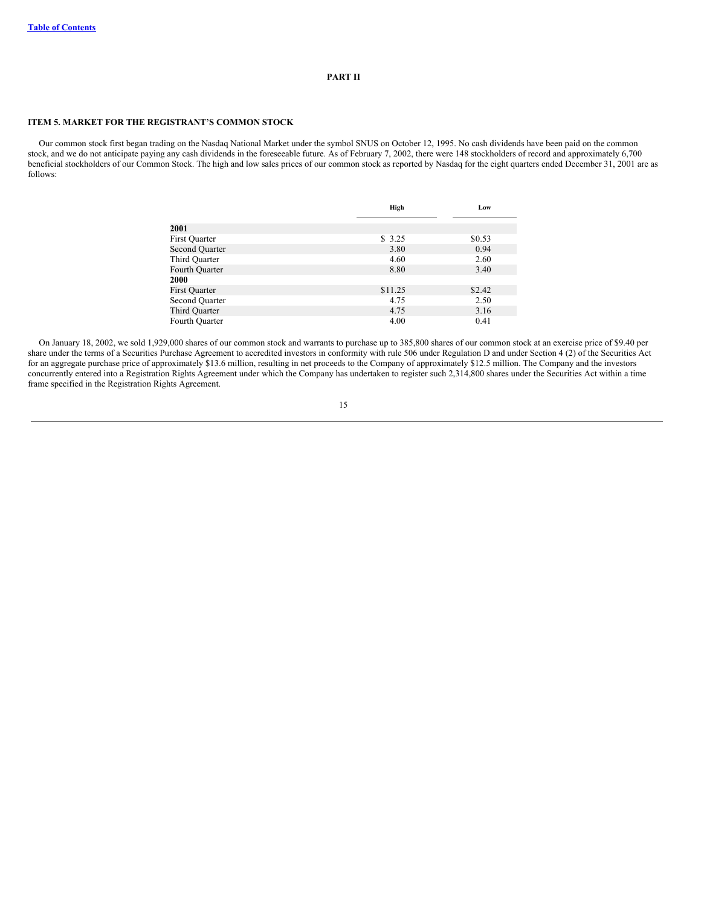## PART II

### ITEM 5. MARKET FOR THE REGISTRANT'S COMMON STOCK

Our common stock first began trading on the Nasdaq National Market under the symbol SNUS on October 12, 1995. No cash dividends have been paid on the common stock, and we do not anticipate paying any cash dividends in the foreseeable future. As of February 7, 2002, there were 148 stockholders of record and approximately 6,700 beneficial stockholders of our Common Stock. The high and low sales prices of our common stock as reported by Nasdaq for the eight quarters ended December 31, 2001 are as follows:

| | High | Low |
|---|---|---|
| **2001** | | |
| First Quarter | $ 3.25 | $0.53 |
| Second Quarter | 3.80 | 0.94 |
| Third Quarter | 4.60 | 2.60 |
| Fourth Quarter | 8.80 | 3.40 |
| **2000** | | |
| First Quarter | $11.25 | $2.42 |
| Second Quarter | 4.75 | 2.50 |
| Third Quarter | 4.75 | 3.16 |
| Fourth Quarter | 4.00 | 0.41 |

On January 18, 2002, we sold 1,929,000 shares of our common stock and warrants to purchase up to 385,800 shares of our common stock at an exercise price of $9.40 per share under the terms of a Securities Purchase Agreement to accredited investors in conformity with rule 506 under Regulation D and under Section 4 (2) of the Securities Act for an aggregate purchase price of approximately $13.6 million, resulting in net proceeds to the Company of approximately $12.5 million. The Company and the investors concurrently entered into a Registration Rights Agreement under which the Company has undertaken to register such 2,314,800 shares under the Securities Act within a time frame specified in the Registration Rights Agreement.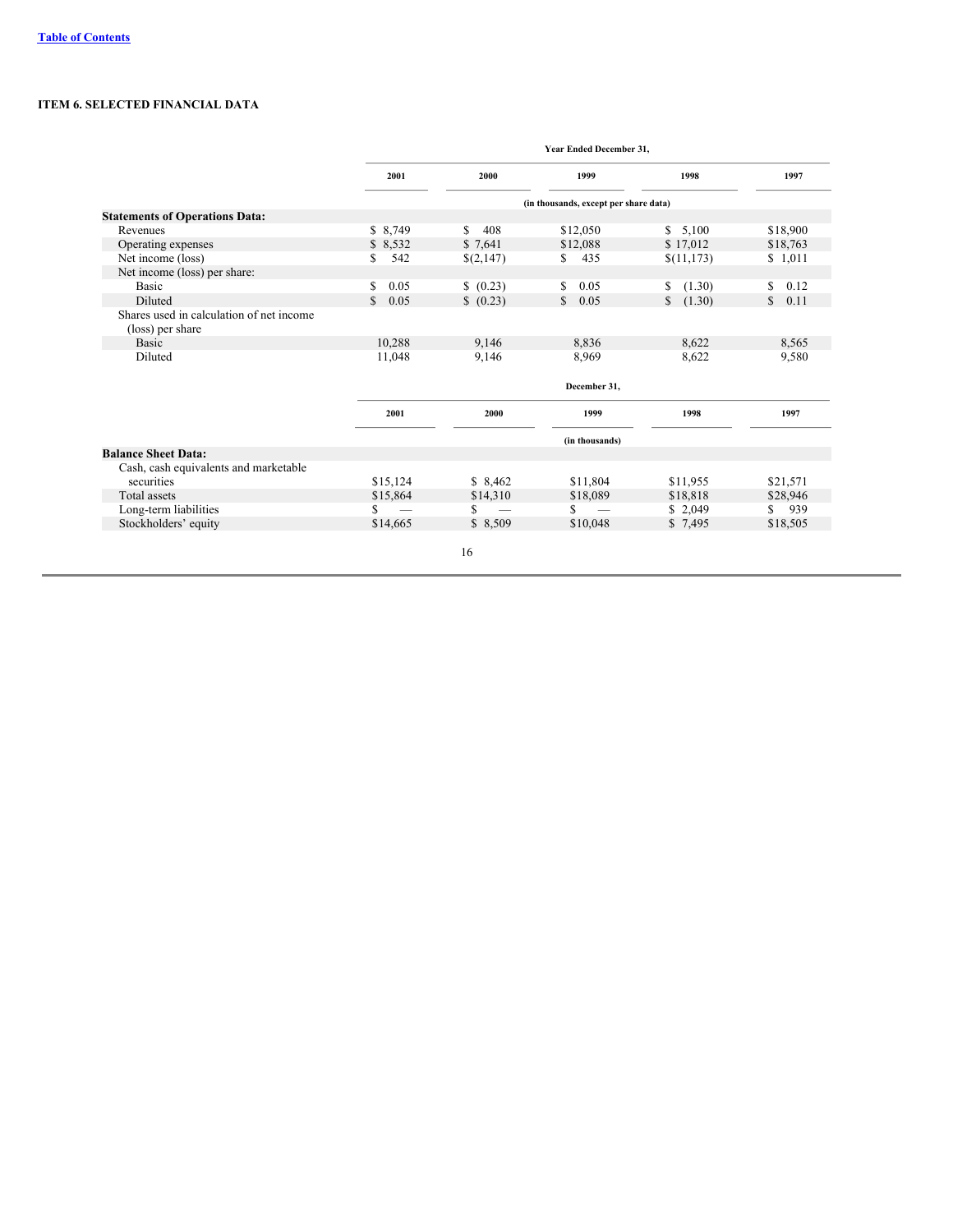[Table of Contents](#)

### ITEM 6. SELECTED FINANCIAL DATA

| | Year Ended December 31, | | | | |
|---|---|---|---|---|---|
| | 2001 | 2000 | 1999 | 1998 | 1997 |
| | (in thousands, except per share data) | | | | |
| **Statements of Operations Data:** | | | | | |
| Revenues | $ 8,749 | $ 408 | $12,050 | $ 5,100 | $18,900 |
| Operating expenses | $ 8,532 | $ 7,641 | $12,088 | $ 17,012 | $18,763 |
| Net income (loss) | $ 542 | $(2,147) | $ 435 | $(11,173) | $ 1,011 |
| Net income (loss) per share: | | | | | |
| Basic | $ 0.05 | $ (0.23) | $ 0.05 | $ (1.30) | $ 0.12 |
| Diluted | $ 0.05 | $ (0.23) | $ 0.05 | $ (1.30) | $ 0.11 |
| Shares used in calculation of net income (loss) per share | | | | | |
| Basic | 10,288 | 9,146 | 8,836 | 8,622 | 8,565 |
| Diluted | 11,048 | 9,146 | 8,969 | 8,622 | 9,580 |

| | December 31, | | | | |
|---|---|---|---|---|---|
| | 2001 | 2000 | 1999 | 1998 | 1997 |
| | (in thousands) | | | | |
| **Balance Sheet Data:** | | | | | |
| Cash, cash equivalents and marketable securities | $15,124 | $ 8,462 | $11,804 | $11,955 | $21,571 |
| Total assets | $15,864 | $14,310 | $18,089 | $18,818 | $28,946 |
| Long-term liabilities | $ — | $ — | $ — | $ 2,049 | $ 939 |
| Stockholders' equity | $14,665 | $ 8,509 | $10,048 | $ 7,495 | $18,505 |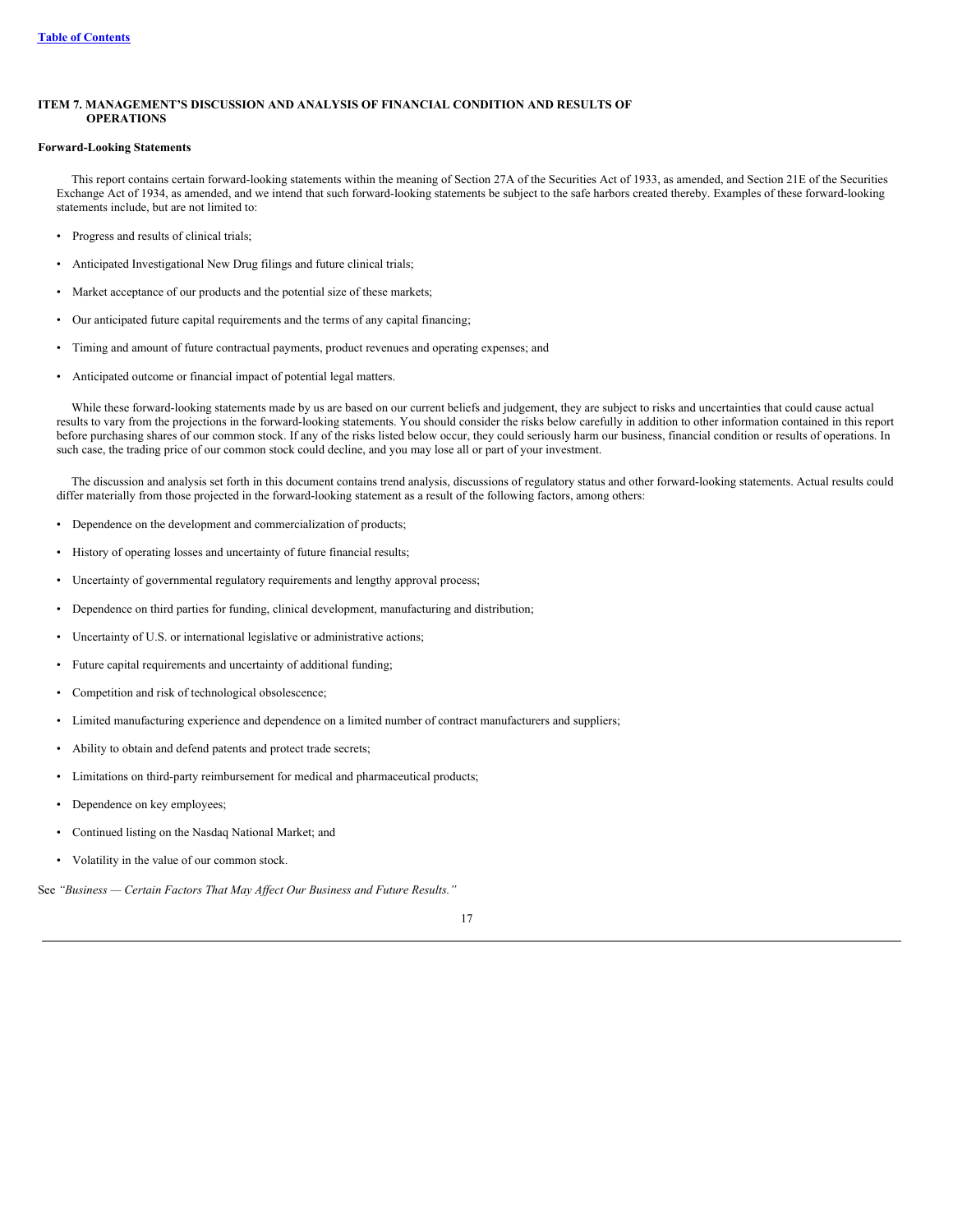## ITEM 7. MANAGEMENT'S DISCUSSION AND ANALYSIS OF FINANCIAL CONDITION AND RESULTS OF OPERATIONS

### Forward-Looking Statements

This report contains certain forward-looking statements within the meaning of Section 27A of the Securities Act of 1933, as amended, and Section 21E of the Securities Exchange Act of 1934, as amended, and we intend that such forward-looking statements be subject to the safe harbors created thereby. Examples of these forward-looking statements include, but are not limited to:

- Progress and results of clinical trials;
- Anticipated Investigational New Drug filings and future clinical trials;
- Market acceptance of our products and the potential size of these markets;
- Our anticipated future capital requirements and the terms of any capital financing;
- Timing and amount of future contractual payments, product revenues and operating expenses; and
- Anticipated outcome or financial impact of potential legal matters.

While these forward-looking statements made by us are based on our current beliefs and judgement, they are subject to risks and uncertainties that could cause actual results to vary from the projections in the forward-looking statements. You should consider the risks below carefully in addition to other information contained in this report before purchasing shares of our common stock. If any of the risks listed below occur, they could seriously harm our business, financial condition or results of operations. In such case, the trading price of our common stock could decline, and you may lose all or part of your investment.

The discussion and analysis set forth in this document contains trend analysis, discussions of regulatory status and other forward-looking statements. Actual results could differ materially from those projected in the forward-looking statement as a result of the following factors, among others:

- Dependence on the development and commercialization of products;
- History of operating losses and uncertainty of future financial results;
- Uncertainty of governmental regulatory requirements and lengthy approval process;
- Dependence on third parties for funding, clinical development, manufacturing and distribution;
- Uncertainty of U.S. or international legislative or administrative actions;
- Future capital requirements and uncertainty of additional funding;
- Competition and risk of technological obsolescence;
- Limited manufacturing experience and dependence on a limited number of contract manufacturers and suppliers;
- Ability to obtain and defend patents and protect trade secrets;
- Limitations on third-party reimbursement for medical and pharmaceutical products;
- Dependence on key employees;
- Continued listing on the Nasdaq National Market; and
- Volatility in the value of our common stock.

See *"Business — Certain Factors That May Affect Our Business and Future Results."*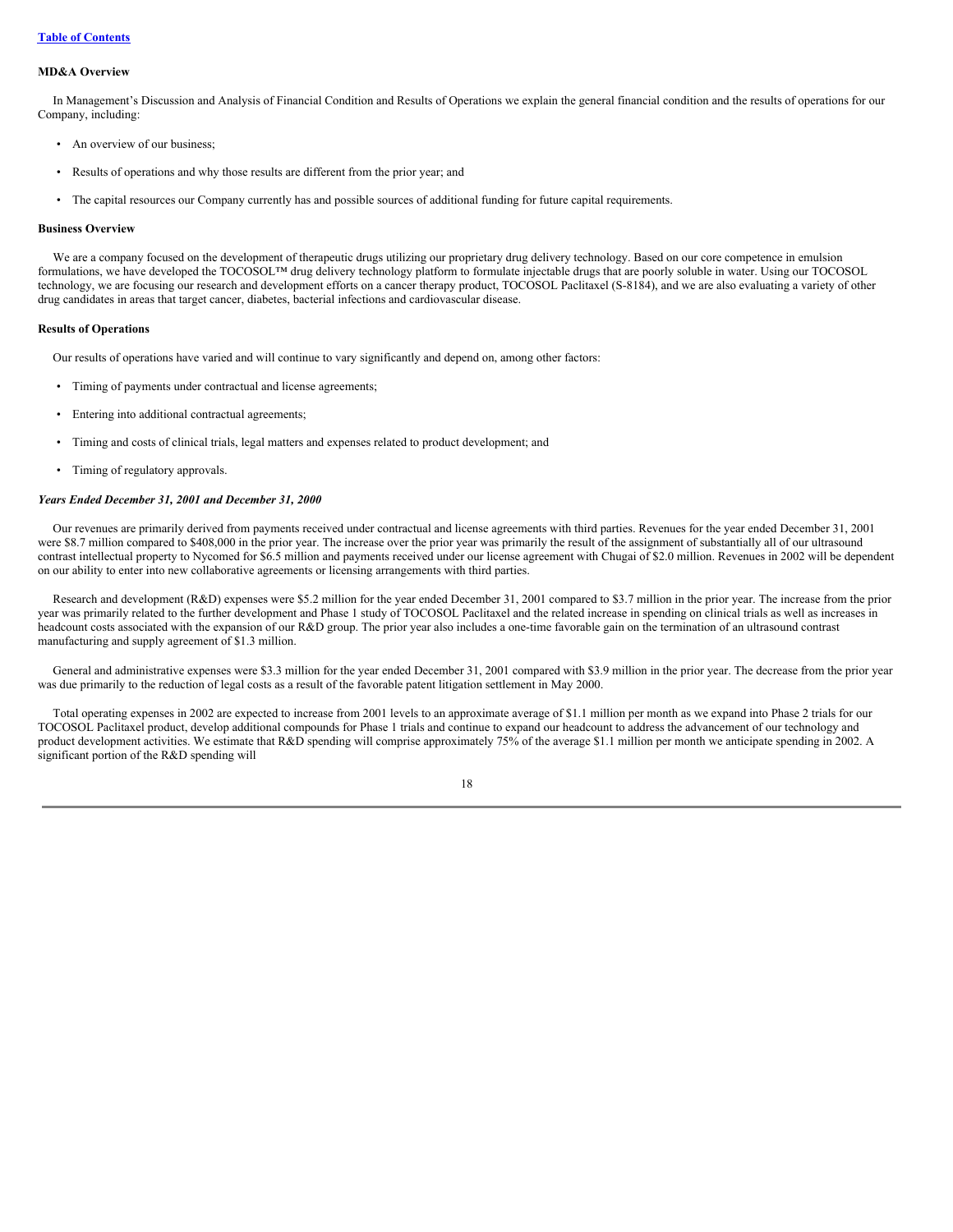[Table of Contents](#)

**MD&A Overview**

In Management's Discussion and Analysis of Financial Condition and Results of Operations we explain the general financial condition and the results of operations for our Company, including:

- An overview of our business;
- Results of operations and why those results are different from the prior year; and
- The capital resources our Company currently has and possible sources of additional funding for future capital requirements.

**Business Overview**

We are a company focused on the development of therapeutic drugs utilizing our proprietary drug delivery technology. Based on our core competence in emulsion formulations, we have developed the TOCOSOL™ drug delivery technology platform to formulate injectable drugs that are poorly soluble in water. Using our TOCOSOL technology, we are focusing our research and development efforts on a cancer therapy product, TOCOSOL Paclitaxel (S-8184), and we are also evaluating a variety of other drug candidates in areas that target cancer, diabetes, bacterial infections and cardiovascular disease.

**Results of Operations**

Our results of operations have varied and will continue to vary significantly and depend on, among other factors:

- Timing of payments under contractual and license agreements;
- Entering into additional contractual agreements;
- Timing and costs of clinical trials, legal matters and expenses related to product development; and
- Timing of regulatory approvals.

***Years Ended December 31, 2001 and December 31, 2000***

Our revenues are primarily derived from payments received under contractual and license agreements with third parties. Revenues for the year ended December 31, 2001 were $8.7 million compared to $408,000 in the prior year. The increase over the prior year was primarily the result of the assignment of substantially all of our ultrasound contrast intellectual property to Nycomed for $6.5 million and payments received under our license agreement with Chugai of $2.0 million. Revenues in 2002 will be dependent on our ability to enter into new collaborative agreements or licensing arrangements with third parties.

Research and development (R&D) expenses were $5.2 million for the year ended December 31, 2001 compared to $3.7 million in the prior year. The increase from the prior year was primarily related to the further development and Phase 1 study of TOCOSOL Paclitaxel and the related increase in spending on clinical trials as well as increases in headcount costs associated with the expansion of our R&D group. The prior year also includes a one-time favorable gain on the termination of an ultrasound contrast manufacturing and supply agreement of $1.3 million.

General and administrative expenses were $3.3 million for the year ended December 31, 2001 compared with $3.9 million in the prior year. The decrease from the prior year was due primarily to the reduction of legal costs as a result of the favorable patent litigation settlement in May 2000.

Total operating expenses in 2002 are expected to increase from 2001 levels to an approximate average of $1.1 million per month as we expand into Phase 2 trials for our TOCOSOL Paclitaxel product, develop additional compounds for Phase 1 trials and continue to expand our headcount to address the advancement of our technology and product development activities. We estimate that R&D spending will comprise approximately 75% of the average $1.1 million per month we anticipate spending in 2002. A significant portion of the R&D spending will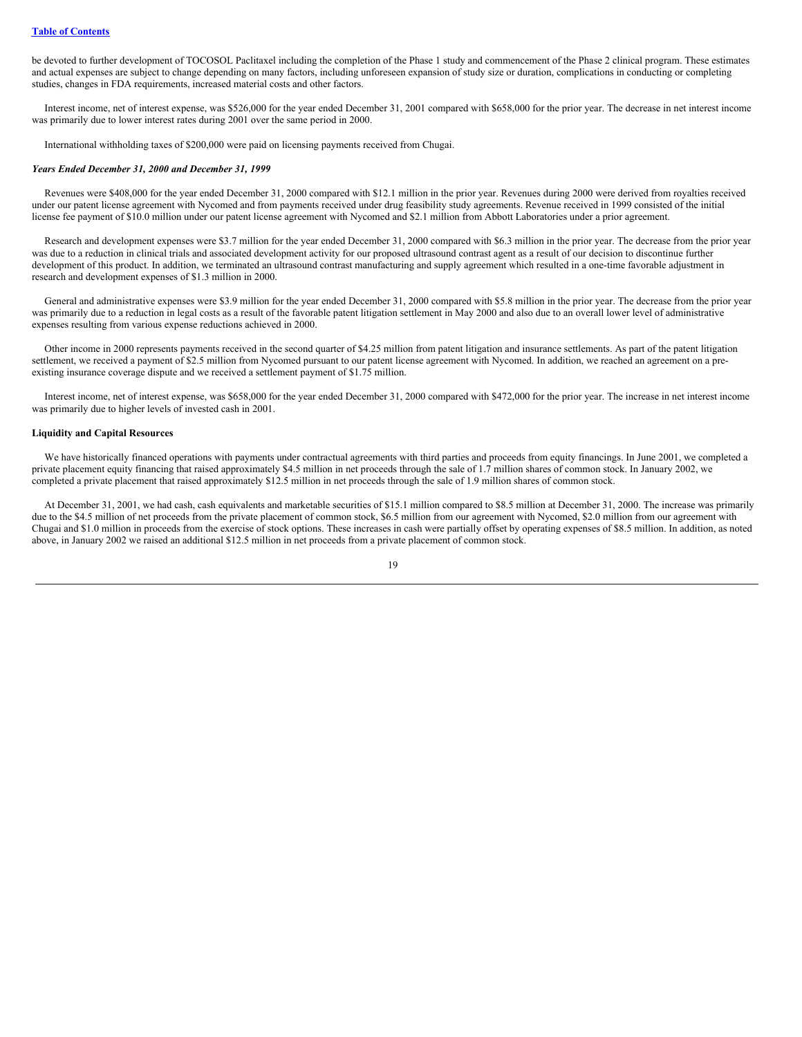be devoted to further development of TOCOSOL Paclitaxel including the completion of the Phase 1 study and commencement of the Phase 2 clinical program. These estimates and actual expenses are subject to change depending on many factors, including unforeseen expansion of study size or duration, complications in conducting or completing studies, changes in FDA requirements, increased material costs and other factors.

Interest income, net of interest expense, was $526,000 for the year ended December 31, 2001 compared with $658,000 for the prior year. The decrease in net interest income was primarily due to lower interest rates during 2001 over the same period in 2000.

International withholding taxes of $200,000 were paid on licensing payments received from Chugai.

***Years Ended December 31, 2000 and December 31, 1999***

Revenues were $408,000 for the year ended December 31, 2000 compared with $12.1 million in the prior year. Revenues during 2000 were derived from royalties received under our patent license agreement with Nycomed and from payments received under drug feasibility study agreements. Revenue received in 1999 consisted of the initial license fee payment of $10.0 million under our patent license agreement with Nycomed and $2.1 million from Abbott Laboratories under a prior agreement.

Research and development expenses were $3.7 million for the year ended December 31, 2000 compared with $6.3 million in the prior year. The decrease from the prior year was due to a reduction in clinical trials and associated development activity for our proposed ultrasound contrast agent as a result of our decision to discontinue further development of this product. In addition, we terminated an ultrasound contrast manufacturing and supply agreement which resulted in a one-time favorable adjustment in research and development expenses of $1.3 million in 2000.

General and administrative expenses were $3.9 million for the year ended December 31, 2000 compared with $5.8 million in the prior year. The decrease from the prior year was primarily due to a reduction in legal costs as a result of the favorable patent litigation settlement in May 2000 and also due to an overall lower level of administrative expenses resulting from various expense reductions achieved in 2000.

Other income in 2000 represents payments received in the second quarter of $4.25 million from patent litigation and insurance settlements. As part of the patent litigation settlement, we received a payment of $2.5 million from Nycomed pursuant to our patent license agreement with Nycomed. In addition, we reached an agreement on a pre-existing insurance coverage dispute and we received a settlement payment of $1.75 million.

Interest income, net of interest expense, was $658,000 for the year ended December 31, 2000 compared with $472,000 for the prior year. The increase in net interest income was primarily due to higher levels of invested cash in 2001.

**Liquidity and Capital Resources**

We have historically financed operations with payments under contractual agreements with third parties and proceeds from equity financings. In June 2001, we completed a private placement equity financing that raised approximately $4.5 million in net proceeds through the sale of 1.7 million shares of common stock. In January 2002, we completed a private placement that raised approximately $12.5 million in net proceeds through the sale of 1.9 million shares of common stock.

At December 31, 2001, we had cash, cash equivalents and marketable securities of $15.1 million compared to $8.5 million at December 31, 2000. The increase was primarily due to the $4.5 million of net proceeds from the private placement of common stock, $6.5 million from our agreement with Nycomed, $2.0 million from our agreement with Chugai and $1.0 million in proceeds from the exercise of stock options. These increases in cash were partially offset by operating expenses of $8.5 million. In addition, as noted above, in January 2002 we raised an additional $12.5 million in net proceeds from a private placement of common stock.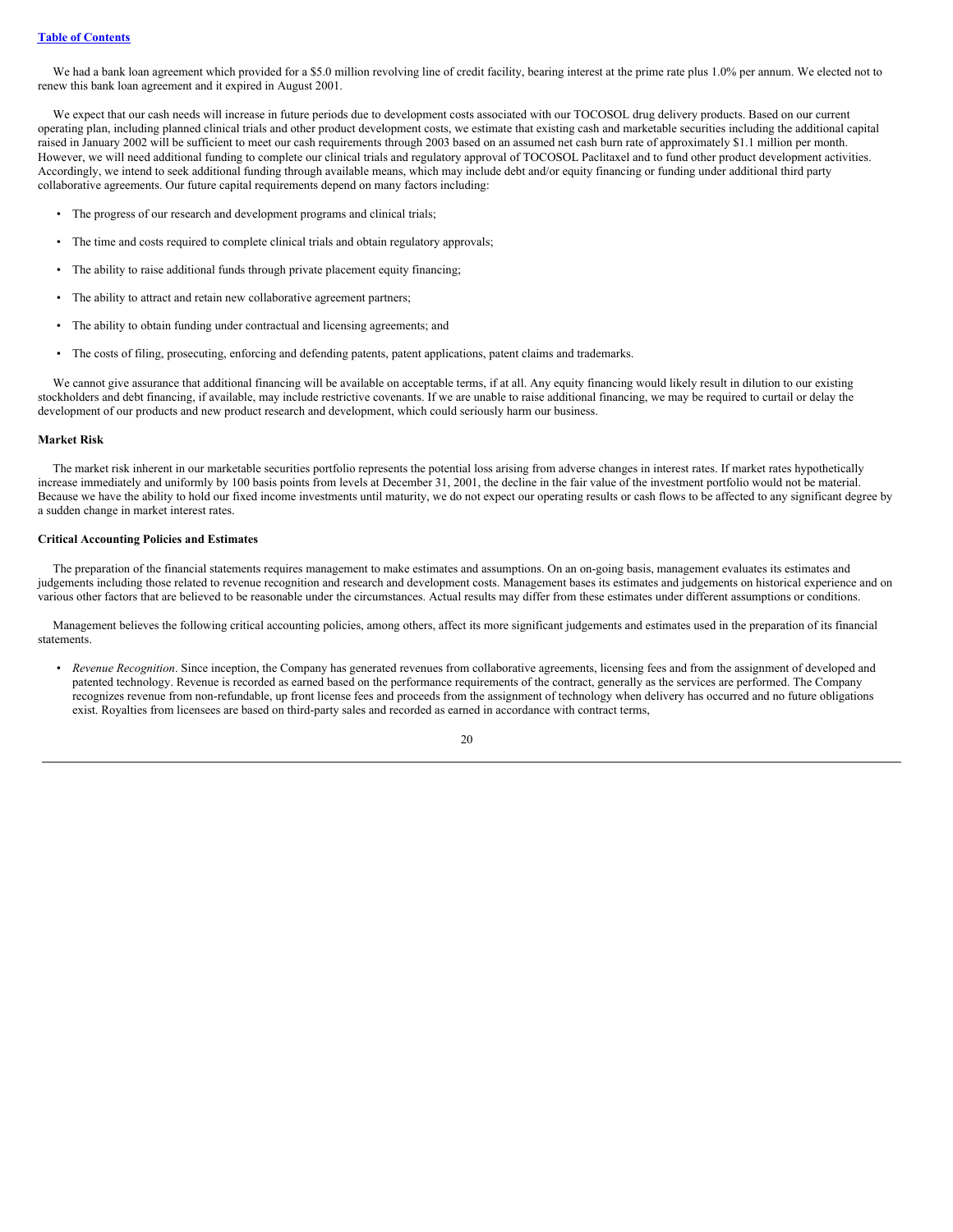We had a bank loan agreement which provided for a $5.0 million revolving line of credit facility, bearing interest at the prime rate plus 1.0% per annum. We elected not to renew this bank loan agreement and it expired in August 2001.

We expect that our cash needs will increase in future periods due to development costs associated with our TOCOSOL drug delivery products. Based on our current operating plan, including planned clinical trials and other product development costs, we estimate that existing cash and marketable securities including the additional capital raised in January 2002 will be sufficient to meet our cash requirements through 2003 based on an assumed net cash burn rate of approximately $1.1 million per month. However, we will need additional funding to complete our clinical trials and regulatory approval of TOCOSOL Paclitaxel and to fund other product development activities. Accordingly, we intend to seek additional funding through available means, which may include debt and/or equity financing or funding under additional third party collaborative agreements. Our future capital requirements depend on many factors including:

- The progress of our research and development programs and clinical trials;
- The time and costs required to complete clinical trials and obtain regulatory approvals;
- The ability to raise additional funds through private placement equity financing;
- The ability to attract and retain new collaborative agreement partners;
- The ability to obtain funding under contractual and licensing agreements; and
- The costs of filing, prosecuting, enforcing and defending patents, patent applications, patent claims and trademarks.

We cannot give assurance that additional financing will be available on acceptable terms, if at all. Any equity financing would likely result in dilution to our existing stockholders and debt financing, if available, may include restrictive covenants. If we are unable to raise additional financing, we may be required to curtail or delay the development of our products and new product research and development, which could seriously harm our business.

**Market Risk**

The market risk inherent in our marketable securities portfolio represents the potential loss arising from adverse changes in interest rates. If market rates hypothetically increase immediately and uniformly by 100 basis points from levels at December 31, 2001, the decline in the fair value of the investment portfolio would not be material. Because we have the ability to hold our fixed income investments until maturity, we do not expect our operating results or cash flows to be affected to any significant degree by a sudden change in market interest rates.

**Critical Accounting Policies and Estimates**

The preparation of the financial statements requires management to make estimates and assumptions. On an on-going basis, management evaluates its estimates and judgements including those related to revenue recognition and research and development costs. Management bases its estimates and judgements on historical experience and on various other factors that are believed to be reasonable under the circumstances. Actual results may differ from these estimates under different assumptions or conditions.

Management believes the following critical accounting policies, among others, affect its more significant judgements and estimates used in the preparation of its financial statements.

- *Revenue Recognition*. Since inception, the Company has generated revenues from collaborative agreements, licensing fees and from the assignment of developed and patented technology. Revenue is recorded as earned based on the performance requirements of the contract, generally as the services are performed. The Company recognizes revenue from non-refundable, up front license fees and proceeds from the assignment of technology when delivery has occurred and no future obligations exist. Royalties from licensees are based on third-party sales and recorded as earned in accordance with contract terms,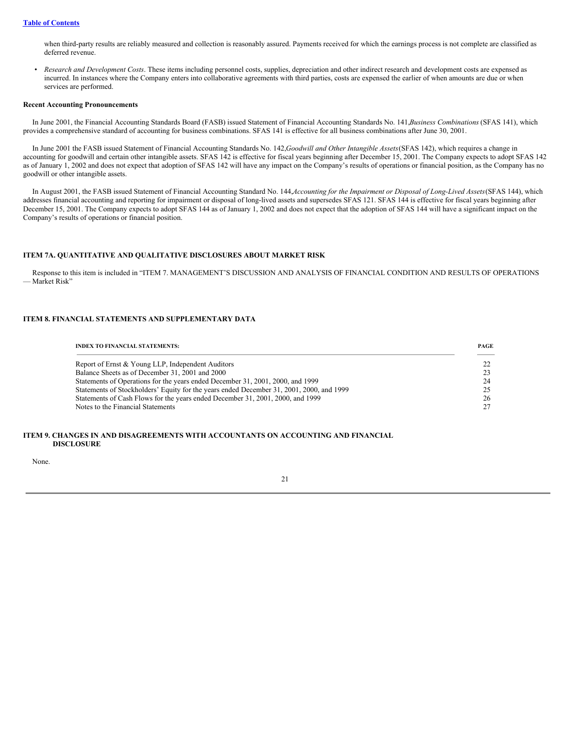when third-party results are reliably measured and collection is reasonably assured. Payments received for which the earnings process is not complete are classified as deferred revenue.

- *Research and Development Costs*. These items including personnel costs, supplies, depreciation and other indirect research and development costs are expensed as incurred. In instances where the Company enters into collaborative agreements with third parties, costs are expensed the earlier of when amounts are due or when services are performed.

**Recent Accounting Pronouncements**

In June 2001, the Financial Accounting Standards Board (FASB) issued Statement of Financial Accounting Standards No. 141,*Business Combinations* (SFAS 141), which provides a comprehensive standard of accounting for business combinations. SFAS 141 is effective for all business combinations after June 30, 2001.

In June 2001 the FASB issued Statement of Financial Accounting Standards No. 142,*Goodwill and Other Intangible Assets*(SFAS 142), which requires a change in accounting for goodwill and certain other intangible assets. SFAS 142 is effective for fiscal years beginning after December 15, 2001. The Company expects to adopt SFAS 142 as of January 1, 2002 and does not expect that adoption of SFAS 142 will have any impact on the Company's results of operations or financial position, as the Company has no goodwill or other intangible assets.

In August 2001, the FASB issued Statement of Financial Accounting Standard No. 144,*Accounting for the Impairment or Disposal of Long-Lived Assets*(SFAS 144), which addresses financial accounting and reporting for impairment or disposal of long-lived assets and supersedes SFAS 121. SFAS 144 is effective for fiscal years beginning after December 15, 2001. The Company expects to adopt SFAS 144 as of January 1, 2002 and does not expect that the adoption of SFAS 144 will have a significant impact on the Company's results of operations or financial position.

**ITEM 7A. QUANTITATIVE AND QUALITATIVE DISCLOSURES ABOUT MARKET RISK**

Response to this item is included in "ITEM 7. MANAGEMENT'S DISCUSSION AND ANALYSIS OF FINANCIAL CONDITION AND RESULTS OF OPERATIONS — Market Risk"

**ITEM 8. FINANCIAL STATEMENTS AND SUPPLEMENTARY DATA**

| INDEX TO FINANCIAL STATEMENTS: | PAGE |
|---|---|
| Report of Ernst & Young LLP, Independent Auditors | 22 |
| Balance Sheets as of December 31, 2001 and 2000 | 23 |
| Statements of Operations for the years ended December 31, 2001, 2000, and 1999 | 24 |
| Statements of Stockholders' Equity for the years ended December 31, 2001, 2000, and 1999 | 25 |
| Statements of Cash Flows for the years ended December 31, 2001, 2000, and 1999 | 26 |
| Notes to the Financial Statements | 27 |

**ITEM 9. CHANGES IN AND DISAGREEMENTS WITH ACCOUNTANTS ON ACCOUNTING AND FINANCIAL DISCLOSURE**

None.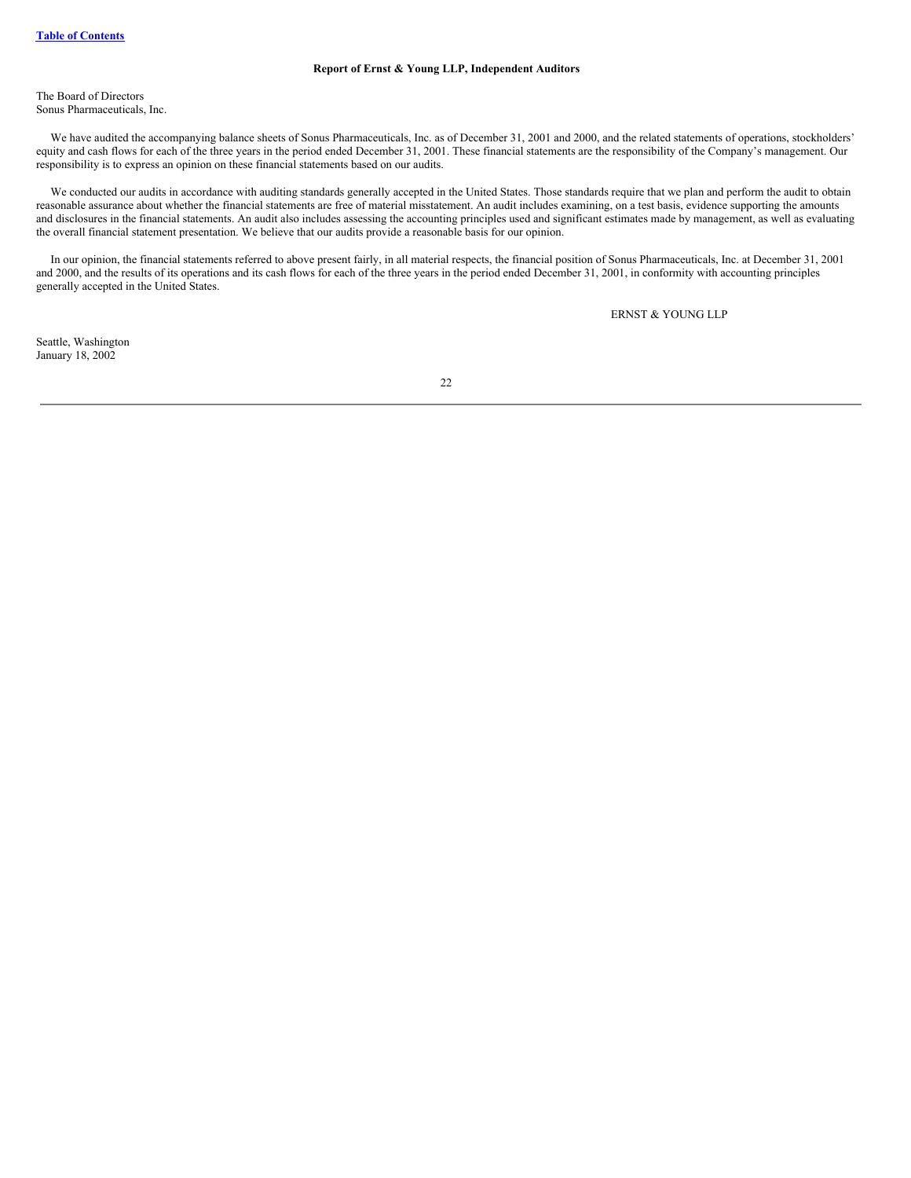### Report of Ernst & Young LLP, Independent Auditors

The Board of Directors
Sonus Pharmaceuticals, Inc.

We have audited the accompanying balance sheets of Sonus Pharmaceuticals, Inc. as of December 31, 2001 and 2000, and the related statements of operations, stockholders' equity and cash flows for each of the three years in the period ended December 31, 2001. These financial statements are the responsibility of the Company's management. Our responsibility is to express an opinion on these financial statements based on our audits.

We conducted our audits in accordance with auditing standards generally accepted in the United States. Those standards require that we plan and perform the audit to obtain reasonable assurance about whether the financial statements are free of material misstatement. An audit includes examining, on a test basis, evidence supporting the amounts and disclosures in the financial statements. An audit also includes assessing the accounting principles used and significant estimates made by management, as well as evaluating the overall financial statement presentation. We believe that our audits provide a reasonable basis for our opinion.

In our opinion, the financial statements referred to above present fairly, in all material respects, the financial position of Sonus Pharmaceuticals, Inc. at December 31, 2001 and 2000, and the results of its operations and its cash flows for each of the three years in the period ended December 31, 2001, in conformity with accounting principles generally accepted in the United States.

ERNST & YOUNG LLP

Seattle, Washington
January 18, 2002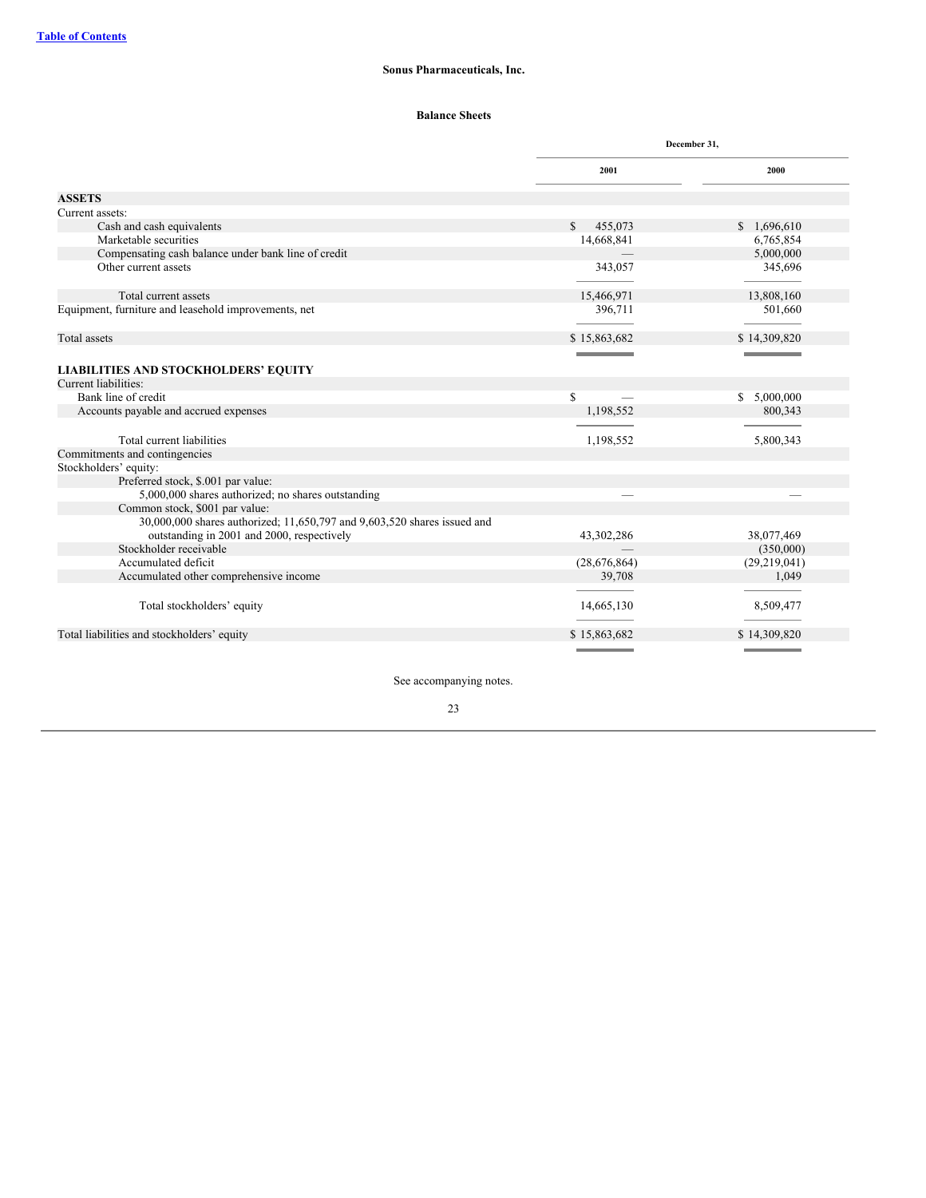**Sonus Pharmaceuticals, Inc.**

**Balance Sheets**

| | December 31, 2001 | December 31, 2000 |
|---|---|---|
| **ASSETS** | | |
| Current assets: | | |
| Cash and cash equivalents | $ 455,073 | $ 1,696,610 |
| Marketable securities | 14,668,841 | 6,765,854 |
| Compensating cash balance under bank line of credit | — | 5,000,000 |
| Other current assets | 343,057 | 345,696 |
| Total current assets | 15,466,971 | 13,808,160 |
| Equipment, furniture and leasehold improvements, net | 396,711 | 501,660 |
| Total assets | $ 15,863,682 | $ 14,309,820 |
| **LIABILITIES AND STOCKHOLDERS' EQUITY** | | |
| Current liabilities: | | |
| Bank line of credit | $ — | $ 5,000,000 |
| Accounts payable and accrued expenses | 1,198,552 | 800,343 |
| Total current liabilities | 1,198,552 | 5,800,343 |
| Commitments and contingencies | | |
| Stockholders' equity: | | |
| Preferred stock, $.001 par value: | | |
| 5,000,000 shares authorized; no shares outstanding | — | — |
| Common stock, $001 par value: | | |
| 30,000,000 shares authorized; 11,650,797 and 9,603,520 shares issued and outstanding in 2001 and 2000, respectively | 43,302,286 | 38,077,469 |
| Stockholder receivable | — | (350,000) |
| Accumulated deficit | (28,676,864) | (29,219,041) |
| Accumulated other comprehensive income | 39,708 | 1,049 |
| Total stockholders' equity | 14,665,130 | 8,509,477 |
| Total liabilities and stockholders' equity | $ 15,863,682 | $ 14,309,820 |

See accompanying notes.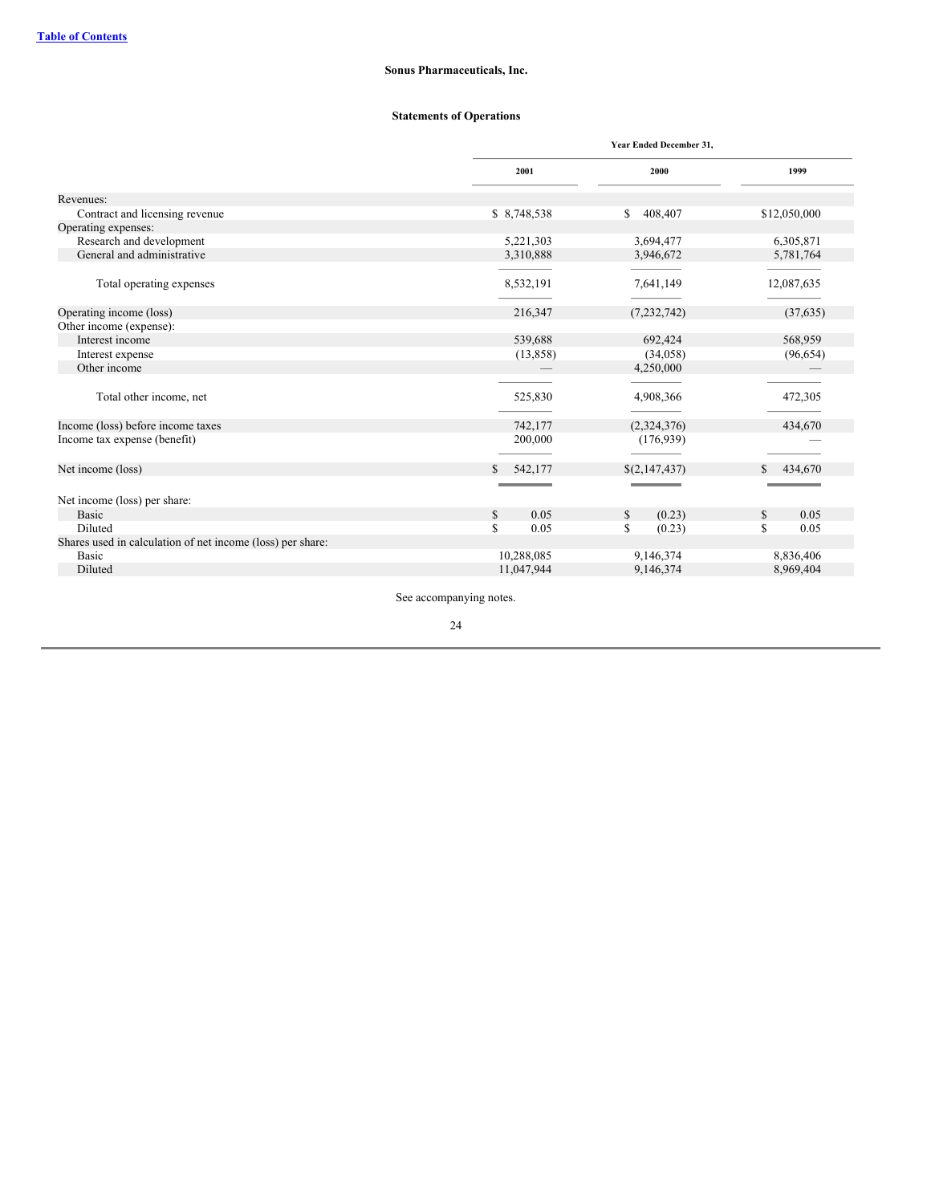[Table of Contents](#)

**Sonus Pharmaceuticals, Inc.**

**Statements of Operations**

| | Year Ended December 31, | | |
|---|---|---|---|
| | 2001 | 2000 | 1999 |
| Revenues: | | | |
| Contract and licensing revenue | $ 8,748,538 | $ 408,407 | $12,050,000 |
| Operating expenses: | | | |
| Research and development | 5,221,303 | 3,694,477 | 6,305,871 |
| General and administrative | 3,310,888 | 3,946,672 | 5,781,764 |
| Total operating expenses | 8,532,191 | 7,641,149 | 12,087,635 |
| Operating income (loss) | 216,347 | (7,232,742) | (37,635) |
| Other income (expense): | | | |
| Interest income | 539,688 | 692,424 | 568,959 |
| Interest expense | (13,858) | (34,058) | (96,654) |
| Other income | — | 4,250,000 | — |
| Total other income, net | 525,830 | 4,908,366 | 472,305 |
| Income (loss) before income taxes | 742,177 | (2,324,376) | 434,670 |
| Income tax expense (benefit) | 200,000 | (176,939) | — |
| Net income (loss) | $ 542,177 | $(2,147,437) | $ 434,670 |
| Net income (loss) per share: | | | |
| Basic | $ 0.05 | $ (0.23) | $ 0.05 |
| Diluted | $ 0.05 | $ (0.23) | $ 0.05 |
| Shares used in calculation of net income (loss) per share: | | | |
| Basic | 10,288,085 | 9,146,374 | 8,836,406 |
| Diluted | 11,047,944 | 9,146,374 | 8,969,404 |

See accompanying notes.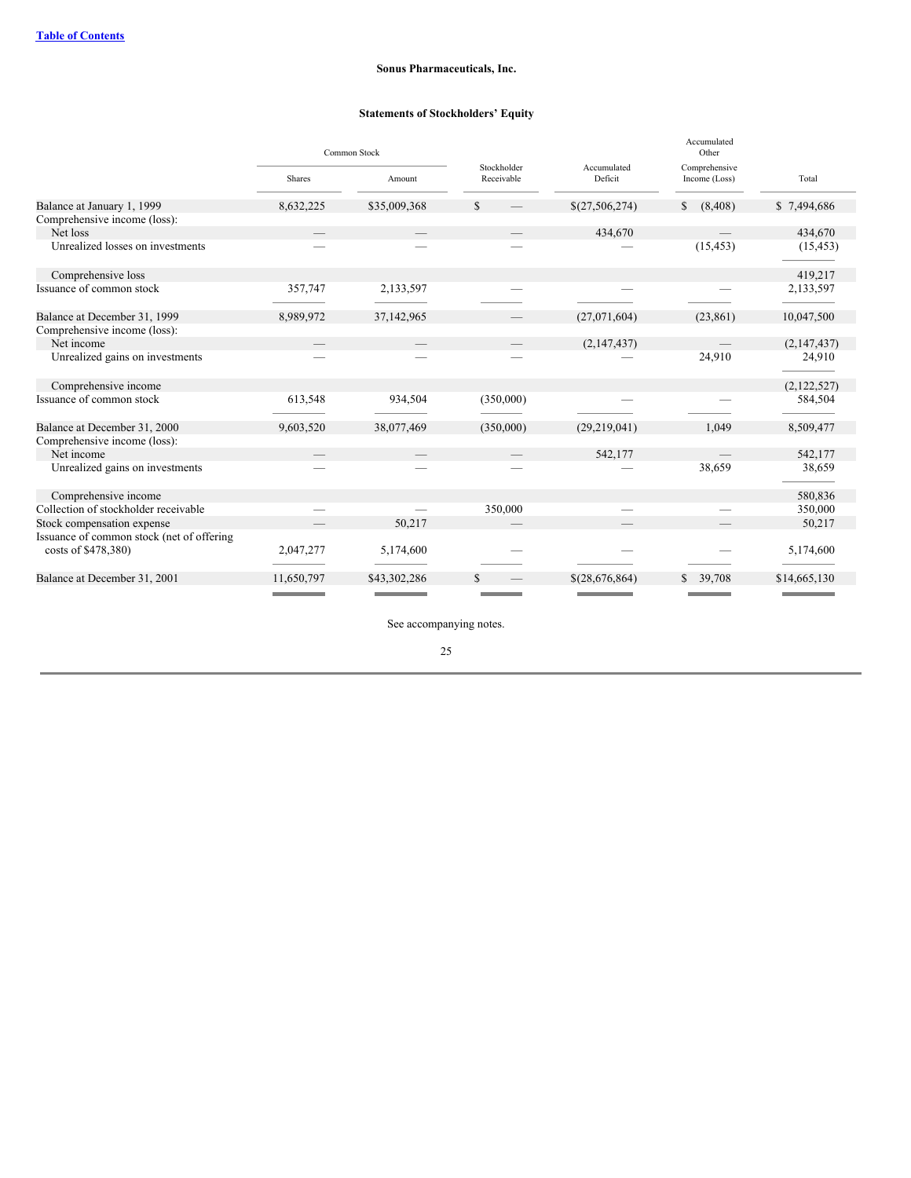**Sonus Pharmaceuticals, Inc.**

**Statements of Stockholders' Equity**

| | Common Stock | | Stockholder Receivable | Accumulated Deficit | Accumulated Other Comprehensive Income (Loss) | Total |
|---|---|---|---|---|---|---|
| | Shares | Amount | | | | |
| Balance at January 1, 1999 | 8,632,225 | $35,009,368 | $ — | $(27,506,274) | $ (8,408) | $ 7,494,686 |
| Comprehensive income (loss): | | | | | | |
| Net loss | — | — | — | 434,670 | — | 434,670 |
| Unrealized losses on investments | — | — | — | — | (15,453) | (15,453) |
| Comprehensive loss | | | | | | 419,217 |
| Issuance of common stock | 357,747 | 2,133,597 | — | — | — | 2,133,597 |
| Balance at December 31, 1999 | 8,989,972 | 37,142,965 | — | (27,071,604) | (23,861) | 10,047,500 |
| Comprehensive income (loss): | | | | | | |
| Net income | — | — | — | (2,147,437) | — | (2,147,437) |
| Unrealized gains on investments | — | — | — | — | 24,910 | 24,910 |
| Comprehensive income | | | | | | (2,122,527) |
| Issuance of common stock | 613,548 | 934,504 | (350,000) | — | — | 584,504 |
| Balance at December 31, 2000 | 9,603,520 | 38,077,469 | (350,000) | (29,219,041) | 1,049 | 8,509,477 |
| Comprehensive income (loss): | | | | | | |
| Net income | — | — | — | 542,177 | — | 542,177 |
| Unrealized gains on investments | — | — | — | — | 38,659 | 38,659 |
| Comprehensive income | | | | | | 580,836 |
| Collection of stockholder receivable | — | — | 350,000 | — | — | 350,000 |
| Stock compensation expense | — | 50,217 | — | — | — | 50,217 |
| Issuance of common stock (net of offering costs of $478,380) | 2,047,277 | 5,174,600 | — | — | — | 5,174,600 |
| Balance at December 31, 2001 | 11,650,797 | $43,302,286 | $ — | $(28,676,864) | $ 39,708 | $14,665,130 |

See accompanying notes.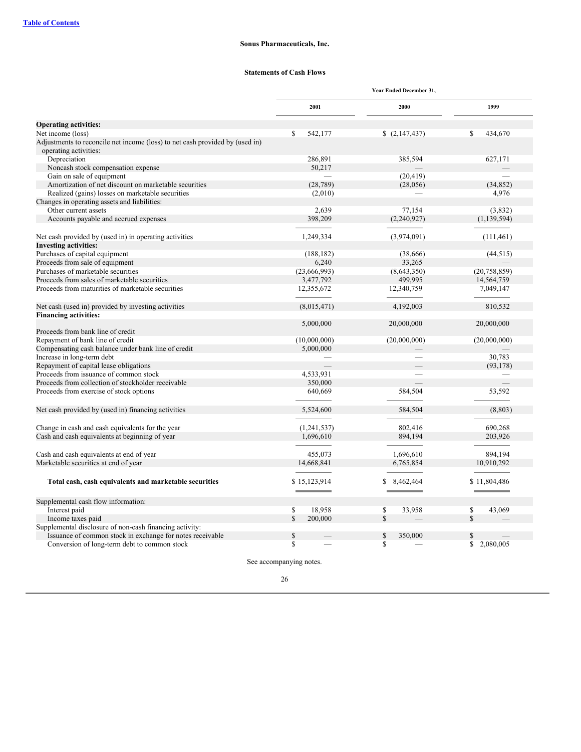[Table of Contents](#)

**Sonus Pharmaceuticals, Inc.**

**Statements of Cash Flows**

| | Year Ended December 31, | | |
|---|---|---|---|
| | **2001** | **2000** | **1999** |
| **Operating activities:** | | | |
| Net income (loss) | $ 542,177 | $ (2,147,437) | $ 434,670 |
| Adjustments to reconcile net income (loss) to net cash provided by (used in) operating activities: | | | |
| Depreciation | 286,891 | 385,594 | 627,171 |
| Noncash stock compensation expense | 50,217 | — | — |
| Gain on sale of equipment | — | (20,419) | — |
| Amortization of net discount on marketable securities | (28,789) | (28,056) | (34,852) |
| Realized (gains) losses on marketable securities | (2,010) | — | 4,976 |
| Changes in operating assets and liabilities: | | | |
| Other current assets | 2,639 | 77,154 | (3,832) |
| Accounts payable and accrued expenses | 398,209 | (2,240,927) | (1,139,594) |
| Net cash provided by (used in) in operating activities | 1,249,334 | (3,974,091) | (111,461) |
| **Investing activities:** | | | |
| Purchases of capital equipment | (188,182) | (38,666) | (44,515) |
| Proceeds from sale of equipment | 6,240 | 33,265 | — |
| Purchases of marketable securities | (23,666,993) | (8,643,350) | (20,758,859) |
| Proceeds from sales of marketable securities | 3,477,792 | 499,995 | 14,564,759 |
| Proceeds from maturities of marketable securities | 12,355,672 | 12,340,759 | 7,049,147 |
| Net cash (used in) provided by investing activities | (8,015,471) | 4,192,003 | 810,532 |
| **Financing activities:** | | | |
| Proceeds from bank line of credit | 5,000,000 | 20,000,000 | 20,000,000 |
| Repayment of bank line of credit | (10,000,000) | (20,000,000) | (20,000,000) |
| Compensating cash balance under bank line of credit | 5,000,000 | — | — |
| Increase in long-term debt | — | — | 30,783 |
| Repayment of capital lease obligations | — | — | (93,178) |
| Proceeds from issuance of common stock | 4,533,931 | — | — |
| Proceeds from collection of stockholder receivable | 350,000 | — | — |
| Proceeds from exercise of stock options | 640,669 | 584,504 | 53,592 |
| Net cash provided by (used in) financing activities | 5,524,600 | 584,504 | (8,803) |
| Change in cash and cash equivalents for the year | (1,241,537) | 802,416 | 690,268 |
| Cash and cash equivalents at beginning of year | 1,696,610 | 894,194 | 203,926 |
| Cash and cash equivalents at end of year | 455,073 | 1,696,610 | 894,194 |
| Marketable securities at end of year | 14,668,841 | 6,765,854 | 10,910,292 |
| **Total cash, cash equivalents and marketable securities** | $ 15,123,914 | $ 8,462,464 | $ 11,804,486 |
| Supplemental cash flow information: | | | |
| Interest paid | $ 18,958 | $ 33,958 | $ 43,069 |
| Income taxes paid | $ 200,000 | $ — | $ — |
| Supplemental disclosure of non-cash financing activity: | | | |
| Issuance of common stock in exchange for notes receivable | $ — | $ 350,000 | $ — |
| Conversion of long-term debt to common stock | $ — | $ — | $ 2,080,005 |

See accompanying notes.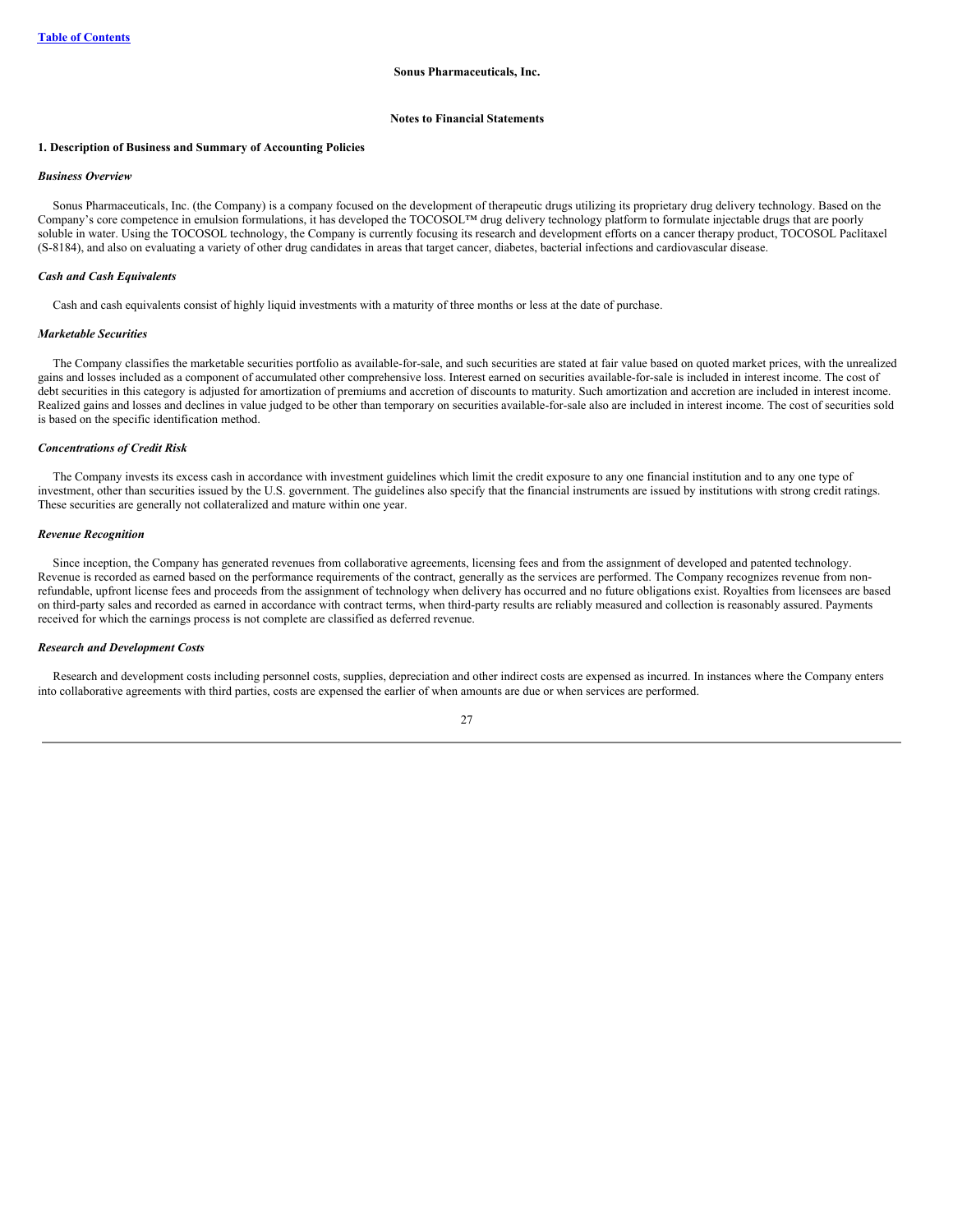**Sonus Pharmaceuticals, Inc.**

**Notes to Financial Statements**

## 1. Description of Business and Summary of Accounting Policies

### *Business Overview*

Sonus Pharmaceuticals, Inc. (the Company) is a company focused on the development of therapeutic drugs utilizing its proprietary drug delivery technology. Based on the Company's core competence in emulsion formulations, it has developed the TOCOSOL™ drug delivery technology platform to formulate injectable drugs that are poorly soluble in water. Using the TOCOSOL technology, the Company is currently focusing its research and development efforts on a cancer therapy product, TOCOSOL Paclitaxel (S-8184), and also on evaluating a variety of other drug candidates in areas that target cancer, diabetes, bacterial infections and cardiovascular disease.

### *Cash and Cash Equivalents*

Cash and cash equivalents consist of highly liquid investments with a maturity of three months or less at the date of purchase.

### *Marketable Securities*

The Company classifies the marketable securities portfolio as available-for-sale, and such securities are stated at fair value based on quoted market prices, with the unrealized gains and losses included as a component of accumulated other comprehensive loss. Interest earned on securities available-for-sale is included in interest income. The cost of debt securities in this category is adjusted for amortization of premiums and accretion of discounts to maturity. Such amortization and accretion are included in interest income. Realized gains and losses and declines in value judged to be other than temporary on securities available-for-sale also are included in interest income. The cost of securities sold is based on the specific identification method.

### *Concentrations of Credit Risk*

The Company invests its excess cash in accordance with investment guidelines which limit the credit exposure to any one financial institution and to any one type of investment, other than securities issued by the U.S. government. The guidelines also specify that the financial instruments are issued by institutions with strong credit ratings. These securities are generally not collateralized and mature within one year.

### *Revenue Recognition*

Since inception, the Company has generated revenues from collaborative agreements, licensing fees and from the assignment of developed and patented technology. Revenue is recorded as earned based on the performance requirements of the contract, generally as the services are performed. The Company recognizes revenue from non-refundable, upfront license fees and proceeds from the assignment of technology when delivery has occurred and no future obligations exist. Royalties from licensees are based on third-party sales and recorded as earned in accordance with contract terms, when third-party results are reliably measured and collection is reasonably assured. Payments received for which the earnings process is not complete are classified as deferred revenue.

### *Research and Development Costs*

Research and development costs including personnel costs, supplies, depreciation and other indirect costs are expensed as incurred. In instances where the Company enters into collaborative agreements with third parties, costs are expensed the earlier of when amounts are due or when services are performed.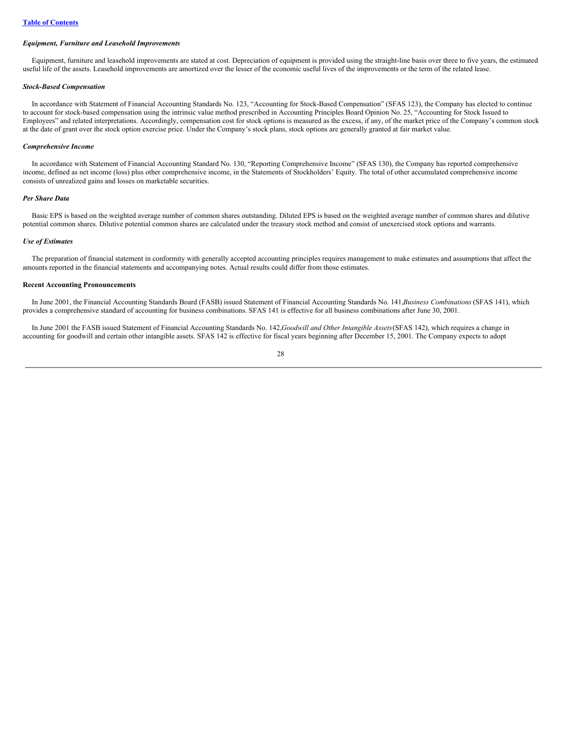*Equipment, Furniture and Leasehold Improvements*

Equipment, furniture and leasehold improvements are stated at cost. Depreciation of equipment is provided using the straight-line basis over three to five years, the estimated useful life of the assets. Leasehold improvements are amortized over the lesser of the economic useful lives of the improvements or the term of the related lease.

*Stock-Based Compensation*

In accordance with Statement of Financial Accounting Standards No. 123, "Accounting for Stock-Based Compensation" (SFAS 123), the Company has elected to continue to account for stock-based compensation using the intrinsic value method prescribed in Accounting Principles Board Opinion No. 25, "Accounting for Stock Issued to Employees" and related interpretations. Accordingly, compensation cost for stock options is measured as the excess, if any, of the market price of the Company's common stock at the date of grant over the stock option exercise price. Under the Company's stock plans, stock options are generally granted at fair market value.

*Comprehensive Income*

In accordance with Statement of Financial Accounting Standard No. 130, "Reporting Comprehensive Income" (SFAS 130), the Company has reported comprehensive income, defined as net income (loss) plus other comprehensive income, in the Statements of Stockholders' Equity. The total of other accumulated comprehensive income consists of unrealized gains and losses on marketable securities.

*Per Share Data*

Basic EPS is based on the weighted average number of common shares outstanding. Diluted EPS is based on the weighted average number of common shares and dilutive potential common shares. Dilutive potential common shares are calculated under the treasury stock method and consist of unexercised stock options and warrants.

*Use of Estimates*

The preparation of financial statement in conformity with generally accepted accounting principles requires management to make estimates and assumptions that affect the amounts reported in the financial statements and accompanying notes. Actual results could differ from those estimates.

**Recent Accounting Pronouncements**

In June 2001, the Financial Accounting Standards Board (FASB) issued Statement of Financial Accounting Standards No. 141,*Business Combinations* (SFAS 141), which provides a comprehensive standard of accounting for business combinations. SFAS 141 is effective for all business combinations after June 30, 2001.

In June 2001 the FASB issued Statement of Financial Accounting Standards No. 142,*Goodwill and Other Intangible Assets* (SFAS 142), which requires a change in accounting for goodwill and certain other intangible assets. SFAS 142 is effective for fiscal years beginning after December 15, 2001. The Company expects to adopt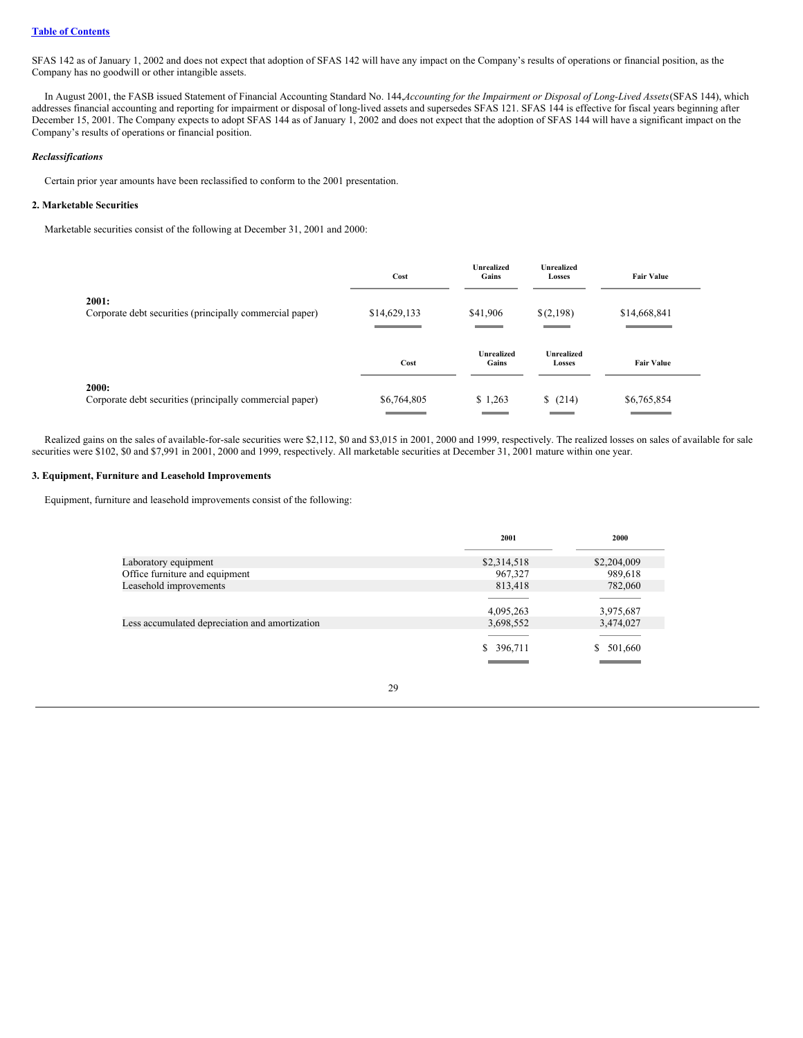SFAS 142 as of January 1, 2002 and does not expect that adoption of SFAS 142 will have any impact on the Company's results of operations or financial position, as the Company has no goodwill or other intangible assets.

In August 2001, the FASB issued Statement of Financial Accounting Standard No. 144, *Accounting for the Impairment or Disposal of Long-Lived Assets* (SFAS 144), which addresses financial accounting and reporting for impairment or disposal of long-lived assets and supersedes SFAS 121. SFAS 144 is effective for fiscal years beginning after December 15, 2001. The Company expects to adopt SFAS 144 as of January 1, 2002 and does not expect that the adoption of SFAS 144 will have a significant impact on the Company's results of operations or financial position.

***Reclassifications***

Certain prior year amounts have been reclassified to conform to the 2001 presentation.

**2. Marketable Securities**

Marketable securities consist of the following at December 31, 2001 and 2000:

| | Cost | Unrealized Gains | Unrealized Losses | Fair Value |
|---|---|---|---|---|
| **2001:** | | | | |
| Corporate debt securities (principally commercial paper) | $14,629,133 | $41,906 | $(2,198) | $14,668,841 |
| | **Cost** | **Unrealized Gains** | **Unrealized Losses** | **Fair Value** |
| **2000:** | | | | |
| Corporate debt securities (principally commercial paper) | $6,764,805 | $ 1,263 | $ (214) | $6,765,854 |

Realized gains on the sales of available-for-sale securities were $2,112, $0 and $3,015 in 2001, 2000 and 1999, respectively. The realized losses on sales of available for sale securities were $102, $0 and $7,991 in 2001, 2000 and 1999, respectively. All marketable securities at December 31, 2001 mature within one year.

**3. Equipment, Furniture and Leasehold Improvements**

Equipment, furniture and leasehold improvements consist of the following:

| | 2001 | 2000 |
|---|---|---|
| Laboratory equipment | $2,314,518 | $2,204,009 |
| Office furniture and equipment | 967,327 | 989,618 |
| Leasehold improvements | 813,418 | 782,060 |
| | 4,095,263 | 3,975,687 |
| Less accumulated depreciation and amortization | 3,698,552 | 3,474,027 |
| | $ 396,711 | $ 501,660 |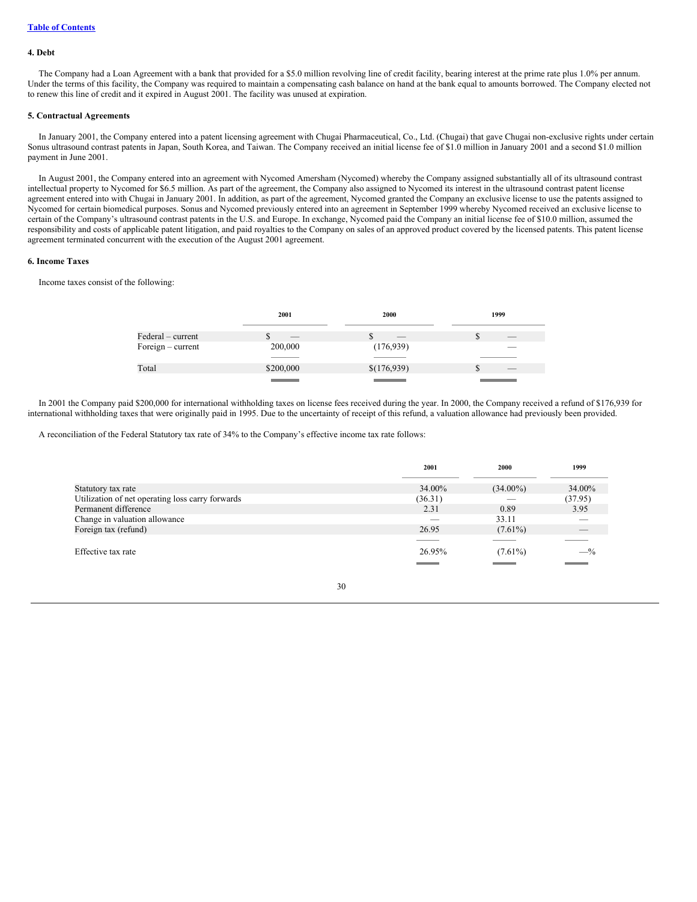[Table of Contents](#)

### 4. Debt

The Company had a Loan Agreement with a bank that provided for a $5.0 million revolving line of credit facility, bearing interest at the prime rate plus 1.0% per annum. Under the terms of this facility, the Company was required to maintain a compensating cash balance on hand at the bank equal to amounts borrowed. The Company elected not to renew this line of credit and it expired in August 2001. The facility was unused at expiration.

### 5. Contractual Agreements

In January 2001, the Company entered into a patent licensing agreement with Chugai Pharmaceutical, Co., Ltd. (Chugai) that gave Chugai non-exclusive rights under certain Sonus ultrasound contrast patents in Japan, South Korea, and Taiwan. The Company received an initial license fee of $1.0 million in January 2001 and a second $1.0 million payment in June 2001.

In August 2001, the Company entered into an agreement with Nycomed Amersham (Nycomed) whereby the Company assigned substantially all of its ultrasound contrast intellectual property to Nycomed for $6.5 million. As part of the agreement, the Company also assigned to Nycomed its interest in the ultrasound contrast patent license agreement entered into with Chugai in January 2001. In addition, as part of the agreement, Nycomed granted the Company an exclusive license to use the patents assigned to Nycomed for certain biomedical purposes. Sonus and Nycomed previously entered into an agreement in September 1999 whereby Nycomed received an exclusive license to certain of the Company's ultrasound contrast patents in the U.S. and Europe. In exchange, Nycomed paid the Company an initial license fee of $10.0 million, assumed the responsibility and costs of applicable patent litigation, and paid royalties to the Company on sales of an approved product covered by the licensed patents. This patent license agreement terminated concurrent with the execution of the August 2001 agreement.

### 6. Income Taxes

Income taxes consist of the following:

| | 2001 | 2000 | 1999 |
|---|---|---|---|
| Federal – current | $ — | $ — | $ — |
| Foreign – current | 200,000 | (176,939) | — |
| Total | $200,000 | $(176,939) | $ — |

In 2001 the Company paid $200,000 for international withholding taxes on license fees received during the year. In 2000, the Company received a refund of $176,939 for international withholding taxes that were originally paid in 1995. Due to the uncertainty of receipt of this refund, a valuation allowance had previously been provided.

A reconciliation of the Federal Statutory tax rate of 34% to the Company's effective income tax rate follows:

| | 2001 | 2000 | 1999 |
|---|---|---|---|
| Statutory tax rate | 34.00% | (34.00%) | 34.00% |
| Utilization of net operating loss carry forwards | (36.31) | — | (37.95) |
| Permanent difference | 2.31 | 0.89 | 3.95 |
| Change in valuation allowance | — | 33.11 | — |
| Foreign tax (refund) | 26.95 | (7.61%) | — |
| Effective tax rate | 26.95% | (7.61%) | —% |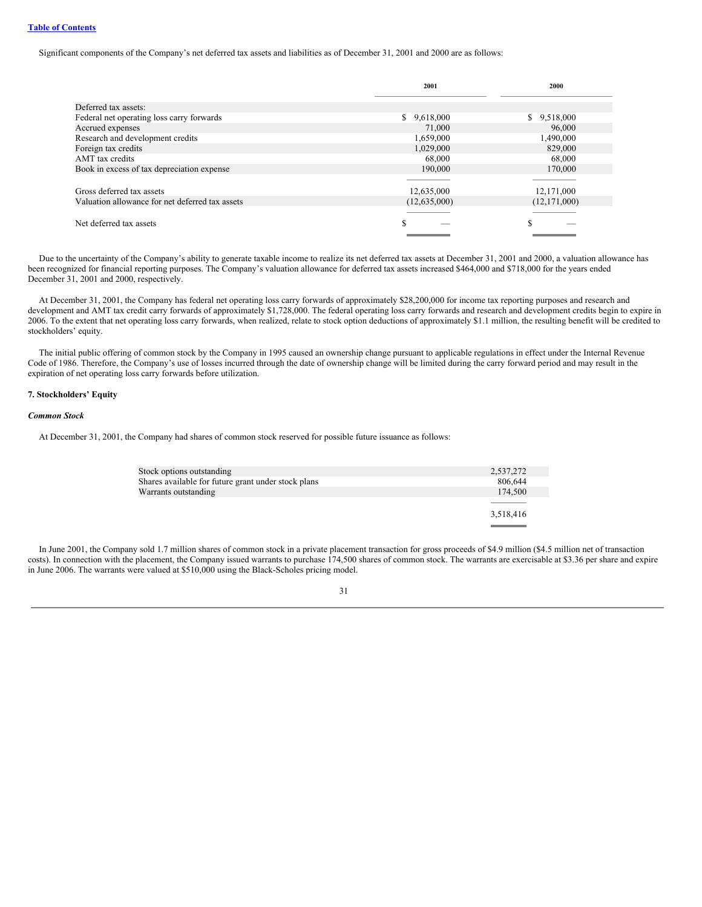Significant components of the Company's net deferred tax assets and liabilities as of December 31, 2001 and 2000 are as follows:

| | 2001 | 2000 |
|---|---|---|
| Deferred tax assets: | | |
| Federal net operating loss carry forwards | $ 9,618,000 | $ 9,518,000 |
| Accrued expenses | 71,000 | 96,000 |
| Research and development credits | 1,659,000 | 1,490,000 |
| Foreign tax credits | 1,029,000 | 829,000 |
| AMT tax credits | 68,000 | 68,000 |
| Book in excess of tax depreciation expense | 190,000 | 170,000 |
| Gross deferred tax assets | 12,635,000 | 12,171,000 |
| Valuation allowance for net deferred tax assets | (12,635,000) | (12,171,000) |
| Net deferred tax assets | $ — | $ — |

Due to the uncertainty of the Company's ability to generate taxable income to realize its net deferred tax assets at December 31, 2001 and 2000, a valuation allowance has been recognized for financial reporting purposes. The Company's valuation allowance for deferred tax assets increased $464,000 and $718,000 for the years ended December 31, 2001 and 2000, respectively.

At December 31, 2001, the Company has federal net operating loss carry forwards of approximately $28,200,000 for income tax reporting purposes and research and development and AMT tax credit carry forwards of approximately $1,728,000. The federal operating loss carry forwards and research and development credits begin to expire in 2006. To the extent that net operating loss carry forwards, when realized, relate to stock option deductions of approximately $1.1 million, the resulting benefit will be credited to stockholders' equity.

The initial public offering of common stock by the Company in 1995 caused an ownership change pursuant to applicable regulations in effect under the Internal Revenue Code of 1986. Therefore, the Company's use of losses incurred through the date of ownership change will be limited during the carry forward period and may result in the expiration of net operating loss carry forwards before utilization.

### 7. Stockholders' Equity

***Common Stock***

At December 31, 2001, the Company had shares of common stock reserved for possible future issuance as follows:

| | |
|---|---|
| Stock options outstanding | 2,537,272 |
| Shares available for future grant under stock plans | 806,644 |
| Warrants outstanding | 174,500 |
| | 3,518,416 |

In June 2001, the Company sold 1.7 million shares of common stock in a private placement transaction for gross proceeds of $4.9 million ($4.5 million net of transaction costs). In connection with the placement, the Company issued warrants to purchase 174,500 shares of common stock. The warrants are exercisable at $3.36 per share and expire in June 2006. The warrants were valued at $510,000 using the Black-Scholes pricing model.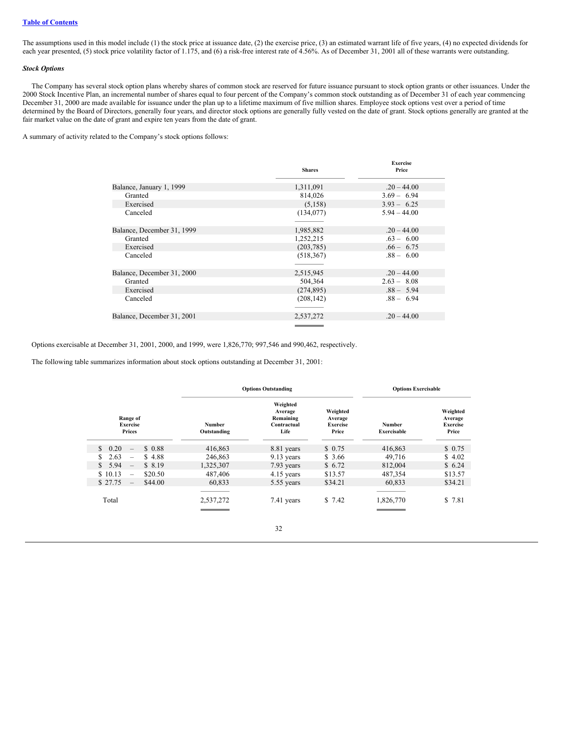The assumptions used in this model include (1) the stock price at issuance date, (2) the exercise price, (3) an estimated warrant life of five years, (4) no expected dividends for each year presented, (5) stock price volatility factor of 1.175, and (6) a risk-free interest rate of 4.56%. As of December 31, 2001 all of these warrants were outstanding.

***Stock Options***

The Company has several stock option plans whereby shares of common stock are reserved for future issuance pursuant to stock option grants or other issuances. Under the 2000 Stock Incentive Plan, an incremental number of shares equal to four percent of the Company's common stock outstanding as of December 31 of each year commencing December 31, 2000 are made available for issuance under the plan up to a lifetime maximum of five million shares. Employee stock options vest over a period of time determined by the Board of Directors, generally four years, and director stock options are generally fully vested on the date of grant. Stock options generally are granted at the fair market value on the date of grant and expire ten years from the date of grant.

A summary of activity related to the Company's stock options follows:

| | Shares | Exercise Price |
|---|---|---|
| Balance, January 1, 1999 | 1,311,091 | .20 – 44.00 |
| Granted | 814,026 | 3.69 – 6.94 |
| Exercised | (5,158) | 3.93 – 6.25 |
| Canceled | (134,077) | 5.94 – 44.00 |
| Balance, December 31, 1999 | 1,985,882 | .20 – 44.00 |
| Granted | 1,252,215 | .63 – 6.00 |
| Exercised | (203,785) | .66 – 6.75 |
| Canceled | (518,367) | .88 – 6.00 |
| Balance, December 31, 2000 | 2,515,945 | .20 – 44.00 |
| Granted | 504,364 | 2.63 – 8.08 |
| Exercised | (274,895) | .88 – 5.94 |
| Canceled | (208,142) | .88 – 6.94 |
| Balance, December 31, 2001 | 2,537,272 | .20 – 44.00 |

Options exercisable at December 31, 2001, 2000, and 1999, were 1,826,770; 997,546 and 990,462, respectively.

The following table summarizes information about stock options outstanding at December 31, 2001:

| | Options Outstanding | | | Options Exercisable | |
|---|---|---|---|---|---|
| Range of Exercise Prices | Number Outstanding | Weighted Average Remaining Contractual Life | Weighted Average Exercise Price | Number Exercisable | Weighted Average Exercise Price |
| $ 0.20 – $ 0.88 | 416,863 | 8.81 years | $ 0.75 | 416,863 | $ 0.75 |
| $ 2.63 – $ 4.88 | 246,863 | 9.13 years | $ 3.66 | 49,716 | $ 4.02 |
| $ 5.94 – $ 8.19 | 1,325,307 | 7.93 years | $ 6.72 | 812,004 | $ 6.24 |
| $ 10.13 – $20.50 | 487,406 | 4.15 years | $13.57 | 487,354 | $13.57 |
| $ 27.75 – $44.00 | 60,833 | 5.55 years | $34.21 | 60,833 | $34.21 |
| Total | 2,537,272 | 7.41 years | $ 7.42 | 1,826,770 | $ 7.81 |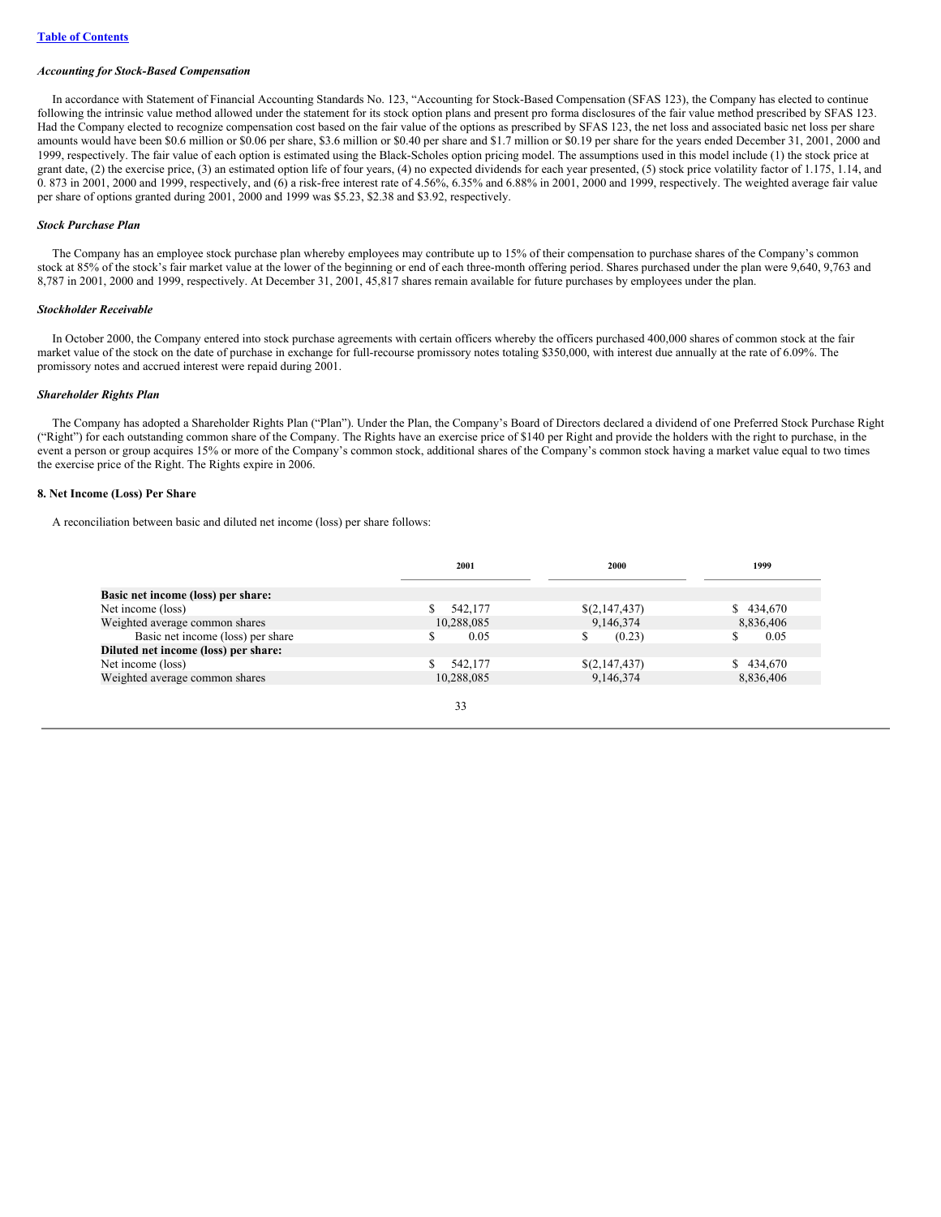[Table of Contents](#)

### *Accounting for Stock-Based Compensation*

In accordance with Statement of Financial Accounting Standards No. 123, "Accounting for Stock-Based Compensation (SFAS 123), the Company has elected to continue following the intrinsic value method allowed under the statement for its stock option plans and present pro forma disclosures of the fair value method prescribed by SFAS 123. Had the Company elected to recognize compensation cost based on the fair value of the options as prescribed by SFAS 123, the net loss and associated basic net loss per share amounts would have been $0.6 million or $0.06 per share, $3.6 million or $0.40 per share and $1.7 million or $0.19 per share for the years ended December 31, 2001, 2000 and 1999, respectively. The fair value of each option is estimated using the Black-Scholes option pricing model. The assumptions used in this model include (1) the stock price at grant date, (2) the exercise price, (3) an estimated option life of four years, (4) no expected dividends for each year presented, (5) stock price volatility factor of 1.175, 1.14, and 0. 873 in 2001, 2000 and 1999, respectively, and (6) a risk-free interest rate of 4.56%, 6.35% and 6.88% in 2001, 2000 and 1999, respectively. The weighted average fair value per share of options granted during 2001, 2000 and 1999 was $5.23, $2.38 and $3.92, respectively.

### *Stock Purchase Plan*

The Company has an employee stock purchase plan whereby employees may contribute up to 15% of their compensation to purchase shares of the Company's common stock at 85% of the stock's fair market value at the lower of the beginning or end of each three-month offering period. Shares purchased under the plan were 9,640, 9,763 and 8,787 in 2001, 2000 and 1999, respectively. At December 31, 2001, 45,817 shares remain available for future purchases by employees under the plan.

### *Stockholder Receivable*

In October 2000, the Company entered into stock purchase agreements with certain officers whereby the officers purchased 400,000 shares of common stock at the fair market value of the stock on the date of purchase in exchange for full-recourse promissory notes totaling $350,000, with interest due annually at the rate of 6.09%. The promissory notes and accrued interest were repaid during 2001.

### *Shareholder Rights Plan*

The Company has adopted a Shareholder Rights Plan ("Plan"). Under the Plan, the Company's Board of Directors declared a dividend of one Preferred Stock Purchase Right ("Right") for each outstanding common share of the Company. The Rights have an exercise price of $140 per Right and provide the holders with the right to purchase, in the event a person or group acquires 15% or more of the Company's common stock, additional shares of the Company's common stock having a market value equal to two times the exercise price of the Right. The Rights expire in 2006.

## 8. Net Income (Loss) Per Share

A reconciliation between basic and diluted net income (loss) per share follows:

| | 2001 | 2000 | 1999 |
|---|---|---|---|
| **Basic net income (loss) per share:** | | | |
| Net income (loss) | $ 542,177 | $(2,147,437) | $ 434,670 |
| Weighted average common shares | 10,288,085 | 9,146,374 | 8,836,406 |
| Basic net income (loss) per share | $ 0.05 | $ (0.23) | $ 0.05 |
| **Diluted net income (loss) per share:** | | | |
| Net income (loss) | $ 542,177 | $(2,147,437) | $ 434,670 |
| Weighted average common shares | 10,288,085 | 9,146,374 | 8,836,406 |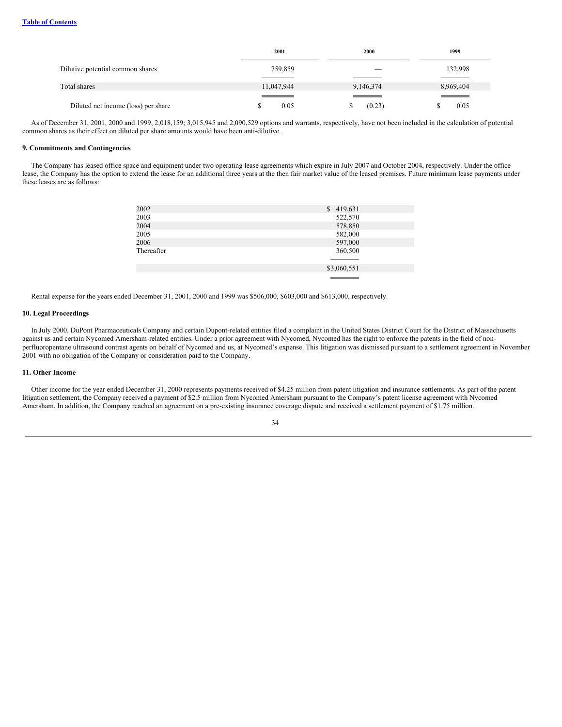Table of Contents

| | 2001 | 2000 | 1999 |
|---|---|---|---|
| Dilutive potential common shares | 759,859 | — | 132,998 |
| Total shares | 11,047,944 | 9,146,374 | 8,969,404 |
| Diluted net income (loss) per share | $ 0.05 | $ (0.23) | $ 0.05 |

As of December 31, 2001, 2000 and 1999, 2,018,159; 3,015,945 and 2,090,529 options and warrants, respectively, have not been included in the calculation of potential common shares as their effect on diluted per share amounts would have been anti-dilutive.

**9. Commitments and Contingencies**

The Company has leased office space and equipment under two operating lease agreements which expire in July 2007 and October 2004, respectively. Under the office lease, the Company has the option to extend the lease for an additional three years at the then fair market value of the leased premises. Future minimum lease payments under these leases are as follows:

| | |
|---|---|
| 2002 | $ 419,631 |
| 2003 | 522,570 |
| 2004 | 578,850 |
| 2005 | 582,000 |
| 2006 | 597,000 |
| Thereafter | 360,500 |
| | $3,060,551 |

Rental expense for the years ended December 31, 2001, 2000 and 1999 was $506,000, $603,000 and $613,000, respectively.

**10. Legal Proceedings**

In July 2000, DuPont Pharmaceuticals Company and certain Dupont-related entities filed a complaint in the United States District Court for the District of Massachusetts against us and certain Nycomed Amersham-related entities. Under a prior agreement with Nycomed, Nycomed has the right to enforce the patents in the field of non-perfluoropentane ultrasound contrast agents on behalf of Nycomed and us, at Nycomed's expense. This litigation was dismissed pursuant to a settlement agreement in November 2001 with no obligation of the Company or consideration paid to the Company.

**11. Other Income**

Other income for the year ended December 31, 2000 represents payments received of $4.25 million from patent litigation and insurance settlements. As part of the patent litigation settlement, the Company received a payment of $2.5 million from Nycomed Amersham pursuant to the Company's patent license agreement with Nycomed Amersham. In addition, the Company reached an agreement on a pre-existing insurance coverage dispute and received a settlement payment of $1.75 million.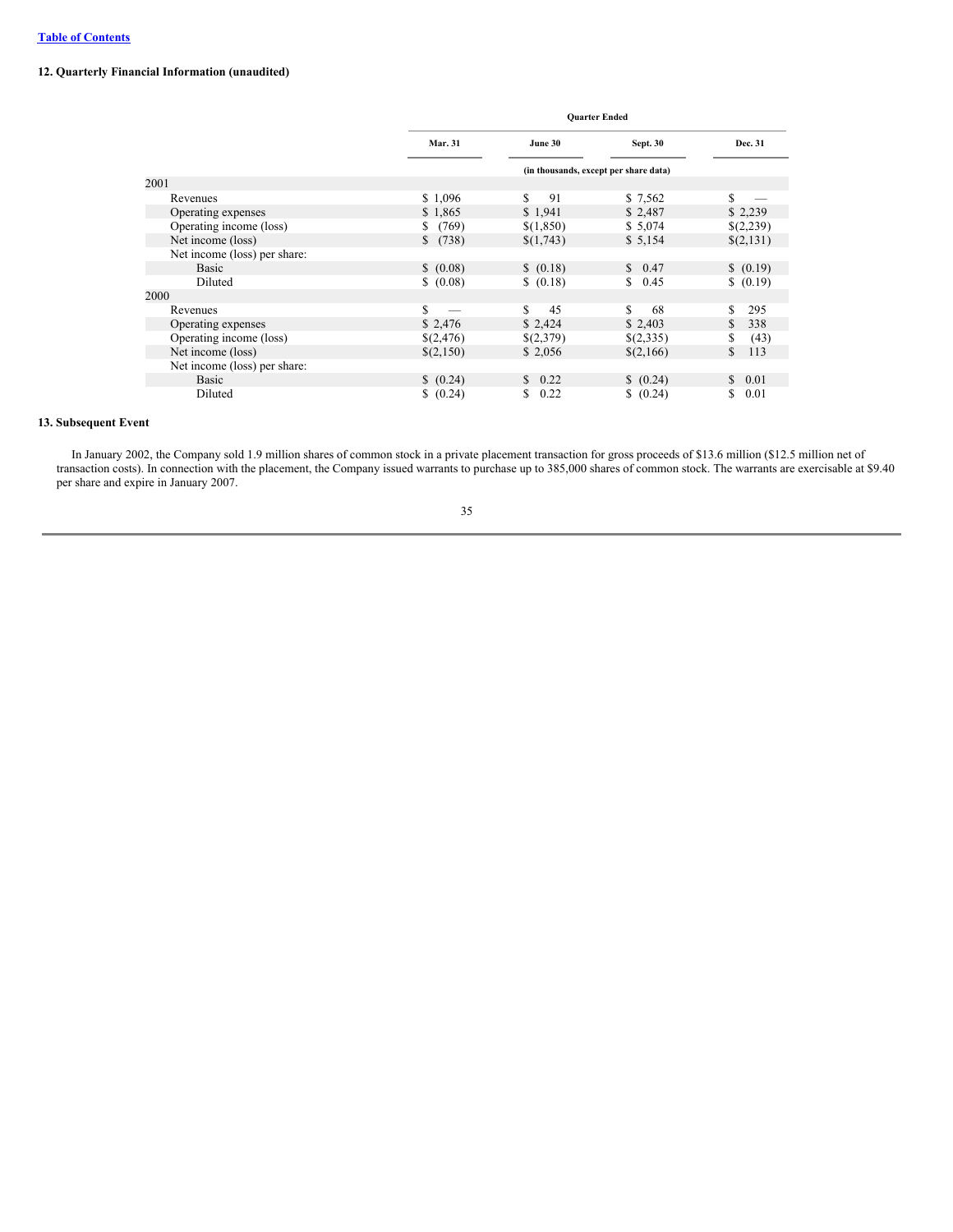[Table of Contents](#)

### 12. Quarterly Financial Information (unaudited)

| | Quarter Ended | | | |
|---|---|---|---|---|
| | Mar. 31 | June 30 | Sept. 30 | Dec. 31 |
| | (in thousands, except per share data) | | | |
| **2001** | | | | |
| Revenues | $ 1,096 | $ 91 | $ 7,562 | $ — |
| Operating expenses | $ 1,865 | $ 1,941 | $ 2,487 | $ 2,239 |
| Operating income (loss) | $ (769) | $(1,850) | $ 5,074 | $(2,239) |
| Net income (loss) | $ (738) | $(1,743) | $ 5,154 | $(2,131) |
| Net income (loss) per share: | | | | |
| Basic | $ (0.08) | $ (0.18) | $ 0.47 | $ (0.19) |
| Diluted | $ (0.08) | $ (0.18) | $ 0.45 | $ (0.19) |
| **2000** | | | | |
| Revenues | $ — | $ 45 | $ 68 | $ 295 |
| Operating expenses | $ 2,476 | $ 2,424 | $ 2,403 | $ 338 |
| Operating income (loss) | $(2,476) | $(2,379) | $(2,335) | $ (43) |
| Net income (loss) | $(2,150) | $ 2,056 | $(2,166) | $ 113 |
| Net income (loss) per share: | | | | |
| Basic | $ (0.24) | $ 0.22 | $ (0.24) | $ 0.01 |
| Diluted | $ (0.24) | $ 0.22 | $ (0.24) | $ 0.01 |

### 13. Subsequent Event

In January 2002, the Company sold 1.9 million shares of common stock in a private placement transaction for gross proceeds of $13.6 million ($12.5 million net of transaction costs). In connection with the placement, the Company issued warrants to purchase up to 385,000 shares of common stock. The warrants are exercisable at $9.40 per share and expire in January 2007.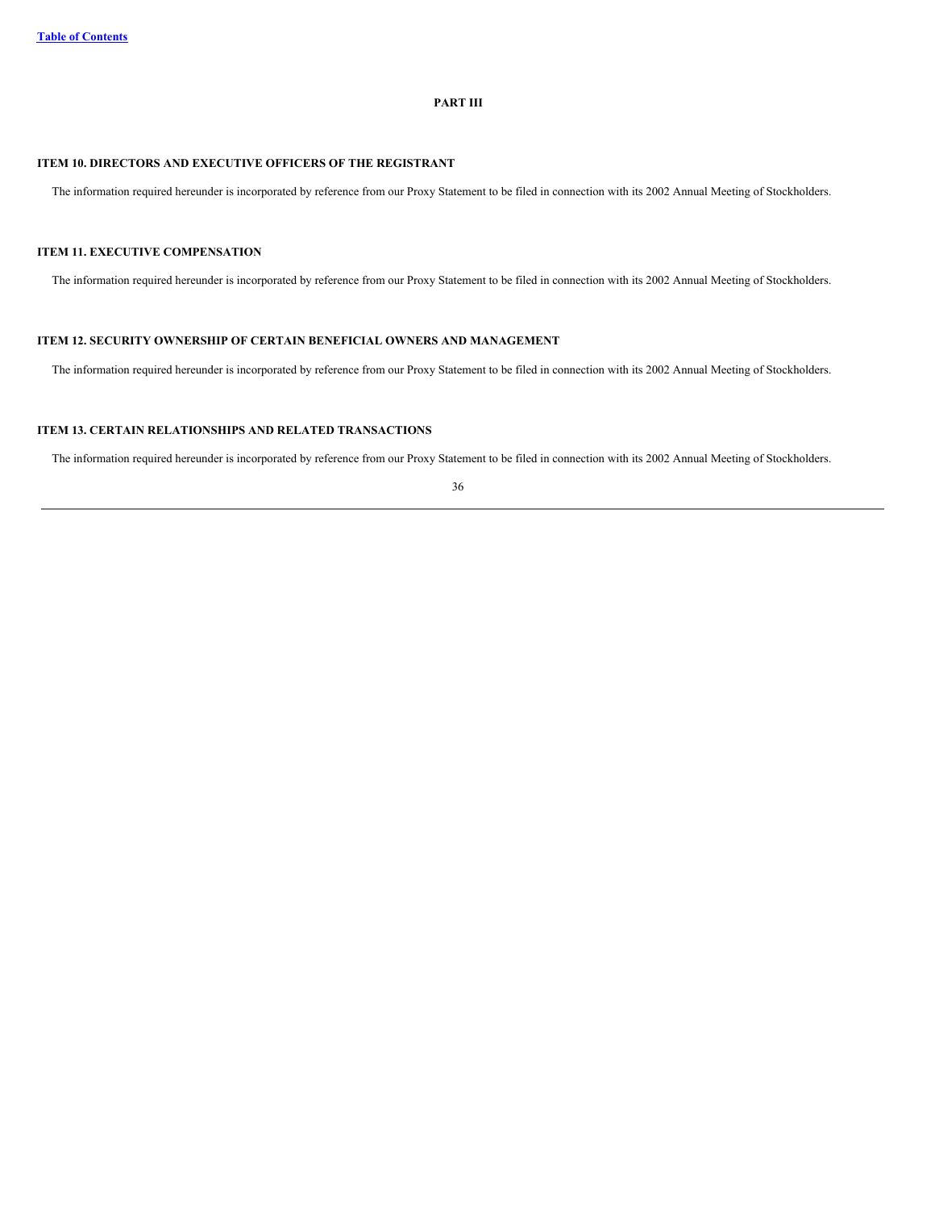## PART III

### ITEM 10. DIRECTORS AND EXECUTIVE OFFICERS OF THE REGISTRANT

The information required hereunder is incorporated by reference from our Proxy Statement to be filed in connection with its 2002 Annual Meeting of Stockholders.

### ITEM 11. EXECUTIVE COMPENSATION

The information required hereunder is incorporated by reference from our Proxy Statement to be filed in connection with its 2002 Annual Meeting of Stockholders.

### ITEM 12. SECURITY OWNERSHIP OF CERTAIN BENEFICIAL OWNERS AND MANAGEMENT

The information required hereunder is incorporated by reference from our Proxy Statement to be filed in connection with its 2002 Annual Meeting of Stockholders.

### ITEM 13. CERTAIN RELATIONSHIPS AND RELATED TRANSACTIONS

The information required hereunder is incorporated by reference from our Proxy Statement to be filed in connection with its 2002 Annual Meeting of Stockholders.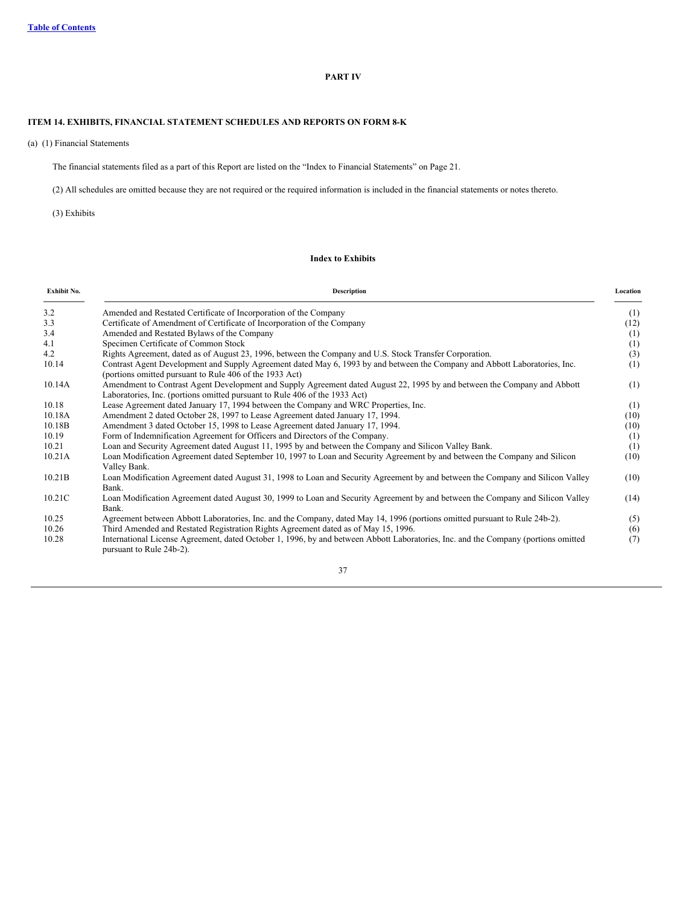## PART IV

### ITEM 14. EXHIBITS, FINANCIAL STATEMENT SCHEDULES AND REPORTS ON FORM 8-K

(a) (1) Financial Statements

The financial statements filed as a part of this Report are listed on the "Index to Financial Statements" on Page 21.

(2) All schedules are omitted because they are not required or the required information is included in the financial statements or notes thereto.

(3) Exhibits

**Index to Exhibits**

| Exhibit No. | Description | Location |
|---|---|---|
| 3.2 | Amended and Restated Certificate of Incorporation of the Company | (1) |
| 3.3 | Certificate of Amendment of Certificate of Incorporation of the Company | (12) |
| 3.4 | Amended and Restated Bylaws of the Company | (1) |
| 4.1 | Specimen Certificate of Common Stock | (1) |
| 4.2 | Rights Agreement, dated as of August 23, 1996, between the Company and U.S. Stock Transfer Corporation. | (3) |
| 10.14 | Contrast Agent Development and Supply Agreement dated May 6, 1993 by and between the Company and Abbott Laboratories, Inc. (portions omitted pursuant to Rule 406 of the 1933 Act) | (1) |
| 10.14A | Amendment to Contrast Agent Development and Supply Agreement dated August 22, 1995 by and between the Company and Abbott Laboratories, Inc. (portions omitted pursuant to Rule 406 of the 1933 Act) | (1) |
| 10.18 | Lease Agreement dated January 17, 1994 between the Company and WRC Properties, Inc. | (1) |
| 10.18A | Amendment 2 dated October 28, 1997 to Lease Agreement dated January 17, 1994. | (10) |
| 10.18B | Amendment 3 dated October 15, 1998 to Lease Agreement dated January 17, 1994. | (10) |
| 10.19 | Form of Indemnification Agreement for Officers and Directors of the Company. | (1) |
| 10.21 | Loan and Security Agreement dated August 11, 1995 by and between the Company and Silicon Valley Bank. | (1) |
| 10.21A | Loan Modification Agreement dated September 10, 1997 to Loan and Security Agreement by and between the Company and Silicon Valley Bank. | (10) |
| 10.21B | Loan Modification Agreement dated August 31, 1998 to Loan and Security Agreement by and between the Company and Silicon Valley Bank. | (10) |
| 10.21C | Loan Modification Agreement dated August 30, 1999 to Loan and Security Agreement by and between the Company and Silicon Valley Bank. | (14) |
| 10.25 | Agreement between Abbott Laboratories, Inc. and the Company, dated May 14, 1996 (portions omitted pursuant to Rule 24b-2). | (5) |
| 10.26 | Third Amended and Restated Registration Rights Agreement dated as of May 15, 1996. | (6) |
| 10.28 | International License Agreement, dated October 1, 1996, by and between Abbott Laboratories, Inc. and the Company (portions omitted pursuant to Rule 24b-2). | (7) |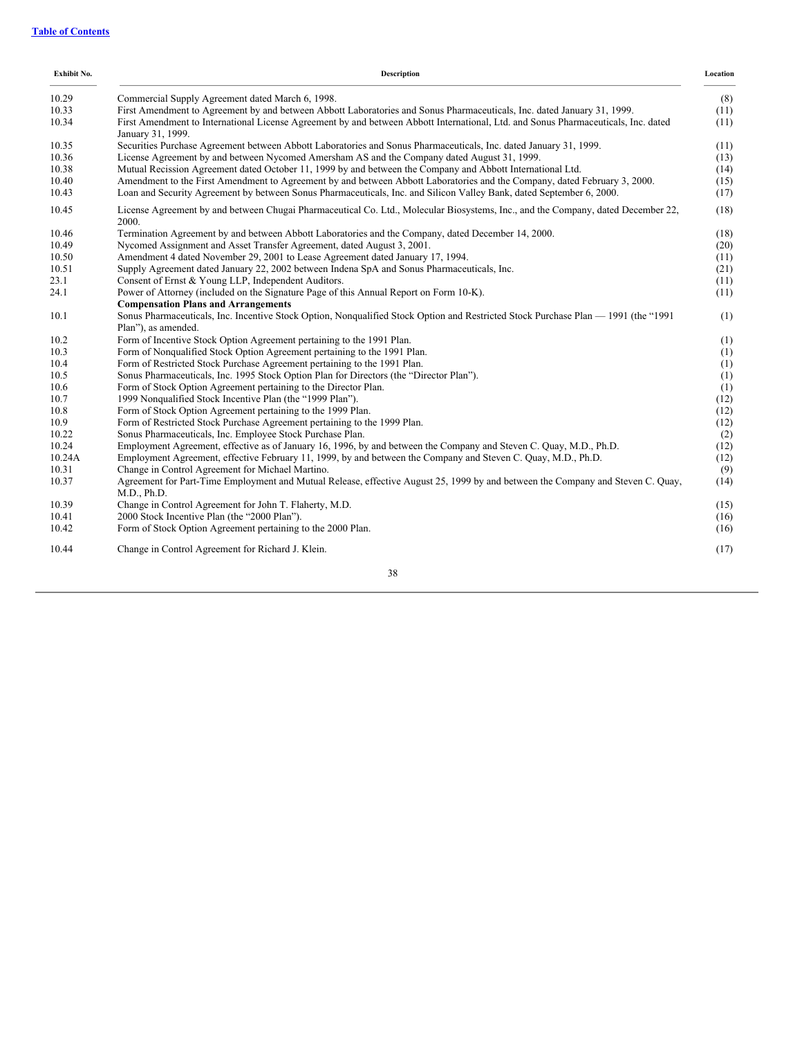| Exhibit No. | Description | Location |
| --- | --- | --- |
| 10.29 | Commercial Supply Agreement dated March 6, 1998. | (8) |
| 10.33 | First Amendment to Agreement by and between Abbott Laboratories and Sonus Pharmaceuticals, Inc. dated January 31, 1999. | (11) |
| 10.34 | First Amendment to International License Agreement by and between Abbott International, Ltd. and Sonus Pharmaceuticals, Inc. dated January 31, 1999. | (11) |
| 10.35 | Securities Purchase Agreement between Abbott Laboratories and Sonus Pharmaceuticals, Inc. dated January 31, 1999. | (11) |
| 10.36 | License Agreement by and between Nycomed Amersham AS and the Company dated August 31, 1999. | (13) |
| 10.38 | Mutual Recission Agreement dated October 11, 1999 by and between the Company and Abbott International Ltd. | (14) |
| 10.40 | Amendment to the First Amendment to Agreement by and between Abbott Laboratories and the Company, dated February 3, 2000. | (15) |
| 10.43 | Loan and Security Agreement by between Sonus Pharmaceuticals, Inc. and Silicon Valley Bank, dated September 6, 2000. | (17) |
| 10.45 | License Agreement by and between Chugai Pharmaceutical Co. Ltd., Molecular Biosystems, Inc., and the Company, dated December 22, 2000. | (18) |
| 10.46 | Termination Agreement by and between Abbott Laboratories and the Company, dated December 14, 2000. | (18) |
| 10.49 | Nycomed Assignment and Asset Transfer Agreement, dated August 3, 2001. | (20) |
| 10.50 | Amendment 4 dated November 29, 2001 to Lease Agreement dated January 17, 1994. | (11) |
| 10.51 | Supply Agreement dated January 22, 2002 between Indena SpA and Sonus Pharmaceuticals, Inc. | (21) |
| 23.1 | Consent of Ernst & Young LLP, Independent Auditors. | (11) |
| 24.1 | Power of Attorney (included on the Signature Page of this Annual Report on Form 10-K). | (11) |
| | **Compensation Plans and Arrangements** | |
| 10.1 | Sonus Pharmaceuticals, Inc. Incentive Stock Option, Nonqualified Stock Option and Restricted Stock Purchase Plan — 1991 (the "1991 Plan"), as amended. | (1) |
| 10.2 | Form of Incentive Stock Option Agreement pertaining to the 1991 Plan. | (1) |
| 10.3 | Form of Nonqualified Stock Option Agreement pertaining to the 1991 Plan. | (1) |
| 10.4 | Form of Restricted Stock Purchase Agreement pertaining to the 1991 Plan. | (1) |
| 10.5 | Sonus Pharmaceuticals, Inc. 1995 Stock Option Plan for Directors (the "Director Plan"). | (1) |
| 10.6 | Form of Stock Option Agreement pertaining to the Director Plan. | (1) |
| 10.7 | 1999 Nonqualified Stock Incentive Plan (the "1999 Plan"). | (12) |
| 10.8 | Form of Stock Option Agreement pertaining to the 1999 Plan. | (12) |
| 10.9 | Form of Restricted Stock Purchase Agreement pertaining to the 1999 Plan. | (12) |
| 10.22 | Sonus Pharmaceuticals, Inc. Employee Stock Purchase Plan. | (2) |
| 10.24 | Employment Agreement, effective as of January 16, 1996, by and between the Company and Steven C. Quay, M.D., Ph.D. | (12) |
| 10.24A | Employment Agreement, effective February 11, 1999, by and between the Company and Steven C. Quay, M.D., Ph.D. | (12) |
| 10.31 | Change in Control Agreement for Michael Martino. | (9) |
| 10.37 | Agreement for Part-Time Employment and Mutual Release, effective August 25, 1999 by and between the Company and Steven C. Quay, M.D., Ph.D. | (14) |
| 10.39 | Change in Control Agreement for John T. Flaherty, M.D. | (15) |
| 10.41 | 2000 Stock Incentive Plan (the "2000 Plan"). | (16) |
| 10.42 | Form of Stock Option Agreement pertaining to the 2000 Plan. | (16) |
| 10.44 | Change in Control Agreement for Richard J. Klein. | (17) |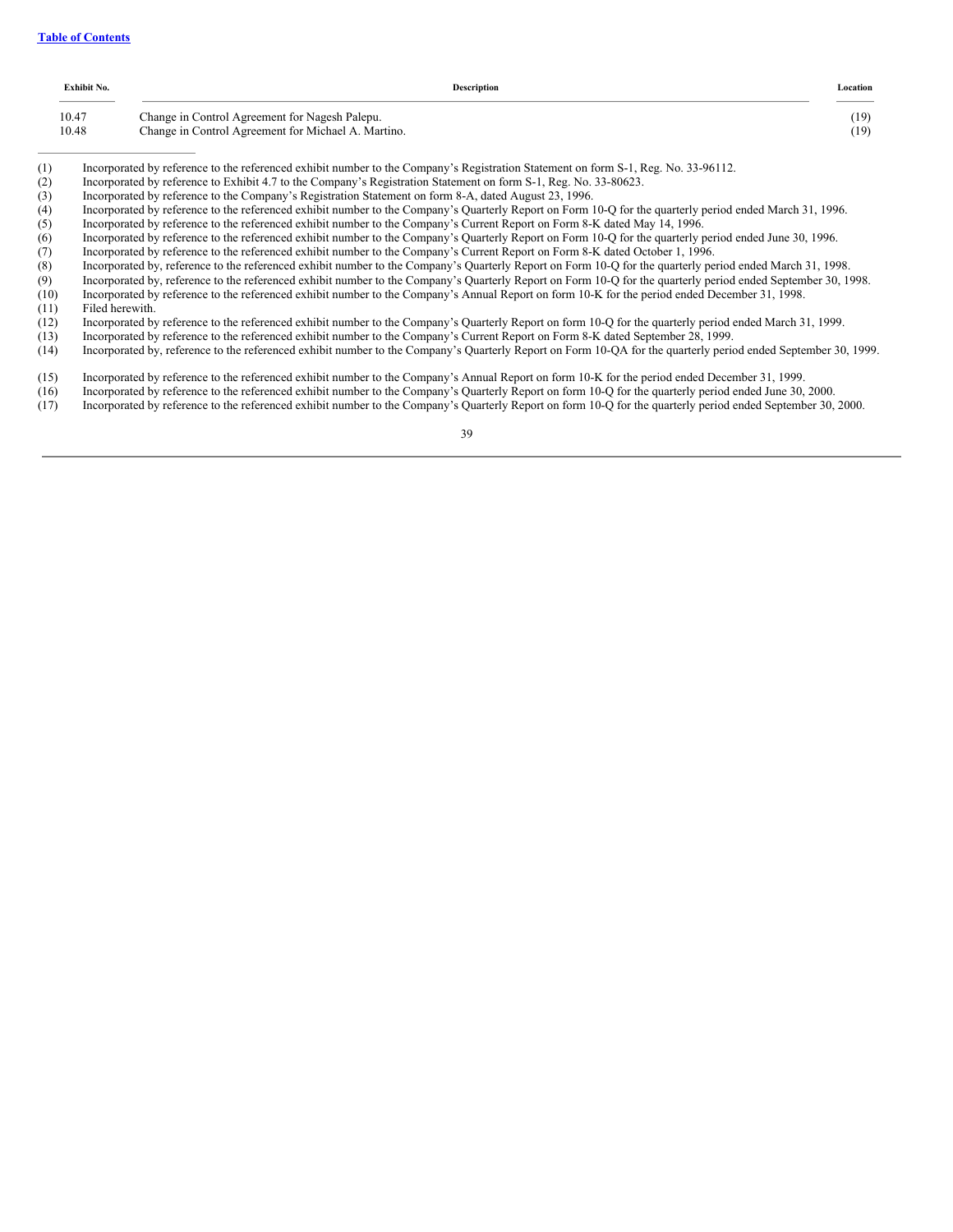[Table of Contents](#)

| Exhibit No. | Description | Location |
|---|---|---|
| 10.47 | Change in Control Agreement for Nagesh Palepu. | (19) |
| 10.48 | Change in Control Agreement for Michael A. Martino. | (19) |

---

(1) Incorporated by reference to the referenced exhibit number to the Company's Registration Statement on form S-1, Reg. No. 33-96112.
(2) Incorporated by reference to Exhibit 4.7 to the Company's Registration Statement on form S-1, Reg. No. 33-80623.
(3) Incorporated by reference to the Company's Registration Statement on form 8-A, dated August 23, 1996.
(4) Incorporated by reference to the referenced exhibit number to the Company's Quarterly Report on Form 10-Q for the quarterly period ended March 31, 1996.
(5) Incorporated by reference to the referenced exhibit number to the Company's Current Report on Form 8-K dated May 14, 1996.
(6) Incorporated by reference to the referenced exhibit number to the Company's Quarterly Report on Form 10-Q for the quarterly period ended June 30, 1996.
(7) Incorporated by reference to the referenced exhibit number to the Company's Current Report on Form 8-K dated October 1, 1996.
(8) Incorporated by, reference to the referenced exhibit number to the Company's Quarterly Report on Form 10-Q for the quarterly period ended March 31, 1998.
(9) Incorporated by, reference to the referenced exhibit number to the Company's Quarterly Report on Form 10-Q for the quarterly period ended September 30, 1998.
(10) Incorporated by reference to the referenced exhibit number to the Company's Annual Report on form 10-K for the period ended December 31, 1998.
(11) Filed herewith.
(12) Incorporated by reference to the referenced exhibit number to the Company's Quarterly Report on form 10-Q for the quarterly period ended March 31, 1999.
(13) Incorporated by reference to the referenced exhibit number to the Company's Current Report on Form 8-K dated September 28, 1999.
(14) Incorporated by, reference to the referenced exhibit number to the Company's Quarterly Report on Form 10-QA for the quarterly period ended September 30, 1999.
(15) Incorporated by reference to the referenced exhibit number to the Company's Annual Report on form 10-K for the period ended December 31, 1999.
(16) Incorporated by reference to the referenced exhibit number to the Company's Quarterly Report on form 10-Q for the quarterly period ended June 30, 2000.
(17) Incorporated by reference to the referenced exhibit number to the Company's Quarterly Report on form 10-Q for the quarterly period ended September 30, 2000.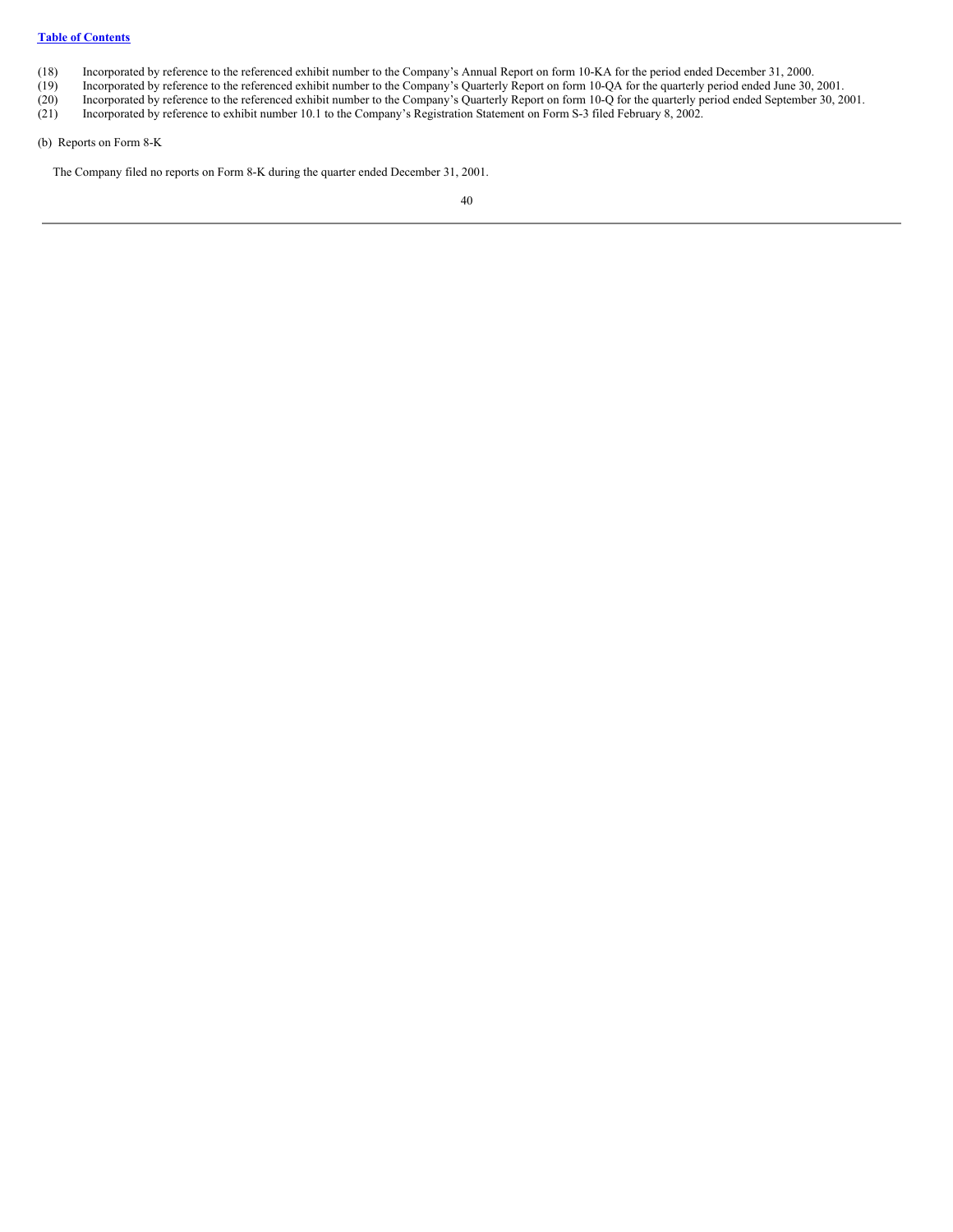(18) Incorporated by reference to the referenced exhibit number to the Company's Annual Report on form 10-KA for the period ended December 31, 2000.
(19) Incorporated by reference to the referenced exhibit number to the Company's Quarterly Report on form 10-QA for the quarterly period ended June 30, 2001.
(20) Incorporated by reference to the referenced exhibit number to the Company's Quarterly Report on form 10-Q for the quarterly period ended September 30, 2001.
(21) Incorporated by reference to exhibit number 10.1 to the Company's Registration Statement on Form S-3 filed February 8, 2002.

(b) Reports on Form 8-K

The Company filed no reports on Form 8-K during the quarter ended December 31, 2001.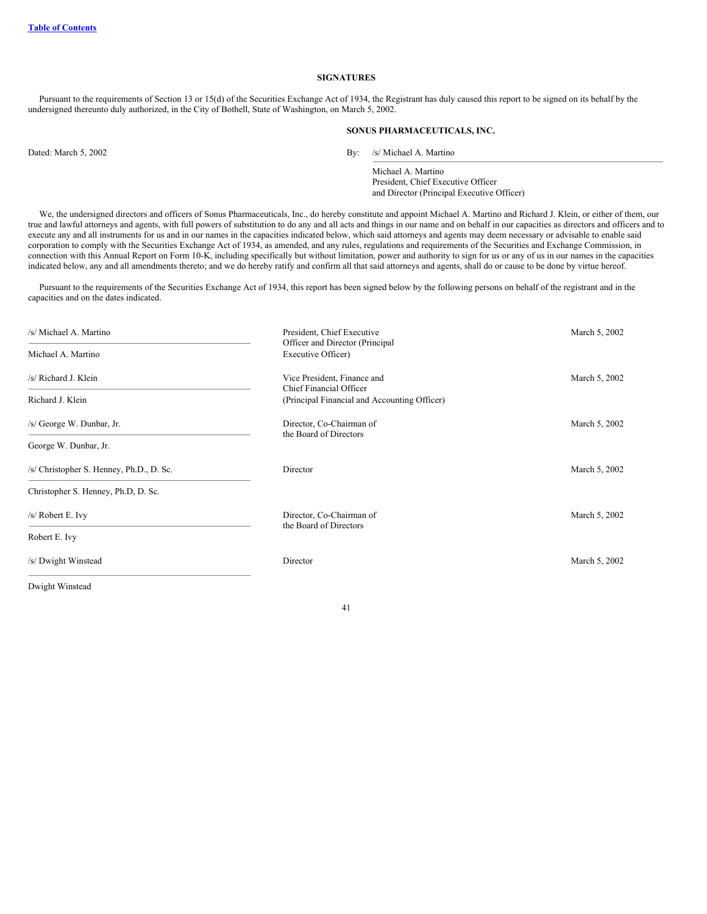## SIGNATURES

Pursuant to the requirements of Section 13 or 15(d) of the Securities Exchange Act of 1934, the Registrant has duly caused this report to be signed on its behalf by the undersigned thereunto duly authorized, in the City of Bothell, State of Washington, on March 5, 2002.

**SONUS PHARMACEUTICALS, INC.**

Dated: March 5, 2002

By: /s/ Michael A. Martino

Michael A. Martino
President, Chief Executive Officer
and Director (Principal Executive Officer)

We, the undersigned directors and officers of Sonus Pharmaceuticals, Inc., do hereby constitute and appoint Michael A. Martino and Richard J. Klein, or either of them, our true and lawful attorneys and agents, with full powers of substitution to do any and all acts and things in our name and on behalf in our capacities as directors and officers and to execute any and all instruments for us and in our names in the capacities indicated below, which said attorneys and agents may deem necessary or advisable to enable said corporation to comply with the Securities Exchange Act of 1934, as amended, and any rules, regulations and requirements of the Securities and Exchange Commission, in connection with this Annual Report on Form 10-K, including specifically but without limitation, power and authority to sign for us or any of us in our names in the capacities indicated below, any and all amendments thereto; and we do hereby ratify and confirm all that said attorneys and agents, shall do or cause to be done by virtue hereof.

Pursuant to the requirements of the Securities Exchange Act of 1934, this report has been signed below by the following persons on behalf of the registrant and in the capacities and on the dates indicated.

| Signature | Title | Date |
|---|---|---|
| /s/ Michael A. Martino<br>Michael A. Martino | President, Chief Executive Officer and Director (Principal Executive Officer) | March 5, 2002 |
| /s/ Richard J. Klein<br>Richard J. Klein | Vice President, Finance and Chief Financial Officer (Principal Financial and Accounting Officer) | March 5, 2002 |
| /s/ George W. Dunbar, Jr.<br>George W. Dunbar, Jr. | Director, Co-Chairman of the Board of Directors | March 5, 2002 |
| /s/ Christopher S. Henney, Ph.D., D. Sc.<br>Christopher S. Henney, Ph.D, D. Sc. | Director | March 5, 2002 |
| /s/ Robert E. Ivy<br>Robert E. Ivy | Director, Co-Chairman of the Board of Directors | March 5, 2002 |
| /s/ Dwight Winstead<br>Dwight Winstead | Director | March 5, 2002 |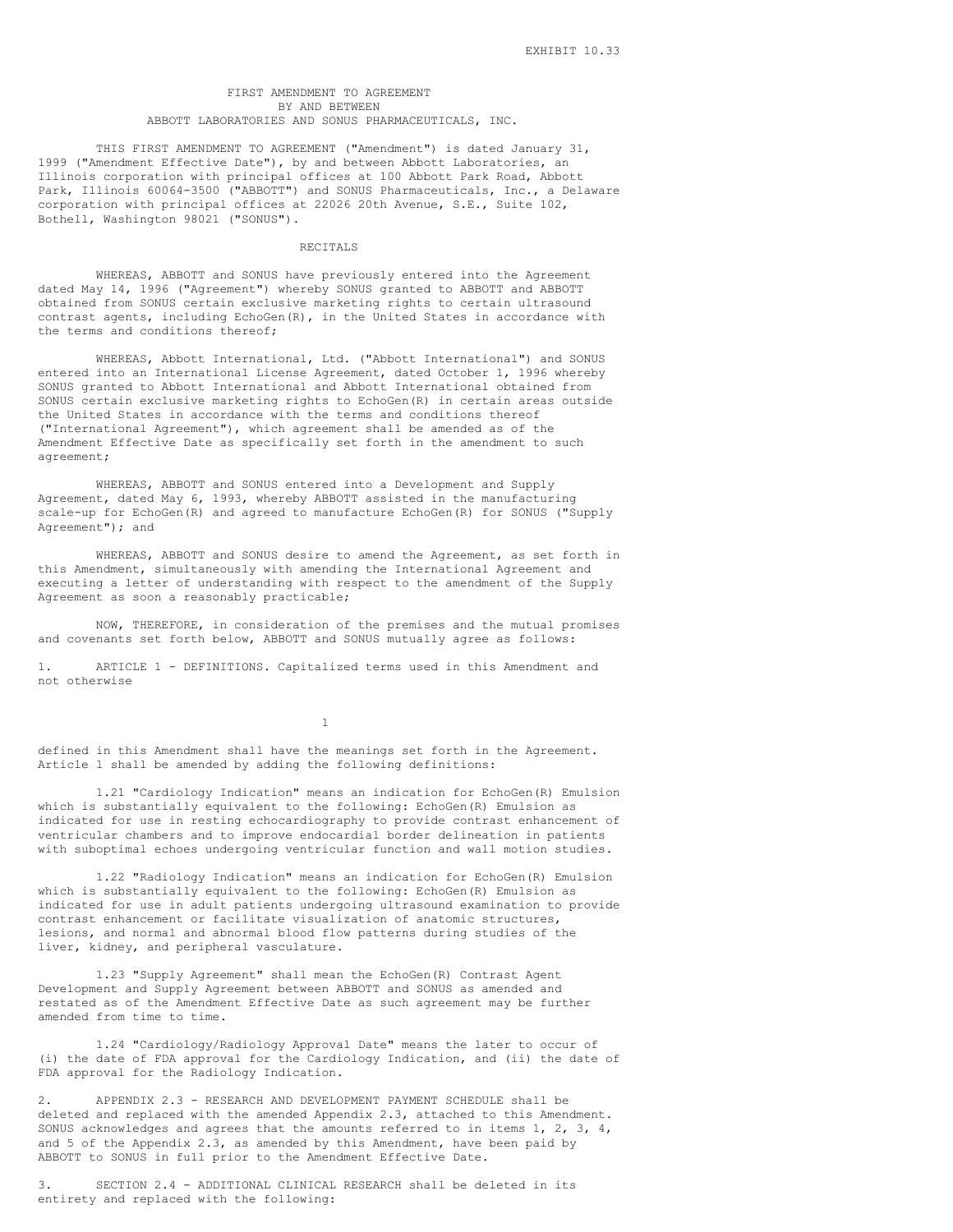EXHIBIT 10.33

# FIRST AMENDMENT TO AGREEMENT BY AND BETWEEN ABBOTT LABORATORIES AND SONUS PHARMACEUTICALS, INC.

THIS FIRST AMENDMENT TO AGREEMENT ("Amendment") is dated January 31, 1999 ("Amendment Effective Date"), by and between Abbott Laboratories, an Illinois corporation with principal offices at 100 Abbott Park Road, Abbott Park, Illinois 60064-3500 ("ABBOTT") and SONUS Pharmaceuticals, Inc., a Delaware corporation with principal offices at 22026 20th Avenue, S.E., Suite 102, Bothell, Washington 98021 ("SONUS").

## RECITALS

WHEREAS, ABBOTT and SONUS have previously entered into the Agreement dated May 14, 1996 ("Agreement") whereby SONUS granted to ABBOTT and ABBOTT obtained from SONUS certain exclusive marketing rights to certain ultrasound contrast agents, including EchoGen(R), in the United States in accordance with the terms and conditions thereof;

WHEREAS, Abbott International, Ltd. ("Abbott International") and SONUS entered into an International License Agreement, dated October 1, 1996 whereby SONUS granted to Abbott International and Abbott International obtained from SONUS certain exclusive marketing rights to EchoGen(R) in certain areas outside the United States in accordance with the terms and conditions thereof ("International Agreement"), which agreement shall be amended as of the Amendment Effective Date as specifically set forth in the amendment to such agreement;

WHEREAS, ABBOTT and SONUS entered into a Development and Supply Agreement, dated May 6, 1993, whereby ABBOTT assisted in the manufacturing scale-up for EchoGen(R) and agreed to manufacture EchoGen(R) for SONUS ("Supply Agreement"); and

WHEREAS, ABBOTT and SONUS desire to amend the Agreement, as set forth in this Amendment, simultaneously with amending the International Agreement and executing a letter of understanding with respect to the amendment of the Supply Agreement as soon a reasonably practicable;

NOW, THEREFORE, in consideration of the premises and the mutual promises and covenants set forth below, ABBOTT and SONUS mutually agree as follows:

1. ARTICLE 1 - DEFINITIONS. Capitalized terms used in this Amendment and not otherwise defined in this Amendment shall have the meanings set forth in the Agreement. Article 1 shall be amended by adding the following definitions:

1.21 "Cardiology Indication" means an indication for EchoGen(R) Emulsion which is substantially equivalent to the following: EchoGen(R) Emulsion as indicated for use in resting echocardiography to provide contrast enhancement of ventricular chambers and to improve endocardial border delineation in patients with suboptimal echoes undergoing ventricular function and wall motion studies.

1.22 "Radiology Indication" means an indication for EchoGen(R) Emulsion which is substantially equivalent to the following: EchoGen(R) Emulsion as indicated for use in adult patients undergoing ultrasound examination to provide contrast enhancement or facilitate visualization of anatomic structures, lesions, and normal and abnormal blood flow patterns during studies of the liver, kidney, and peripheral vasculature.

1.23 "Supply Agreement" shall mean the EchoGen(R) Contrast Agent Development and Supply Agreement between ABBOTT and SONUS as amended and restated as of the Amendment Effective Date as such agreement may be further amended from time to time.

1.24 "Cardiology/Radiology Approval Date" means the later to occur of (i) the date of FDA approval for the Cardiology Indication, and (ii) the date of FDA approval for the Radiology Indication.

2. APPENDIX 2.3 - RESEARCH AND DEVELOPMENT PAYMENT SCHEDULE shall be deleted and replaced with the amended Appendix 2.3, attached to this Amendment. SONUS acknowledges and agrees that the amounts referred to in items 1, 2, 3, 4, and 5 of the Appendix 2.3, as amended by this Amendment, have been paid by ABBOTT to SONUS in full prior to the Amendment Effective Date.

3. SECTION 2.4 - ADDITIONAL CLINICAL RESEARCH shall be deleted in its entirety and replaced with the following: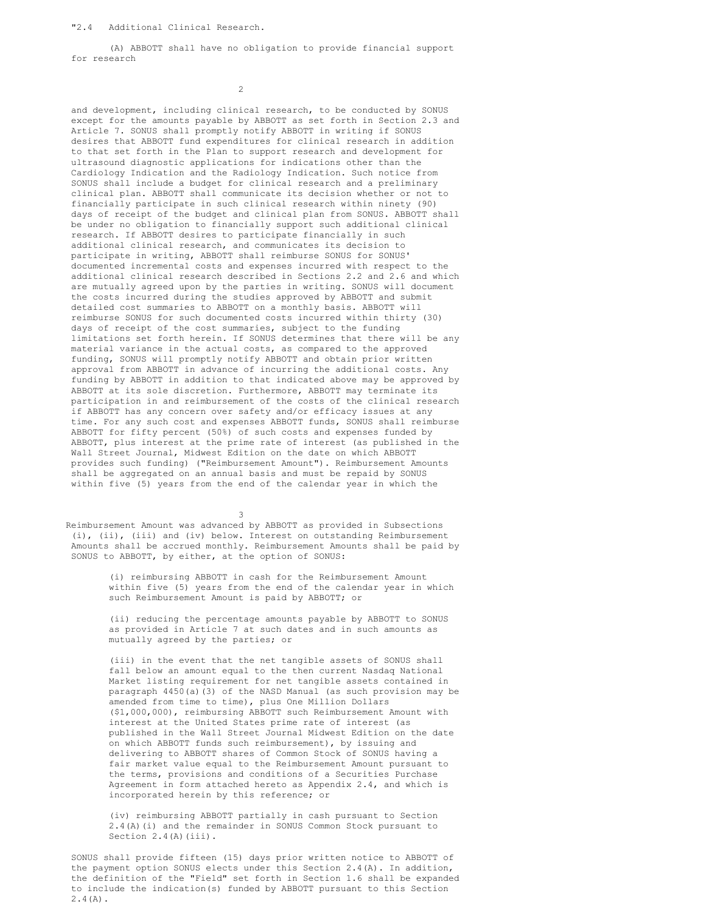"2.4 Additional Clinical Research.

(A) ABBOTT shall have no obligation to provide financial support for research and development, including clinical research, to be conducted by SONUS except for the amounts payable by ABBOTT as set forth in Section 2.3 and Article 7. SONUS shall promptly notify ABBOTT in writing if SONUS desires that ABBOTT fund expenditures for clinical research in addition to that set forth in the Plan to support research and development for ultrasound diagnostic applications for indications other than the Cardiology Indication and the Radiology Indication. Such notice from SONUS shall include a budget for clinical research and a preliminary clinical plan. ABBOTT shall communicate its decision whether or not to financially participate in such clinical research within ninety (90) days of receipt of the budget and clinical plan from SONUS. ABBOTT shall be under no obligation to financially support such additional clinical research. If ABBOTT desires to participate financially in such additional clinical research, and communicates its decision to participate in writing, ABBOTT shall reimburse SONUS for SONUS' documented incremental costs and expenses incurred with respect to the additional clinical research described in Sections 2.2 and 2.6 and which are mutually agreed upon by the parties in writing. SONUS will document the costs incurred during the studies approved by ABBOTT and submit detailed cost summaries to ABBOTT on a monthly basis. ABBOTT will reimburse SONUS for such documented costs incurred within thirty (30) days of receipt of the cost summaries, subject to the funding limitations set forth herein. If SONUS determines that there will be any material variance in the actual costs, as compared to the approved funding, SONUS will promptly notify ABBOTT and obtain prior written approval from ABBOTT in advance of incurring the additional costs. Any funding by ABBOTT in addition to that indicated above may be approved by ABBOTT at its sole discretion. Furthermore, ABBOTT may terminate its participation in and reimbursement of the costs of the clinical research if ABBOTT has any concern over safety and/or efficacy issues at any time. For any such cost and expenses ABBOTT funds, SONUS shall reimburse ABBOTT for fifty percent (50%) of such costs and expenses funded by ABBOTT, plus interest at the prime rate of interest (as published in the Wall Street Journal, Midwest Edition on the date on which ABBOTT provides such funding) ("Reimbursement Amount"). Reimbursement Amounts shall be aggregated on an annual basis and must be repaid by SONUS within five (5) years from the end of the calendar year in which the Reimbursement Amount was advanced by ABBOTT as provided in Subsections (i), (ii), (iii) and (iv) below. Interest on outstanding Reimbursement Amounts shall be accrued monthly. Reimbursement Amounts shall be paid by SONUS to ABBOTT, by either, at the option of SONUS:

(i) reimbursing ABBOTT in cash for the Reimbursement Amount within five (5) years from the end of the calendar year in which such Reimbursement Amount is paid by ABBOTT; or

(ii) reducing the percentage amounts payable by ABBOTT to SONUS as provided in Article 7 at such dates and in such amounts as mutually agreed by the parties; or

(iii) in the event that the net tangible assets of SONUS shall fall below an amount equal to the then current Nasdaq National Market listing requirement for net tangible assets contained in paragraph 4450(a)(3) of the NASD Manual (as such provision may be amended from time to time), plus One Million Dollars ($1,000,000), reimbursing ABBOTT such Reimbursement Amount with interest at the United States prime rate of interest (as published in the Wall Street Journal Midwest Edition on the date on which ABBOTT funds such reimbursement), by issuing and delivering to ABBOTT shares of Common Stock of SONUS having a fair market value equal to the Reimbursement Amount pursuant to the terms, provisions and conditions of a Securities Purchase Agreement in form attached hereto as Appendix 2.4, and which is incorporated herein by this reference; or

(iv) reimbursing ABBOTT partially in cash pursuant to Section 2.4(A)(i) and the remainder in SONUS Common Stock pursuant to Section 2.4(A)(iii).

SONUS shall provide fifteen (15) days prior written notice to ABBOTT of the payment option SONUS elects under this Section 2.4(A). In addition, the definition of the "Field" set forth in Section 1.6 shall be expanded to include the indication(s) funded by ABBOTT pursuant to this Section 2.4(A).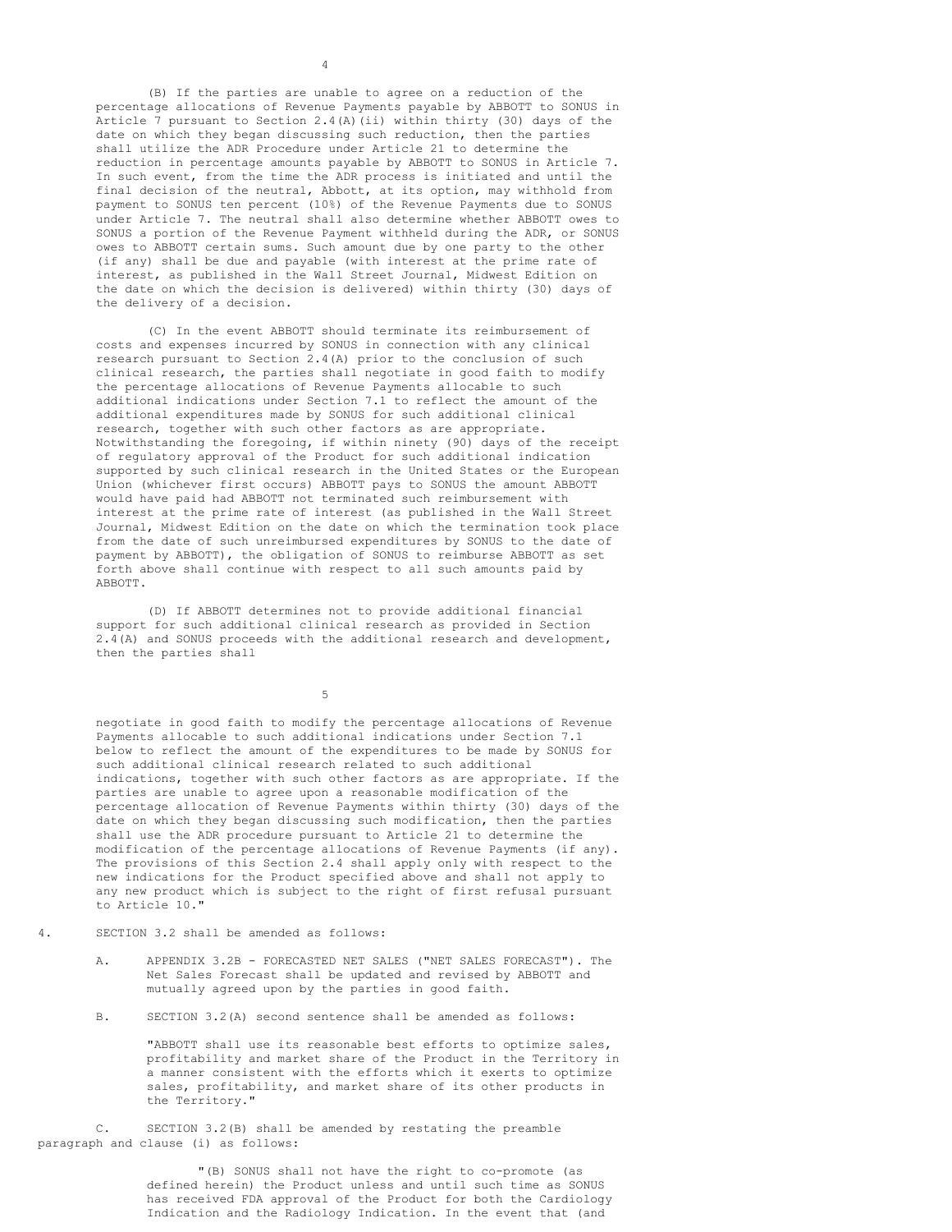(B) If the parties are unable to agree on a reduction of the percentage allocations of Revenue Payments payable by ABBOTT to SONUS in Article 7 pursuant to Section 2.4(A)(ii) within thirty (30) days of the date on which they began discussing such reduction, then the parties shall utilize the ADR Procedure under Article 21 to determine the reduction in percentage amounts payable by ABBOTT to SONUS in Article 7. In such event, from the time the ADR process is initiated and until the final decision of the neutral, Abbott, at its option, may withhold from payment to SONUS ten percent (10%) of the Revenue Payments due to SONUS under Article 7. The neutral shall also determine whether ABBOTT owes to SONUS a portion of the Revenue Payment withheld during the ADR, or SONUS owes to ABBOTT certain sums. Such amount due by one party to the other (if any) shall be due and payable (with interest at the prime rate of interest, as published in the Wall Street Journal, Midwest Edition on the date on which the decision is delivered) within thirty (30) days of the delivery of a decision.

(C) In the event ABBOTT should terminate its reimbursement of costs and expenses incurred by SONUS in connection with any clinical research pursuant to Section 2.4(A) prior to the conclusion of such clinical research, the parties shall negotiate in good faith to modify the percentage allocations of Revenue Payments allocable to such additional indications under Section 7.1 to reflect the amount of the additional expenditures made by SONUS for such additional clinical research, together with such other factors as are appropriate. Notwithstanding the foregoing, if within ninety (90) days of the receipt of regulatory approval of the Product for such additional indication supported by such clinical research in the United States or the European Union (whichever first occurs) ABBOTT pays to SONUS the amount ABBOTT would have paid had ABBOTT not terminated such reimbursement with interest at the prime rate of interest (as published in the Wall Street Journal, Midwest Edition on the date on which the termination took place from the date of such unreimbursed expenditures by SONUS to the date of payment by ABBOTT), the obligation of SONUS to reimburse ABBOTT as set forth above shall continue with respect to all such amounts paid by ABBOTT.

(D) If ABBOTT determines not to provide additional financial support for such additional clinical research as provided in Section 2.4(A) and SONUS proceeds with the additional research and development, then the parties shall negotiate in good faith to modify the percentage allocations of Revenue Payments allocable to such additional indications under Section 7.1 below to reflect the amount of the expenditures to be made by SONUS for such additional clinical research related to such additional indications, together with such other factors as are appropriate. If the parties are unable to agree upon a reasonable modification of the percentage allocation of Revenue Payments within thirty (30) days of the date on which they began discussing such modification, then the parties shall use the ADR procedure pursuant to Article 21 to determine the modification of the percentage allocations of Revenue Payments (if any). The provisions of this Section 2.4 shall apply only with respect to the new indications for the Product specified above and shall not apply to any new product which is subject to the right of first refusal pursuant to Article 10."

4. SECTION 3.2 shall be amended as follows:

   A. APPENDIX 3.2B - FORECASTED NET SALES ("NET SALES FORECAST"). The Net Sales Forecast shall be updated and revised by ABBOTT and mutually agreed upon by the parties in good faith.

   B. SECTION 3.2(A) second sentence shall be amended as follows:

      "ABBOTT shall use its reasonable best efforts to optimize sales, profitability and market share of the Product in the Territory in a manner consistent with the efforts which it exerts to optimize sales, profitability, and market share of its other products in the Territory."

   C. SECTION 3.2(B) shall be amended by restating the preamble paragraph and clause (i) as follows:

      "(B) SONUS shall not have the right to co-promote (as defined herein) the Product unless and until such time as SONUS has received FDA approval of the Product for both the Cardiology Indication and the Radiology Indication. In the event that (and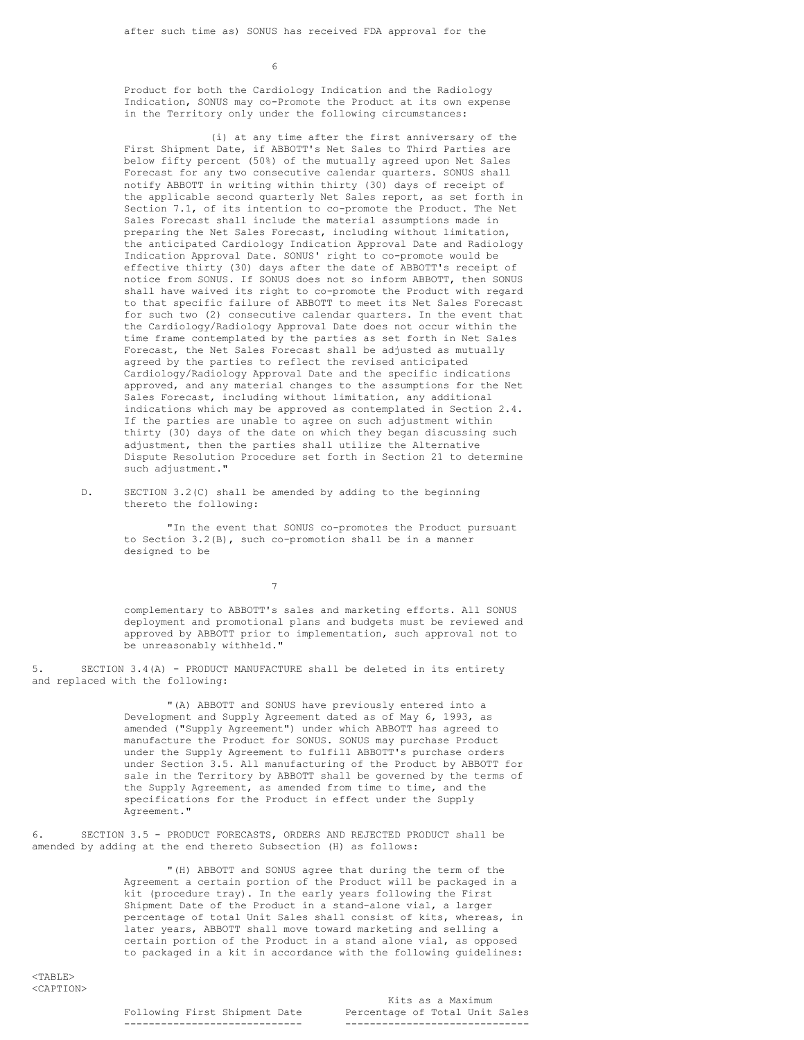after such time as) SONUS has received FDA approval for the

Product for both the Cardiology Indication and the Radiology Indication, SONUS may co-Promote the Product at its own expense in the Territory only under the following circumstances:

(i) at any time after the first anniversary of the First Shipment Date, if ABBOTT's Net Sales to Third Parties are below fifty percent (50%) of the mutually agreed upon Net Sales Forecast for any two consecutive calendar quarters. SONUS shall notify ABBOTT in writing within thirty (30) days of receipt of the applicable second quarterly Net Sales report, as set forth in Section 7.1, of its intention to co-promote the Product. The Net Sales Forecast shall include the material assumptions made in preparing the Net Sales Forecast, including without limitation, the anticipated Cardiology Indication Approval Date and Radiology Indication Approval Date. SONUS' right to co-promote would be effective thirty (30) days after the date of ABBOTT's receipt of notice from SONUS. If SONUS does not so inform ABBOTT, then SONUS shall have waived its right to co-promote the Product with regard to that specific failure of ABBOTT to meet its Net Sales Forecast for such two (2) consecutive calendar quarters. In the event that the Cardiology/Radiology Approval Date does not occur within the time frame contemplated by the parties as set forth in Net Sales Forecast, the Net Sales Forecast shall be adjusted as mutually agreed by the parties to reflect the revised anticipated Cardiology/Radiology Approval Date and the specific indications approved, and any material changes to the assumptions for the Net Sales Forecast, including without limitation, any additional indications which may be approved as contemplated in Section 2.4. If the parties are unable to agree on such adjustment within thirty (30) days of the date on which they began discussing such adjustment, then the parties shall utilize the Alternative Dispute Resolution Procedure set forth in Section 21 to determine such adjustment."

D. SECTION 3.2(C) shall be amended by adding to the beginning thereto the following:

"In the event that SONUS co-promotes the Product pursuant to Section 3.2(B), such co-promotion shall be in a manner designed to be complementary to ABBOTT's sales and marketing efforts. All SONUS deployment and promotional plans and budgets must be reviewed and approved by ABBOTT prior to implementation, such approval not to be unreasonably withheld."

5. SECTION 3.4(A) - PRODUCT MANUFACTURE shall be deleted in its entirety and replaced with the following:

"(A) ABBOTT and SONUS have previously entered into a Development and Supply Agreement dated as of May 6, 1993, as amended ("Supply Agreement") under which ABBOTT has agreed to manufacture the Product for SONUS. SONUS may purchase Product under the Supply Agreement to fulfill ABBOTT's purchase orders under Section 3.5. All manufacturing of the Product by ABBOTT for sale in the Territory by ABBOTT shall be governed by the terms of the Supply Agreement, as amended from time to time, and the specifications for the Product in effect under the Supply Agreement."

6. SECTION 3.5 - PRODUCT FORECASTS, ORDERS AND REJECTED PRODUCT shall be amended by adding at the end thereto Subsection (H) as follows:

"(H) ABBOTT and SONUS agree that during the term of the Agreement a certain portion of the Product will be packaged in a kit (procedure tray). In the early years following the First Shipment Date of the Product in a stand-alone vial, a larger percentage of total Unit Sales shall consist of kits, whereas, in later years, ABBOTT shall move toward marketing and selling a certain portion of the Product in a stand alone vial, as opposed to packaged in a kit in accordance with the following guidelines:

| Following First Shipment Date | Kits as a Maximum Percentage of Total Unit Sales |
| --- | --- |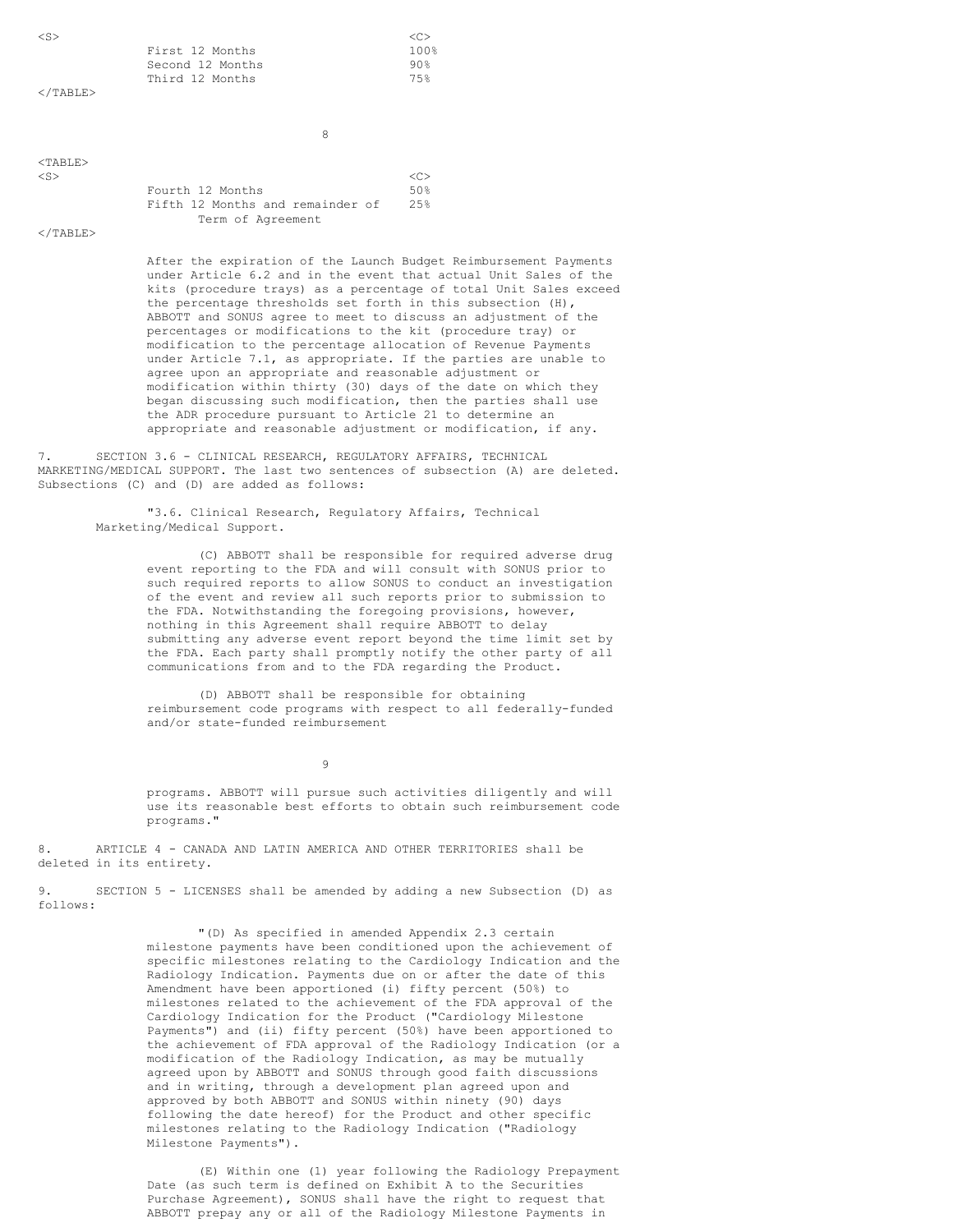| | |
|---|---|
| First 12 Months | 100% |
| Second 12 Months | 90% |
| Third 12 Months | 75% |
| Fourth 12 Months | 50% |
| Fifth 12 Months and remainder of Term of Agreement | 25% |

After the expiration of the Launch Budget Reimbursement Payments under Article 6.2 and in the event that actual Unit Sales of the kits (procedure trays) as a percentage of total Unit Sales exceed the percentage thresholds set forth in this subsection (H), ABBOTT and SONUS agree to meet to discuss an adjustment of the percentages or modifications to the kit (procedure tray) or modification to the percentage allocation of Revenue Payments under Article 7.1, as appropriate. If the parties are unable to agree upon an appropriate and reasonable adjustment or modification within thirty (30) days of the date on which they began discussing such modification, then the parties shall use the ADR procedure pursuant to Article 21 to determine an appropriate and reasonable adjustment or modification, if any.

7. SECTION 3.6 - CLINICAL RESEARCH, REGULATORY AFFAIRS, TECHNICAL MARKETING/MEDICAL SUPPORT. The last two sentences of subsection (A) are deleted. Subsections (C) and (D) are added as follows:

"3.6. Clinical Research, Regulatory Affairs, Technical Marketing/Medical Support.

(C) ABBOTT shall be responsible for required adverse drug event reporting to the FDA and will consult with SONUS prior to such required reports to allow SONUS to conduct an investigation of the event and review all such reports prior to submission to the FDA. Notwithstanding the foregoing provisions, however, nothing in this Agreement shall require ABBOTT to delay submitting any adverse event report beyond the time limit set by the FDA. Each party shall promptly notify the other party of all communications from and to the FDA regarding the Product.

(D) ABBOTT shall be responsible for obtaining reimbursement code programs with respect to all federally-funded and/or state-funded reimbursement programs. ABBOTT will pursue such activities diligently and will use its reasonable best efforts to obtain such reimbursement code programs."

8. ARTICLE 4 - CANADA AND LATIN AMERICA AND OTHER TERRITORIES shall be deleted in its entirety.

9. SECTION 5 - LICENSES shall be amended by adding a new Subsection (D) as follows:

"(D) As specified in amended Appendix 2.3 certain milestone payments have been conditioned upon the achievement of specific milestones relating to the Cardiology Indication and the Radiology Indication. Payments due on or after the date of this Amendment have been apportioned (i) fifty percent (50%) to milestones related to the achievement of the FDA approval of the Cardiology Indication for the Product ("Cardiology Milestone Payments") and (ii) fifty percent (50%) have been apportioned to the achievement of FDA approval of the Radiology Indication (or a modification of the Radiology Indication, as may be mutually agreed upon by ABBOTT and SONUS through good faith discussions and in writing, through a development plan agreed upon and approved by both ABBOTT and SONUS within ninety (90) days following the date hereof) for the Product and other specific milestones relating to the Radiology Indication ("Radiology Milestone Payments").

(E) Within one (1) year following the Radiology Prepayment Date (as such term is defined on Exhibit A to the Securities Purchase Agreement), SONUS shall have the right to request that ABBOTT prepay any or all of the Radiology Milestone Payments in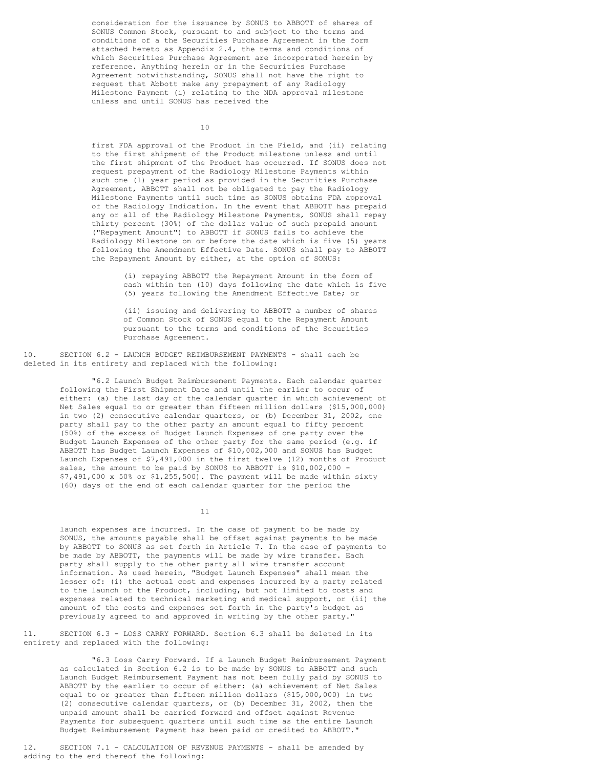consideration for the issuance by SONUS to ABBOTT of shares of SONUS Common Stock, pursuant to and subject to the terms and conditions of a the Securities Purchase Agreement in the form attached hereto as Appendix 2.4, the terms and conditions of which Securities Purchase Agreement are incorporated herein by reference. Anything herein or in the Securities Purchase Agreement notwithstanding, SONUS shall not have the right to request that Abbott make any prepayment of any Radiology Milestone Payment (i) relating to the NDA approval milestone unless and until SONUS has received the first FDA approval of the Product in the Field, and (ii) relating to the first shipment of the Product milestone unless and until the first shipment of the Product has occurred. If SONUS does not request prepayment of the Radiology Milestone Payments within such one (1) year period as provided in the Securities Purchase Agreement, ABBOTT shall not be obligated to pay the Radiology Milestone Payments until such time as SONUS obtains FDA approval of the Radiology Indication. In the event that ABBOTT has prepaid any or all of the Radiology Milestone Payments, SONUS shall repay thirty percent (30%) of the dollar value of such prepaid amount ("Repayment Amount") to ABBOTT if SONUS fails to achieve the Radiology Milestone on or before the date which is five (5) years following the Amendment Effective Date. SONUS shall pay to ABBOTT the Repayment Amount by either, at the option of SONUS:

(i) repaying ABBOTT the Repayment Amount in the form of cash within ten (10) days following the date which is five (5) years following the Amendment Effective Date; or

(ii) issuing and delivering to ABBOTT a number of shares of Common Stock of SONUS equal to the Repayment Amount pursuant to the terms and conditions of the Securities Purchase Agreement.

10. SECTION 6.2 - LAUNCH BUDGET REIMBURSEMENT PAYMENTS - shall each be deleted in its entirety and replaced with the following:

"6.2 Launch Budget Reimbursement Payments. Each calendar quarter following the First Shipment Date and until the earlier to occur of either: (a) the last day of the calendar quarter in which achievement of Net Sales equal to or greater than fifteen million dollars ($15,000,000) in two (2) consecutive calendar quarters, or (b) December 31, 2002, one party shall pay to the other party an amount equal to fifty percent (50%) of the excess of Budget Launch Expenses of one party over the Budget Launch Expenses of the other party for the same period (e.g. if ABBOTT has Budget Launch Expenses of $10,002,000 and SONUS has Budget Launch Expenses of $7,491,000 in the first twelve (12) months of Product sales, the amount to be paid by SONUS to ABBOTT is $10,002,000 - $7,491,000 x 50% or $1,255,500). The payment will be made within sixty (60) days of the end of each calendar quarter for the period the launch expenses are incurred. In the case of payment to be made by SONUS, the amounts payable shall be offset against payments to be made by ABBOTT to SONUS as set forth in Article 7. In the case of payments to be made by ABBOTT, the payments will be made by wire transfer. Each party shall supply to the other party all wire transfer account information. As used herein, "Budget Launch Expenses" shall mean the lesser of: (i) the actual cost and expenses incurred by a party related to the launch of the Product, including, but not limited to costs and expenses related to technical marketing and medical support, or (ii) the amount of the costs and expenses set forth in the party's budget as previously agreed to and approved in writing by the other party."

11. SECTION 6.3 - LOSS CARRY FORWARD. Section 6.3 shall be deleted in its entirety and replaced with the following:

"6.3 Loss Carry Forward. If a Launch Budget Reimbursement Payment as calculated in Section 6.2 is to be made by SONUS to ABBOTT and such Launch Budget Reimbursement Payment has not been fully paid by SONUS to ABBOTT by the earlier to occur of either: (a) achievement of Net Sales equal to or greater than fifteen million dollars ($15,000,000) in two (2) consecutive calendar quarters, or (b) December 31, 2002, then the unpaid amount shall be carried forward and offset against Revenue Payments for subsequent quarters until such time as the entire Launch Budget Reimbursement Payment has been paid or credited to ABBOTT."

12. SECTION 7.1 - CALCULATION OF REVENUE PAYMENTS - shall be amended by adding to the end thereof the following: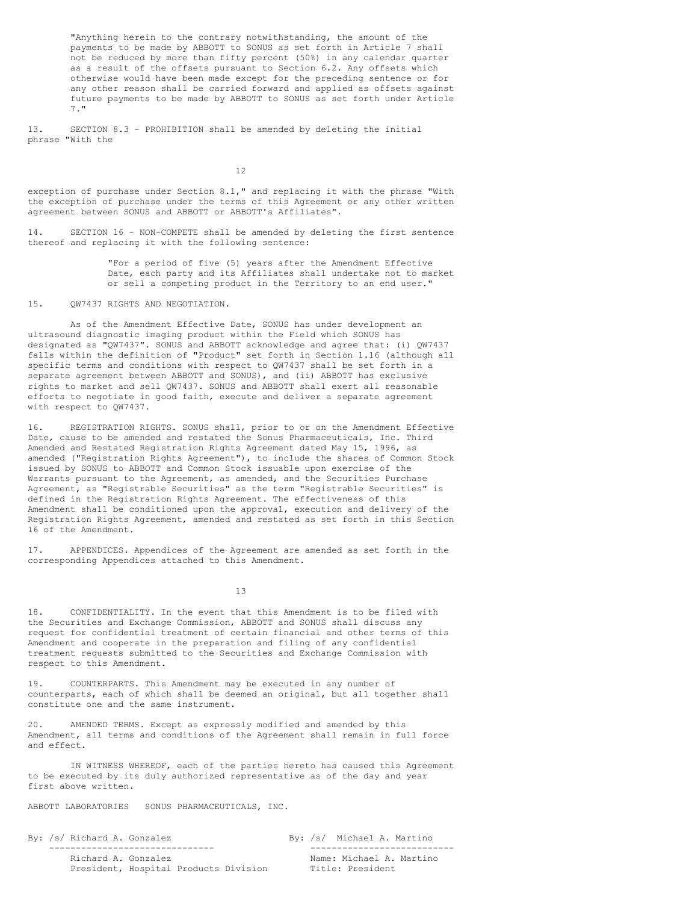"Anything herein to the contrary notwithstanding, the amount of the payments to be made by ABBOTT to SONUS as set forth in Article 7 shall not be reduced by more than fifty percent (50%) in any calendar quarter as a result of the offsets pursuant to Section 6.2. Any offsets which otherwise would have been made except for the preceding sentence or for any other reason shall be carried forward and applied as offsets against future payments to be made by ABBOTT to SONUS as set forth under Article 7."

13. SECTION 8.3 - PROHIBITION shall be amended by deleting the initial phrase "With the exception of purchase under Section 8.1," and replacing it with the phrase "With the exception of purchase under the terms of this Agreement or any other written agreement between SONUS and ABBOTT or ABBOTT's Affiliates".

14. SECTION 16 - NON-COMPETE shall be amended by deleting the first sentence thereof and replacing it with the following sentence:

> "For a period of five (5) years after the Amendment Effective Date, each party and its Affiliates shall undertake not to market or sell a competing product in the Territory to an end user."

15. QW7437 RIGHTS AND NEGOTIATION.

As of the Amendment Effective Date, SONUS has under development an ultrasound diagnostic imaging product within the Field which SONUS has designated as "QW7437". SONUS and ABBOTT acknowledge and agree that: (i) QW7437 falls within the definition of "Product" set forth in Section 1.16 (although all specific terms and conditions with respect to QW7437 shall be set forth in a separate agreement between ABBOTT and SONUS), and (ii) ABBOTT has exclusive rights to market and sell QW7437. SONUS and ABBOTT shall exert all reasonable efforts to negotiate in good faith, execute and deliver a separate agreement with respect to QW7437.

16. REGISTRATION RIGHTS. SONUS shall, prior to or on the Amendment Effective Date, cause to be amended and restated the Sonus Pharmaceuticals, Inc. Third Amended and Restated Registration Rights Agreement dated May 15, 1996, as amended ("Registration Rights Agreement"), to include the shares of Common Stock issued by SONUS to ABBOTT and Common Stock issuable upon exercise of the Warrants pursuant to the Agreement, as amended, and the Securities Purchase Agreement, as "Registrable Securities" as the term "Registrable Securities" is defined in the Registration Rights Agreement. The effectiveness of this Amendment shall be conditioned upon the approval, execution and delivery of the Registration Rights Agreement, amended and restated as set forth in this Section 16 of the Amendment.

17. APPENDICES. Appendices of the Agreement are amended as set forth in the corresponding Appendices attached to this Amendment.

18. CONFIDENTIALITY. In the event that this Amendment is to be filed with the Securities and Exchange Commission, ABBOTT and SONUS shall discuss any request for confidential treatment of certain financial and other terms of this Amendment and cooperate in the preparation and filing of any confidential treatment requests submitted to the Securities and Exchange Commission with respect to this Amendment.

19. COUNTERPARTS. This Amendment may be executed in any number of counterparts, each of which shall be deemed an original, but all together shall constitute one and the same instrument.

20. AMENDED TERMS. Except as expressly modified and amended by this Amendment, all terms and conditions of the Agreement shall remain in full force and effect.

IN WITNESS WHEREOF, each of the parties hereto has caused this Agreement to be executed by its duly authorized representative as of the day and year first above written.

| ABBOTT LABORATORIES | SONUS PHARMACEUTICALS, INC. |
|---|---|
| By: /s/ Richard A. Gonzalez | By: /s/ Michael A. Martino |
| Richard A. Gonzalez | Name: Michael A. Martino |
| President, Hospital Products Division | Title: President |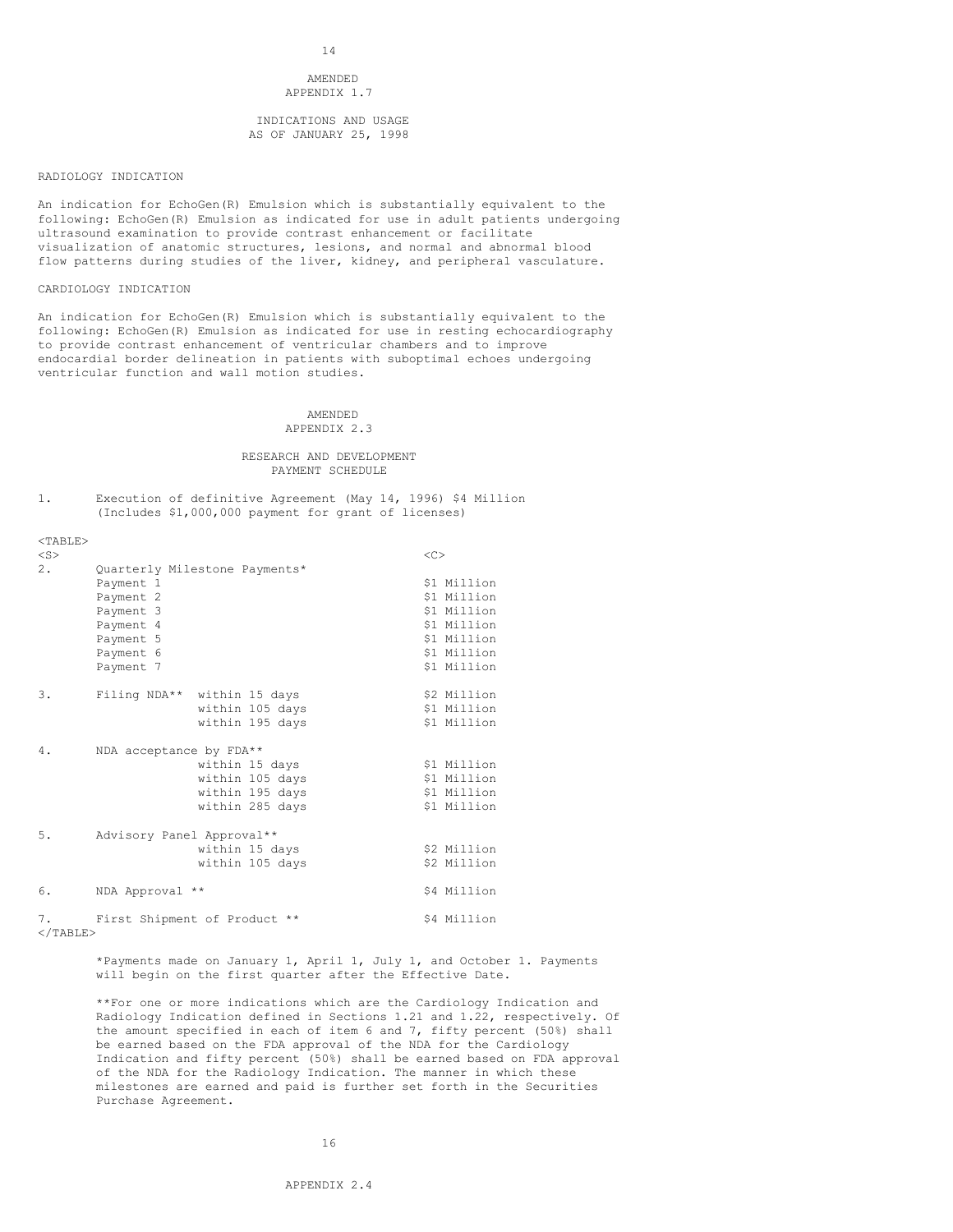# AMENDED APPENDIX 1.7

## INDICATIONS AND USAGE AS OF JANUARY 25, 1998

RADIOLOGY INDICATION

An indication for EchoGen(R) Emulsion which is substantially equivalent to the following: EchoGen(R) Emulsion as indicated for use in adult patients undergoing ultrasound examination to provide contrast enhancement or facilitate visualization of anatomic structures, lesions, and normal and abnormal blood flow patterns during studies of the liver, kidney, and peripheral vasculature.

CARDIOLOGY INDICATION

An indication for EchoGen(R) Emulsion which is substantially equivalent to the following: EchoGen(R) Emulsion as indicated for use in resting echocardiography to provide contrast enhancement of ventricular chambers and to improve endocardial border delineation in patients with suboptimal echoes undergoing ventricular function and wall motion studies.

# AMENDED APPENDIX 2.3

## RESEARCH AND DEVELOPMENT PAYMENT SCHEDULE

1. Execution of definitive Agreement (May 14, 1996) $4 Million (Includes $1,000,000 payment for grant of licenses)

| | | |
|---|---|---|
| 2. | Quarterly Milestone Payments* | |
| | Payment 1 | $1 Million |
| | Payment 2 | $1 Million |
| | Payment 3 | $1 Million |
| | Payment 4 | $1 Million |
| | Payment 5 | $1 Million |
| | Payment 6 | $1 Million |
| | Payment 7 | $1 Million |
| 3. | Filing NDA** within 15 days | $2 Million |
| | within 105 days | $1 Million |
| | within 195 days | $1 Million |
| 4. | NDA acceptance by FDA** | |
| | within 15 days | $1 Million |
| | within 105 days | $1 Million |
| | within 195 days | $1 Million |
| | within 285 days | $1 Million |
| 5. | Advisory Panel Approval** | |
| | within 15 days | $2 Million |
| | within 105 days | $2 Million |
| 6. | NDA Approval ** | $4 Million |
| 7. | First Shipment of Product ** | $4 Million |

*Payments made on January 1, April 1, July 1, and October 1. Payments will begin on the first quarter after the Effective Date.

**For one or more indications which are the Cardiology Indication and Radiology Indication defined in Sections 1.21 and 1.22, respectively. Of the amount specified in each of item 6 and 7, fifty percent (50%) shall be earned based on the FDA approval of the NDA for the Cardiology Indication and fifty percent (50%) shall be earned based on FDA approval of the NDA for the Radiology Indication. The manner in which these milestones are earned and paid is further set forth in the Securities Purchase Agreement.

# APPENDIX 2.4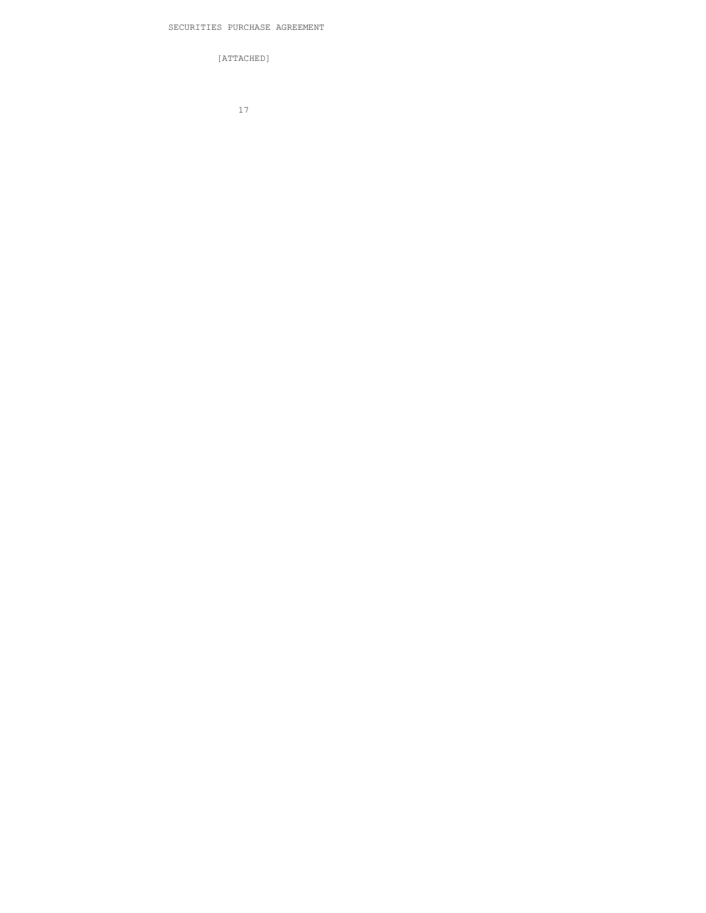SECURITIES PURCHASE AGREEMENT

[ATTACHED]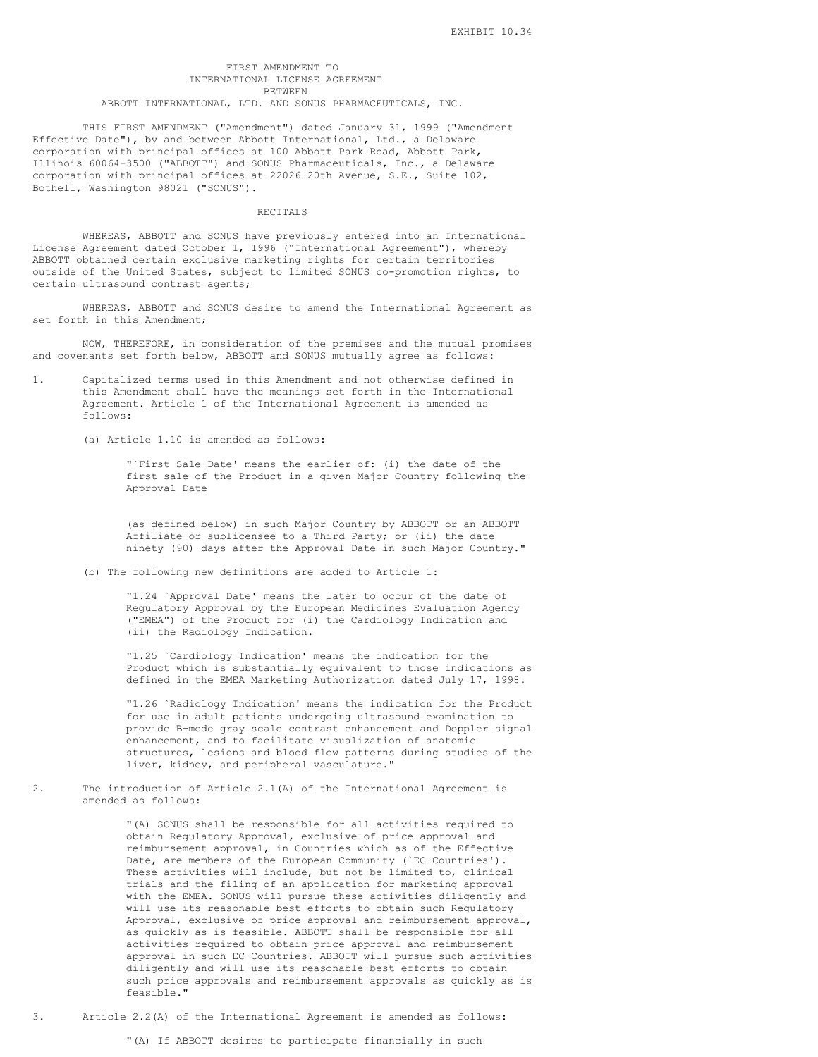EXHIBIT 10.34

# FIRST AMENDMENT TO INTERNATIONAL LICENSE AGREEMENT BETWEEN ABBOTT INTERNATIONAL, LTD. AND SONUS PHARMACEUTICALS, INC.

THIS FIRST AMENDMENT ("Amendment") dated January 31, 1999 ("Amendment Effective Date"), by and between Abbott International, Ltd., a Delaware corporation with principal offices at 100 Abbott Park Road, Abbott Park, Illinois 60064-3500 ("ABBOTT") and SONUS Pharmaceuticals, Inc., a Delaware corporation with principal offices at 22026 20th Avenue, S.E., Suite 102, Bothell, Washington 98021 ("SONUS").

## RECITALS

WHEREAS, ABBOTT and SONUS have previously entered into an International License Agreement dated October 1, 1996 ("International Agreement"), whereby ABBOTT obtained certain exclusive marketing rights for certain territories outside of the United States, subject to limited SONUS co-promotion rights, to certain ultrasound contrast agents;

WHEREAS, ABBOTT and SONUS desire to amend the International Agreement as set forth in this Amendment;

NOW, THEREFORE, in consideration of the premises and the mutual promises and covenants set forth below, ABBOTT and SONUS mutually agree as follows:

1. Capitalized terms used in this Amendment and not otherwise defined in this Amendment shall have the meanings set forth in the International Agreement. Article 1 of the International Agreement is amended as follows:

   (a) Article 1.10 is amended as follows:

   "`First Sale Date' means the earlier of: (i) the date of the first sale of the Product in a given Major Country following the Approval Date

   (as defined below) in such Major Country by ABBOTT or an ABBOTT Affiliate or sublicensee to a Third Party; or (ii) the date ninety (90) days after the Approval Date in such Major Country."

   (b) The following new definitions are added to Article 1:

   "1.24 `Approval Date' means the later to occur of the date of Regulatory Approval by the European Medicines Evaluation Agency ("EMEA") of the Product for (i) the Cardiology Indication and (ii) the Radiology Indication.

   "1.25 `Cardiology Indication' means the indication for the Product which is substantially equivalent to those indications as defined in the EMEA Marketing Authorization dated July 17, 1998.

   "1.26 `Radiology Indication' means the indication for the Product for use in adult patients undergoing ultrasound examination to provide B-mode gray scale contrast enhancement and Doppler signal enhancement, and to facilitate visualization of anatomic structures, lesions and blood flow patterns during studies of the liver, kidney, and peripheral vasculature."

2. The introduction of Article 2.1(A) of the International Agreement is amended as follows:

   "(A) SONUS shall be responsible for all activities required to obtain Regulatory Approval, exclusive of price approval and reimbursement approval, in Countries which as of the Effective Date, are members of the European Community (`EC Countries'). These activities will include, but not be limited to, clinical trials and the filing of an application for marketing approval with the EMEA. SONUS will pursue these activities diligently and will use its reasonable best efforts to obtain such Regulatory Approval, exclusive of price approval and reimbursement approval, as quickly as is feasible. ABBOTT shall be responsible for all activities required to obtain price approval and reimbursement approval in such EC Countries. ABBOTT will pursue such activities diligently and will use its reasonable best efforts to obtain such price approvals and reimbursement approvals as quickly as is feasible."

3. Article 2.2(A) of the International Agreement is amended as follows:

   "(A) If ABBOTT desires to participate financially in such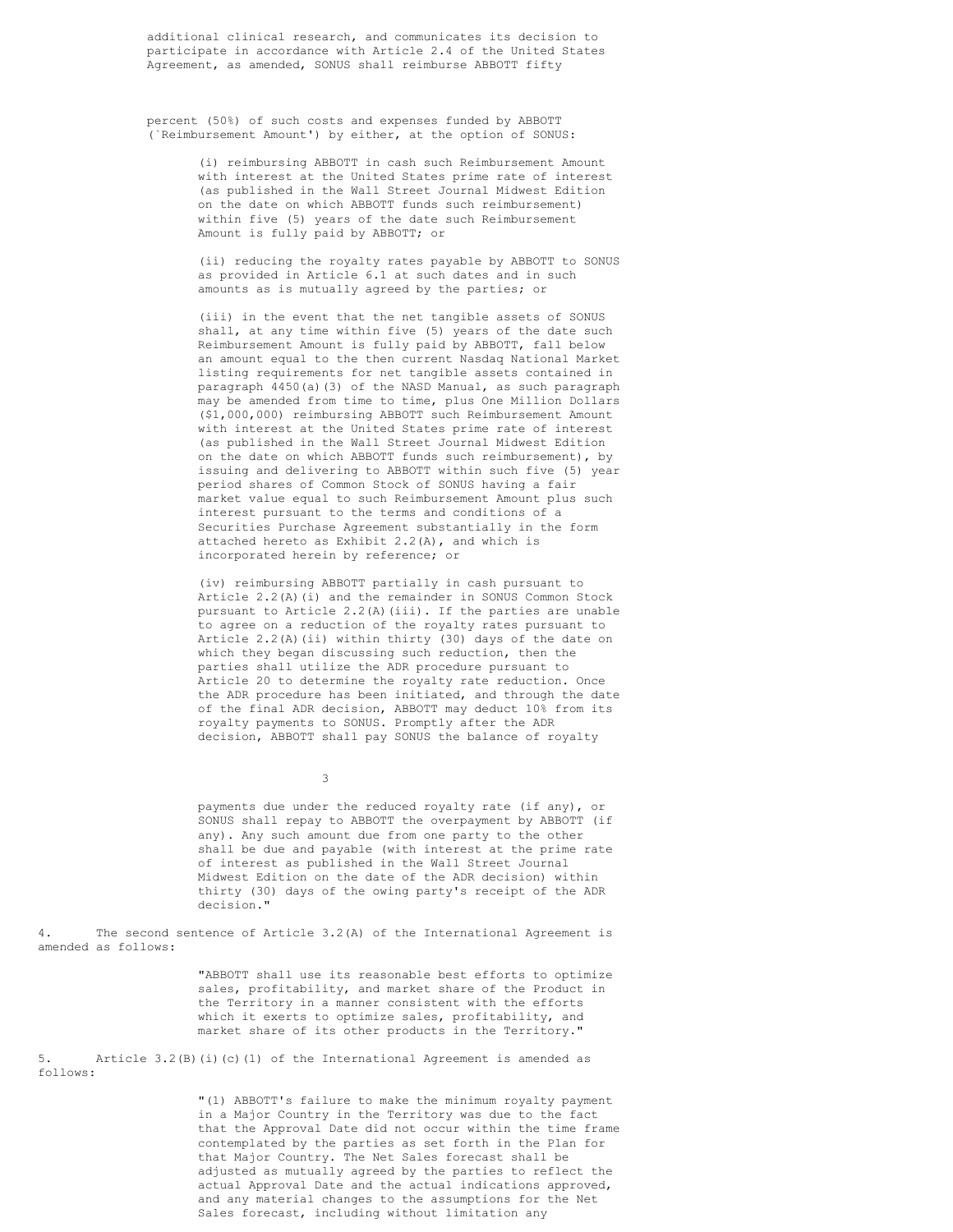additional clinical research, and communicates its decision to participate in accordance with Article 2.4 of the United States Agreement, as amended, SONUS shall reimburse ABBOTT fifty

percent (50%) of such costs and expenses funded by ABBOTT (`Reimbursement Amount') by either, at the option of SONUS:

(i) reimbursing ABBOTT in cash such Reimbursement Amount with interest at the United States prime rate of interest (as published in the Wall Street Journal Midwest Edition on the date on which ABBOTT funds such reimbursement) within five (5) years of the date such Reimbursement Amount is fully paid by ABBOTT; or

(ii) reducing the royalty rates payable by ABBOTT to SONUS as provided in Article 6.1 at such dates and in such amounts as is mutually agreed by the parties; or

(iii) in the event that the net tangible assets of SONUS shall, at any time within five (5) years of the date such Reimbursement Amount is fully paid by ABBOTT, fall below an amount equal to the then current Nasdaq National Market listing requirements for net tangible assets contained in paragraph 4450(a)(3) of the NASD Manual, as such paragraph may be amended from time to time, plus One Million Dollars ($1,000,000) reimbursing ABBOTT such Reimbursement Amount with interest at the United States prime rate of interest (as published in the Wall Street Journal Midwest Edition on the date on which ABBOTT funds such reimbursement), by issuing and delivering to ABBOTT within such five (5) year period shares of Common Stock of SONUS having a fair market value equal to such Reimbursement Amount plus such interest pursuant to the terms and conditions of a Securities Purchase Agreement substantially in the form attached hereto as Exhibit 2.2(A), and which is incorporated herein by reference; or

(iv) reimbursing ABBOTT partially in cash pursuant to Article 2.2(A)(i) and the remainder in SONUS Common Stock pursuant to Article 2.2(A)(iii). If the parties are unable to agree on a reduction of the royalty rates pursuant to Article 2.2(A)(ii) within thirty (30) days of the date on which they began discussing such reduction, then the parties shall utilize the ADR procedure pursuant to Article 20 to determine the royalty rate reduction. Once the ADR procedure has been initiated, and through the date of the final ADR decision, ABBOTT may deduct 10% from its royalty payments to SONUS. Promptly after the ADR decision, ABBOTT shall pay SONUS the balance of royalty payments due under the reduced royalty rate (if any), or SONUS shall repay to ABBOTT the overpayment by ABBOTT (if any). Any such amount due from one party to the other shall be due and payable (with interest at the prime rate of interest as published in the Wall Street Journal Midwest Edition on the date of the ADR decision) within thirty (30) days of the owing party's receipt of the ADR decision."

4. The second sentence of Article 3.2(A) of the International Agreement is amended as follows:

"ABBOTT shall use its reasonable best efforts to optimize sales, profitability, and market share of the Product in the Territory in a manner consistent with the efforts which it exerts to optimize sales, profitability, and market share of its other products in the Territory."

5. Article 3.2(B)(i)(c)(1) of the International Agreement is amended as follows:

"(1) ABBOTT's failure to make the minimum royalty payment in a Major Country in the Territory was due to the fact that the Approval Date did not occur within the time frame contemplated by the parties as set forth in the Plan for that Major Country. The Net Sales forecast shall be adjusted as mutually agreed by the parties to reflect the actual Approval Date and the actual indications approved, and any material changes to the assumptions for the Net Sales forecast, including without limitation any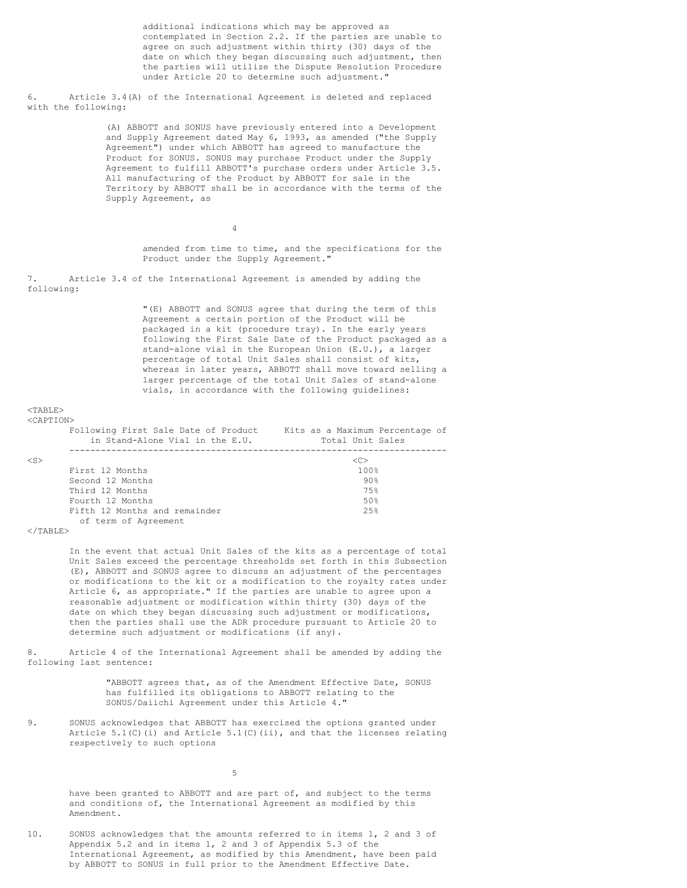additional indications which may be approved as contemplated in Section 2.2. If the parties are unable to agree on such adjustment within thirty (30) days of the date on which they began discussing such adjustment, then the parties will utilize the Dispute Resolution Procedure under Article 20 to determine such adjustment."

6. Article 3.4(A) of the International Agreement is deleted and replaced with the following:

(A) ABBOTT and SONUS have previously entered into a Development and Supply Agreement dated May 6, 1993, as amended ("the Supply Agreement") under which ABBOTT has agreed to manufacture the Product for SONUS. SONUS may purchase Product under the Supply Agreement to fulfill ABBOTT's purchase orders under Article 3.5. All manufacturing of the Product by ABBOTT for sale in the Territory by ABBOTT shall be in accordance with the terms of the Supply Agreement, as amended from time to time, and the specifications for the Product under the Supply Agreement."

7. Article 3.4 of the International Agreement is amended by adding the following:

"(E) ABBOTT and SONUS agree that during the term of this Agreement a certain portion of the Product will be packaged in a kit (procedure tray). In the early years following the First Sale Date of the Product packaged as a stand-alone vial in the European Union (E.U.), a larger percentage of total Unit Sales shall consist of kits, whereas in later years, ABBOTT shall move toward selling a larger percentage of the total Unit Sales of stand-alone vials, in accordance with the following guidelines:

| Following First Sale Date of Product in Stand-Alone Vial in the E.U. | Kits as a Maximum Percentage of Total Unit Sales |
|---|---|
| First 12 Months | 100% |
| Second 12 Months | 90% |
| Third 12 Months | 75% |
| Fourth 12 Months | 50% |
| Fifth 12 Months and remainder of term of Agreement | 25% |

In the event that actual Unit Sales of the kits as a percentage of total Unit Sales exceed the percentage thresholds set forth in this Subsection (E), ABBOTT and SONUS agree to discuss an adjustment of the percentages or modifications to the kit or a modification to the royalty rates under Article 6, as appropriate." If the parties are unable to agree upon a reasonable adjustment or modification within thirty (30) days of the date on which they began discussing such adjustment or modifications, then the parties shall use the ADR procedure pursuant to Article 20 to determine such adjustment or modifications (if any).

8. Article 4 of the International Agreement shall be amended by adding the following last sentence:

"ABBOTT agrees that, as of the Amendment Effective Date, SONUS has fulfilled its obligations to ABBOTT relating to the SONUS/Daiichi Agreement under this Article 4."

9. SONUS acknowledges that ABBOTT has exercised the options granted under Article 5.1(C)(i) and Article 5.1(C)(ii), and that the licenses relating respectively to such options have been granted to ABBOTT and are part of, and subject to the terms and conditions of, the International Agreement as modified by this Amendment.

10. SONUS acknowledges that the amounts referred to in items 1, 2 and 3 of Appendix 5.2 and in items 1, 2 and 3 of Appendix 5.3 of the International Agreement, as modified by this Amendment, have been paid by ABBOTT to SONUS in full prior to the Amendment Effective Date.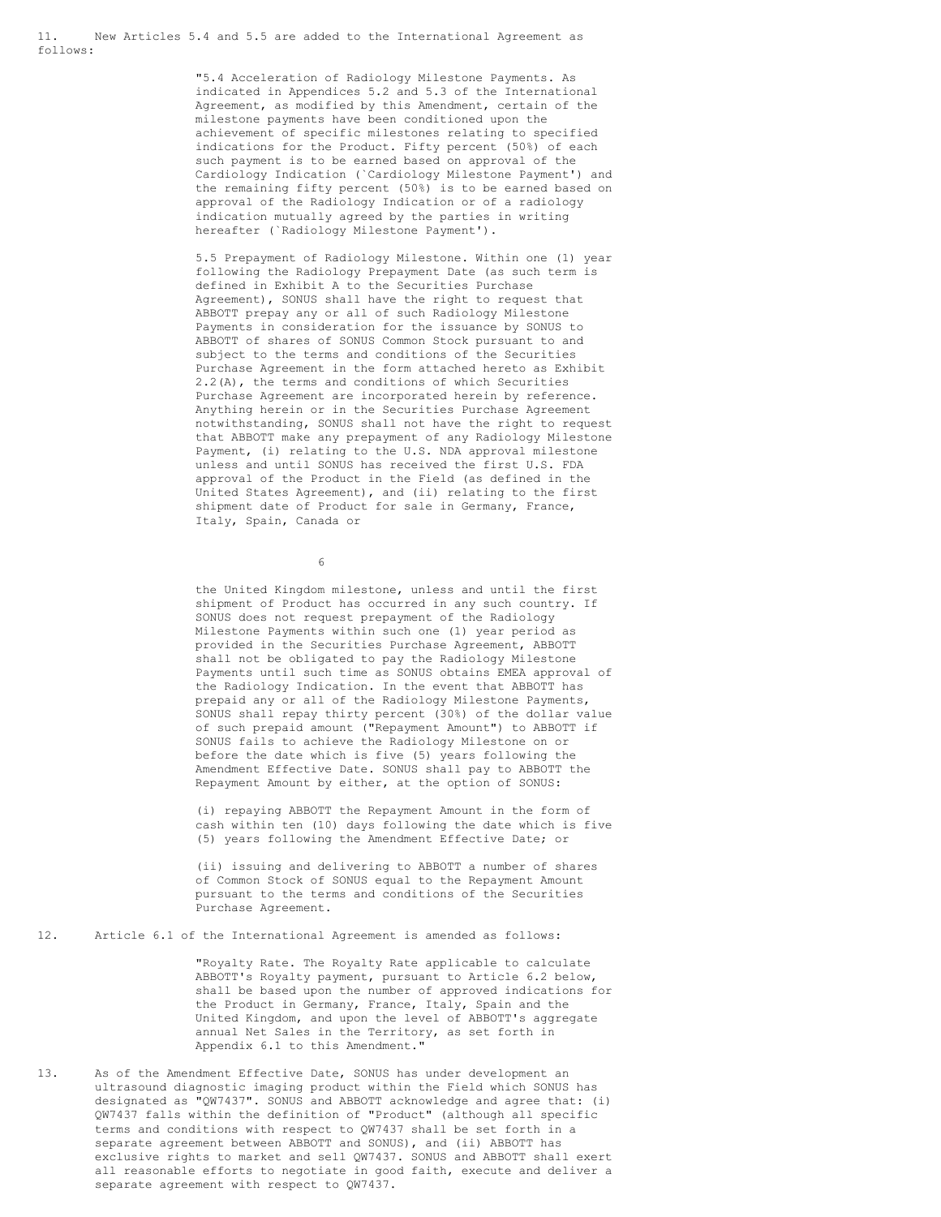11. New Articles 5.4 and 5.5 are added to the International Agreement as follows:

> "5.4 Acceleration of Radiology Milestone Payments. As indicated in Appendices 5.2 and 5.3 of the International Agreement, as modified by this Amendment, certain of the milestone payments have been conditioned upon the achievement of specific milestones relating to specified indications for the Product. Fifty percent (50%) of each such payment is to be earned based on approval of the Cardiology Indication (`Cardiology Milestone Payment') and the remaining fifty percent (50%) is to be earned based on approval of the Radiology Indication or of a radiology indication mutually agreed by the parties in writing hereafter (`Radiology Milestone Payment').
>
> 5.5 Prepayment of Radiology Milestone. Within one (1) year following the Radiology Prepayment Date (as such term is defined in Exhibit A to the Securities Purchase Agreement), SONUS shall have the right to request that ABBOTT prepay any or all of such Radiology Milestone Payments in consideration for the issuance by SONUS to ABBOTT of shares of SONUS Common Stock pursuant to and subject to the terms and conditions of the Securities Purchase Agreement in the form attached hereto as Exhibit 2.2(A), the terms and conditions of which Securities Purchase Agreement are incorporated herein by reference. Anything herein or in the Securities Purchase Agreement notwithstanding, SONUS shall not have the right to request that ABBOTT make any prepayment of any Radiology Milestone Payment, (i) relating to the U.S. NDA approval milestone unless and until SONUS has received the first U.S. FDA approval of the Product in the Field (as defined in the United States Agreement), and (ii) relating to the first shipment date of Product for sale in Germany, France, Italy, Spain, Canada or the United Kingdom milestone, unless and until the first shipment of Product has occurred in any such country. If SONUS does not request prepayment of the Radiology Milestone Payments within such one (1) year period as provided in the Securities Purchase Agreement, ABBOTT shall not be obligated to pay the Radiology Milestone Payments until such time as SONUS obtains EMEA approval of the Radiology Indication. In the event that ABBOTT has prepaid any or all of the Radiology Milestone Payments, SONUS shall repay thirty percent (30%) of the dollar value of such prepaid amount ("Repayment Amount") to ABBOTT if SONUS fails to achieve the Radiology Milestone on or before the date which is five (5) years following the Amendment Effective Date. SONUS shall pay to ABBOTT the Repayment Amount by either, at the option of SONUS:
>
> (i) repaying ABBOTT the Repayment Amount in the form of cash within ten (10) days following the date which is five (5) years following the Amendment Effective Date; or
>
> (ii) issuing and delivering to ABBOTT a number of shares of Common Stock of SONUS equal to the Repayment Amount pursuant to the terms and conditions of the Securities Purchase Agreement.

12. Article 6.1 of the International Agreement is amended as follows:

> "Royalty Rate. The Royalty Rate applicable to calculate ABBOTT's Royalty payment, pursuant to Article 6.2 below, shall be based upon the number of approved indications for the Product in Germany, France, Italy, Spain and the United Kingdom, and upon the level of ABBOTT's aggregate annual Net Sales in the Territory, as set forth in Appendix 6.1 to this Amendment."

13. As of the Amendment Effective Date, SONUS has under development an ultrasound diagnostic imaging product within the Field which SONUS has designated as "QW7437". SONUS and ABBOTT acknowledge and agree that: (i) QW7437 falls within the definition of "Product" (although all specific terms and conditions with respect to QW7437 shall be set forth in a separate agreement between ABBOTT and SONUS), and (ii) ABBOTT has exclusive rights to market and sell QW7437. SONUS and ABBOTT shall exert all reasonable efforts to negotiate in good faith, execute and deliver a separate agreement with respect to QW7437.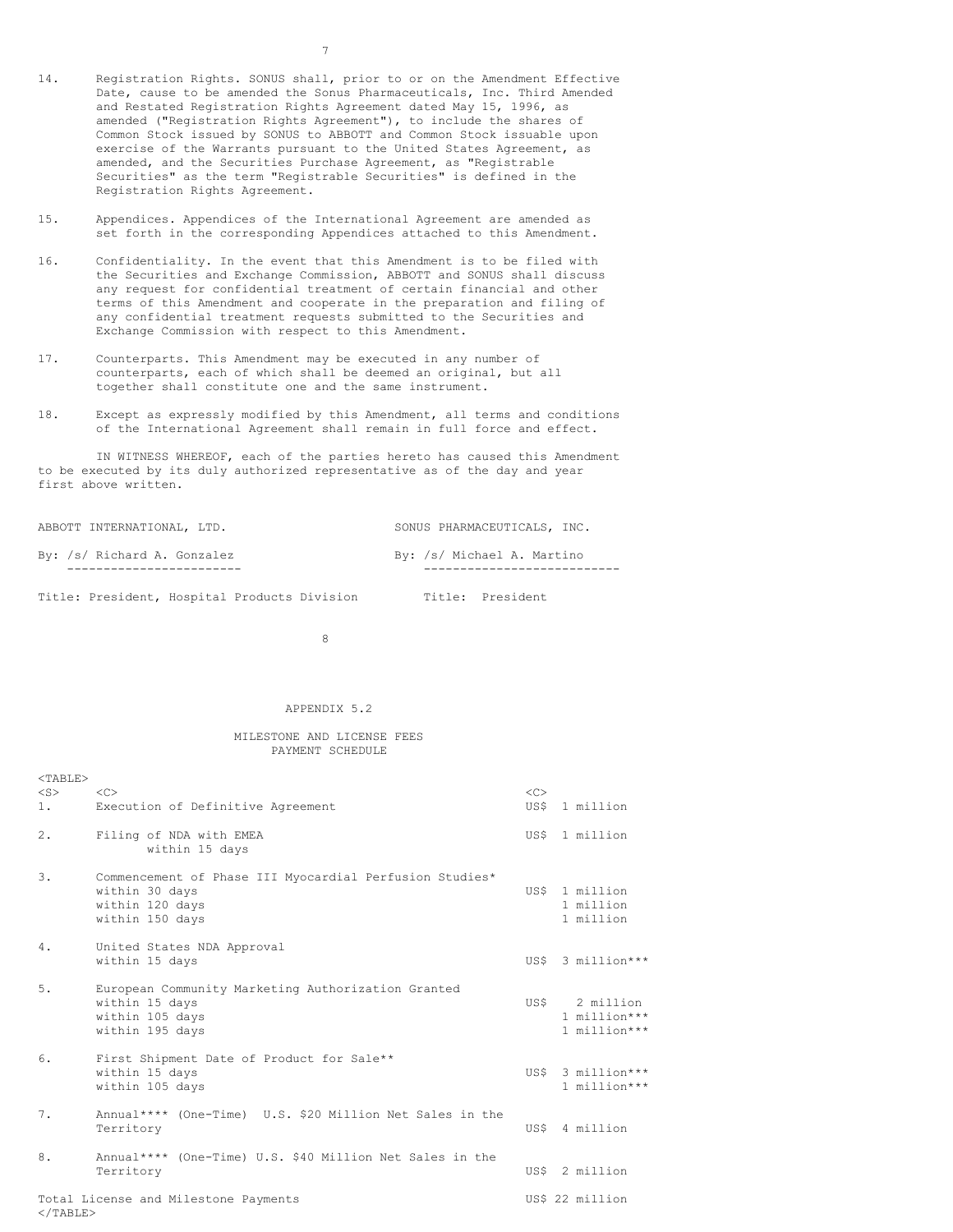14. Registration Rights. SONUS shall, prior to or on the Amendment Effective Date, cause to be amended the Sonus Pharmaceuticals, Inc. Third Amended and Restated Registration Rights Agreement dated May 15, 1996, as amended ("Registration Rights Agreement"), to include the shares of Common Stock issued by SONUS to ABBOTT and Common Stock issuable upon exercise of the Warrants pursuant to the United States Agreement, as amended, and the Securities Purchase Agreement, as "Registrable Securities" as the term "Registrable Securities" is defined in the Registration Rights Agreement.

15. Appendices. Appendices of the International Agreement are amended as set forth in the corresponding Appendices attached to this Amendment.

16. Confidentiality. In the event that this Amendment is to be filed with the Securities and Exchange Commission, ABBOTT and SONUS shall discuss any request for confidential treatment of certain financial and other terms of this Amendment and cooperate in the preparation and filing of any confidential treatment requests submitted to the Securities and Exchange Commission with respect to this Amendment.

17. Counterparts. This Amendment may be executed in any number of counterparts, each of which shall be deemed an original, but all together shall constitute one and the same instrument.

18. Except as expressly modified by this Amendment, all terms and conditions of the International Agreement shall remain in full force and effect.

IN WITNESS WHEREOF, each of the parties hereto has caused this Amendment to be executed by its duly authorized representative as of the day and year first above written.

| ABBOTT INTERNATIONAL, LTD. | SONUS PHARMACEUTICALS, INC. |
|---|---|
| By: /s/ Richard A. Gonzalez | By: /s/ Michael A. Martino |
| Title: President, Hospital Products Division | Title: President |

APPENDIX 5.2

MILESTONE AND LICENSE FEES
PAYMENT SCHEDULE

| | | |
|---|---|---|
| 1. | Execution of Definitive Agreement | US$ 1 million |
| 2. | Filing of NDA with EMEA<br>within 15 days | US$ 1 million |
| 3. | Commencement of Phase III Myocardial Perfusion Studies*<br>within 30 days<br>within 120 days<br>within 150 days | <br>US$ 1 million<br>1 million<br>1 million |
| 4. | United States NDA Approval<br>within 15 days | US$ 3 million*** |
| 5. | European Community Marketing Authorization Granted<br>within 15 days<br>within 105 days<br>within 195 days | <br>US$ 2 million<br>1 million***<br>1 million*** |
| 6. | First Shipment Date of Product for Sale**<br>within 15 days<br>within 105 days | <br>US$ 3 million***<br>1 million*** |
| 7. | Annual**** (One-Time) U.S. $20 Million Net Sales in the Territory | US$ 4 million |
| 8. | Annual**** (One-Time) U.S. $40 Million Net Sales in the Territory | US$ 2 million |
| | Total License and Milestone Payments | US$ 22 million |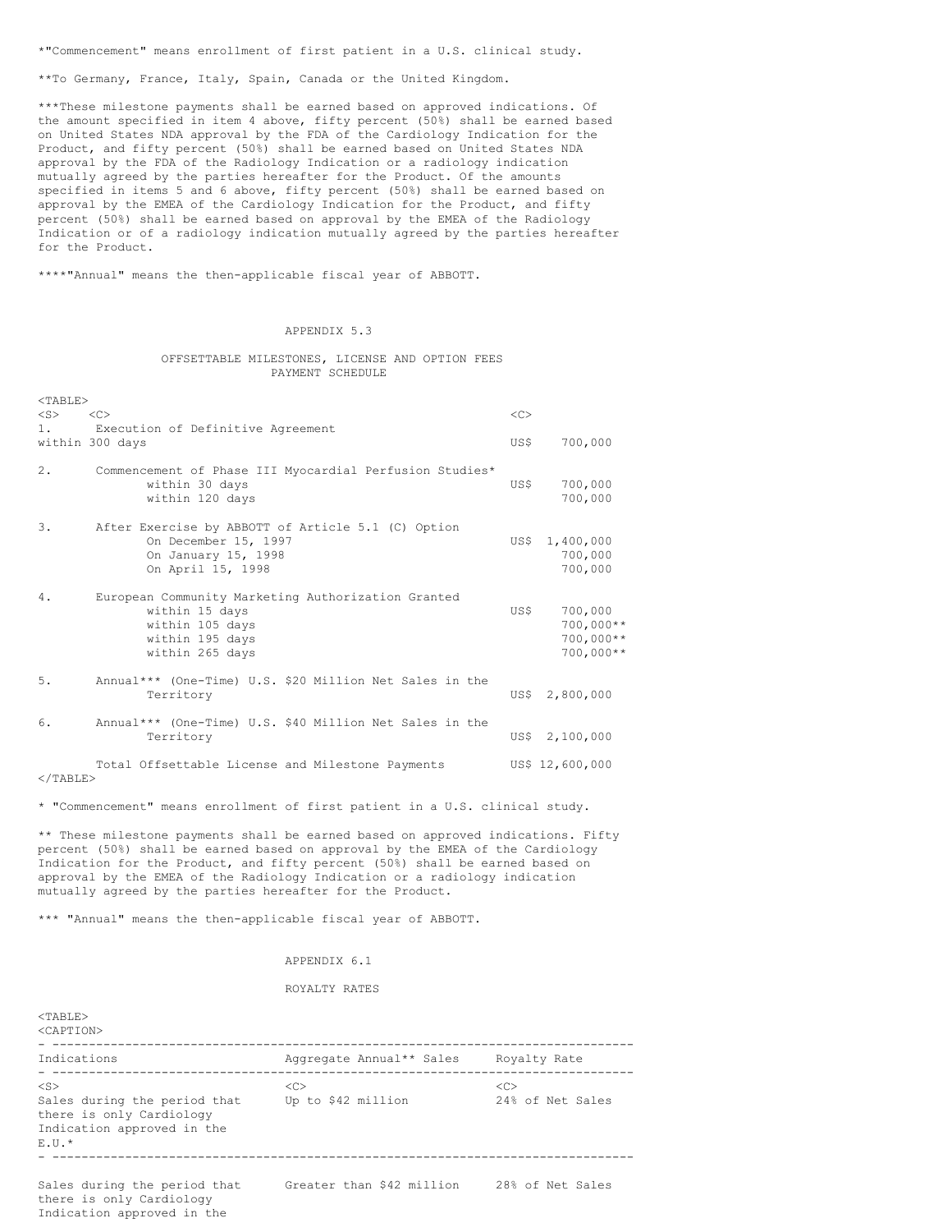*"Commencement" means enrollment of first patient in a U.S. clinical study.

**To Germany, France, Italy, Spain, Canada or the United Kingdom.

***These milestone payments shall be earned based on approved indications. Of the amount specified in item 4 above, fifty percent (50%) shall be earned based on United States NDA approval by the FDA of the Cardiology Indication for the Product, and fifty percent (50%) shall be earned based on United States NDA approval by the FDA of the Radiology Indication or a radiology indication mutually agreed by the parties hereafter for the Product. Of the amounts specified in items 5 and 6 above, fifty percent (50%) shall be earned based on approval by the EMEA of the Cardiology Indication for the Product, and fifty percent (50%) shall be earned based on approval by the EMEA of the Radiology Indication or of a radiology indication mutually agreed by the parties hereafter for the Product.

****"Annual" means the then-applicable fiscal year of ABBOTT.

## APPENDIX 5.3

### OFFSETTABLE MILESTONES, LICENSE AND OPTION FEES PAYMENT SCHEDULE

| | | |
|---|---|---|
| 1. | Execution of Definitive Agreement within 300 days | US$ 700,000 |
| 2. | Commencement of Phase III Myocardial Perfusion Studies* | |
| | within 30 days | US$ 700,000 |
| | within 120 days | 700,000 |
| 3. | After Exercise by ABBOTT of Article 5.1 (C) Option | |
| | On December 15, 1997 | US$ 1,400,000 |
| | On January 15, 1998 | 700,000 |
| | On April 15, 1998 | 700,000 |
| 4. | European Community Marketing Authorization Granted | |
| | within 15 days | US$ 700,000 |
| | within 105 days | 700,000** |
| | within 195 days | 700,000** |
| | within 265 days | 700,000** |
| 5. | Annual*** (One-Time) U.S. $20 Million Net Sales in the Territory | US$ 2,800,000 |
| 6. | Annual*** (One-Time) U.S. $40 Million Net Sales in the Territory | US$ 2,100,000 |
| | Total Offsettable License and Milestone Payments | US$ 12,600,000 |

* "Commencement" means enrollment of first patient in a U.S. clinical study.

** These milestone payments shall be earned based on approved indications. Fifty percent (50%) shall be earned based on approval by the EMEA of the Cardiology Indication for the Product, and fifty percent (50%) shall be earned based on approval by the EMEA of the Radiology Indication or a radiology indication mutually agreed by the parties hereafter for the Product.

*** "Annual" means the then-applicable fiscal year of ABBOTT.

## APPENDIX 6.1

### ROYALTY RATES

| Indications | Aggregate Annual** Sales | Royalty Rate |
|---|---|---|
| Sales during the period that there is only Cardiology Indication approved in the E.U.* | Up to $42 million | 24% of Net Sales |
| Sales during the period that there is only Cardiology Indication approved in the | Greater than $42 million | 28% of Net Sales |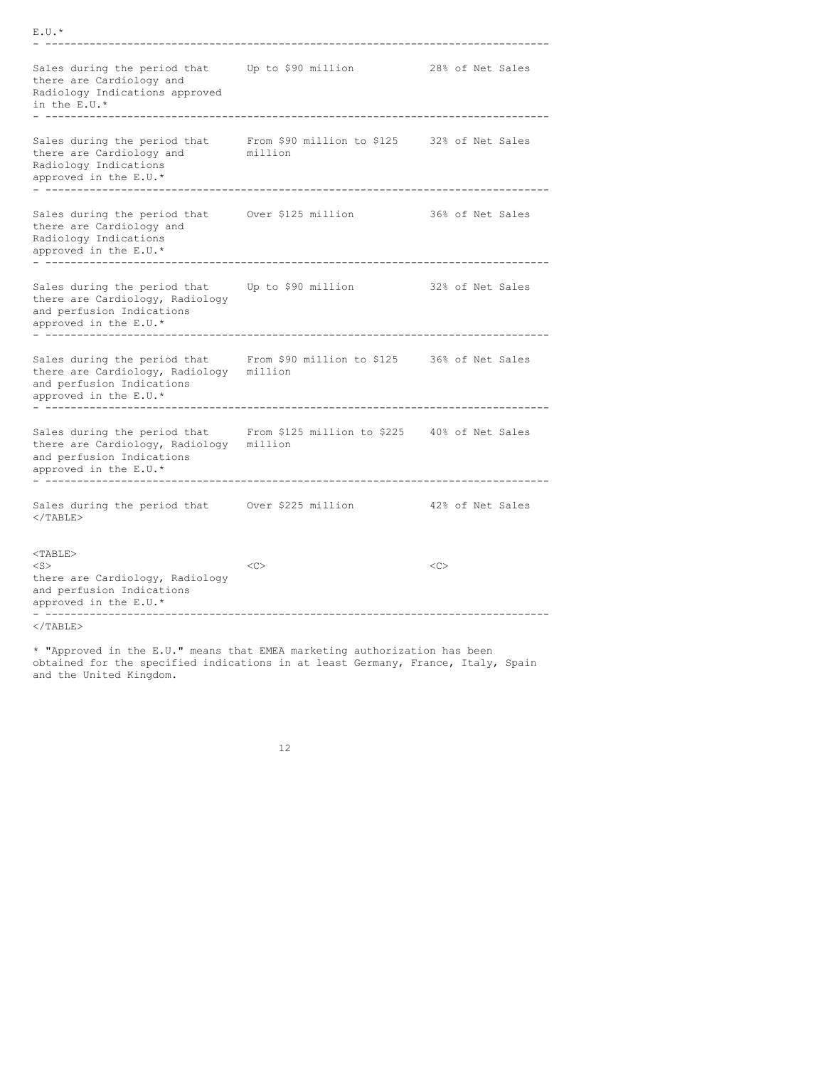E.U.*

| | | |
|---|---|---|
| Sales during the period that there are Cardiology and Radiology Indications approved in the E.U.* | Up to $90 million | 28% of Net Sales |
| Sales during the period that there are Cardiology and Radiology Indications approved in the E.U.* | From $90 million to $125 million | 32% of Net Sales |
| Sales during the period that there are Cardiology and Radiology Indications approved in the E.U.* | Over $125 million | 36% of Net Sales |
| Sales during the period that there are Cardiology, Radiology and perfusion Indications approved in the E.U.* | Up to $90 million | 32% of Net Sales |
| Sales during the period that there are Cardiology, Radiology and perfusion Indications approved in the E.U.* | From $90 million to $125 million | 36% of Net Sales |
| Sales during the period that there are Cardiology, Radiology and perfusion Indications approved in the E.U.* | From $125 million to $225 million | 40% of Net Sales |
| Sales during the period that there are Cardiology, Radiology and perfusion Indications approved in the E.U.* | Over $225 million | 42% of Net Sales |

* "Approved in the E.U." means that EMEA marketing authorization has been obtained for the specified indications in at least Germany, France, Italy, Spain and the United Kingdom.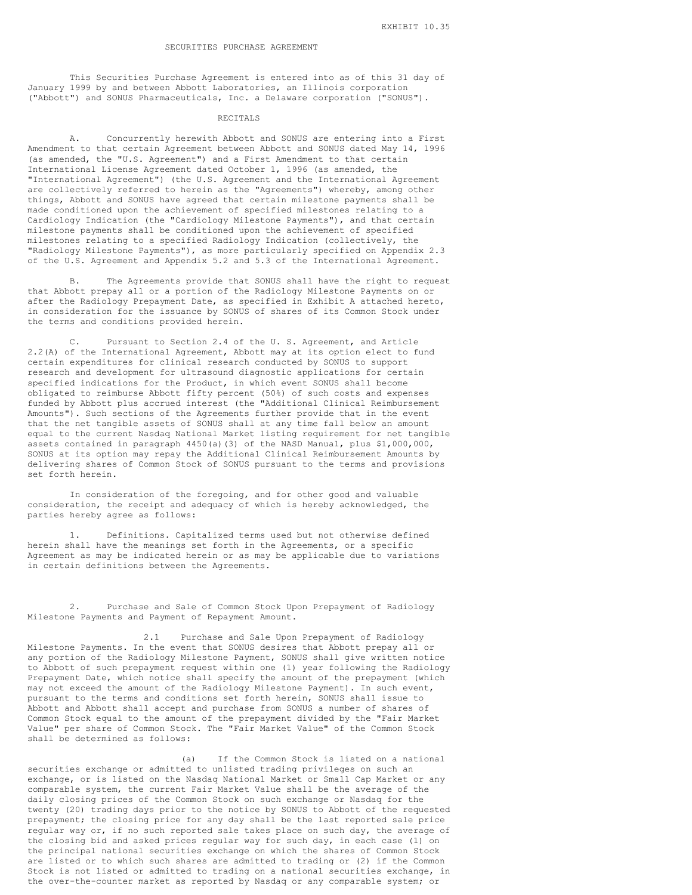EXHIBIT 10.35

# SECURITIES PURCHASE AGREEMENT

This Securities Purchase Agreement is entered into as of this 31 day of January 1999 by and between Abbott Laboratories, an Illinois corporation ("Abbott") and SONUS Pharmaceuticals, Inc. a Delaware corporation ("SONUS").

## RECITALS

A. Concurrently herewith Abbott and SONUS are entering into a First Amendment to that certain Agreement between Abbott and SONUS dated May 14, 1996 (as amended, the "U.S. Agreement") and a First Amendment to that certain International License Agreement dated October 1, 1996 (as amended, the "International Agreement") (the U.S. Agreement and the International Agreement are collectively referred to herein as the "Agreements") whereby, among other things, Abbott and SONUS have agreed that certain milestone payments shall be made conditioned upon the achievement of specified milestones relating to a Cardiology Indication (the "Cardiology Milestone Payments"), and that certain milestone payments shall be conditioned upon the achievement of specified milestones relating to a specified Radiology Indication (collectively, the "Radiology Milestone Payments"), as more particularly specified on Appendix 2.3 of the U.S. Agreement and Appendix 5.2 and 5.3 of the International Agreement.

B. The Agreements provide that SONUS shall have the right to request that Abbott prepay all or a portion of the Radiology Milestone Payments on or after the Radiology Prepayment Date, as specified in Exhibit A attached hereto, in consideration for the issuance by SONUS of shares of its Common Stock under the terms and conditions provided herein.

C. Pursuant to Section 2.4 of the U. S. Agreement, and Article 2.2(A) of the International Agreement, Abbott may at its option elect to fund certain expenditures for clinical research conducted by SONUS to support research and development for ultrasound diagnostic applications for certain specified indications for the Product, in which event SONUS shall become obligated to reimburse Abbott fifty percent (50%) of such costs and expenses funded by Abbott plus accrued interest (the "Additional Clinical Reimbursement Amounts"). Such sections of the Agreements further provide that in the event that the net tangible assets of SONUS shall at any time fall below an amount equal to the current Nasdaq National Market listing requirement for net tangible assets contained in paragraph 4450(a)(3) of the NASD Manual, plus $1,000,000, SONUS at its option may repay the Additional Clinical Reimbursement Amounts by delivering shares of Common Stock of SONUS pursuant to the terms and provisions set forth herein.

In consideration of the foregoing, and for other good and valuable consideration, the receipt and adequacy of which is hereby acknowledged, the parties hereby agree as follows:

1. Definitions. Capitalized terms used but not otherwise defined herein shall have the meanings set forth in the Agreements, or a specific Agreement as may be indicated herein or as may be applicable due to variations in certain definitions between the Agreements.

2. Purchase and Sale of Common Stock Upon Prepayment of Radiology Milestone Payments and Payment of Repayment Amount.

2.1 Purchase and Sale Upon Prepayment of Radiology Milestone Payments. In the event that SONUS desires that Abbott prepay all or any portion of the Radiology Milestone Payment, SONUS shall give written notice to Abbott of such prepayment request within one (1) year following the Radiology Prepayment Date, which notice shall specify the amount of the prepayment (which may not exceed the amount of the Radiology Milestone Payment). In such event, pursuant to the terms and conditions set forth herein, SONUS shall issue to Abbott and Abbott shall accept and purchase from SONUS a number of shares of Common Stock equal to the amount of the prepayment divided by the "Fair Market Value" per share of Common Stock. The "Fair Market Value" of the Common Stock shall be determined as follows:

(a) If the Common Stock is listed on a national securities exchange or admitted to unlisted trading privileges on such an exchange, or is listed on the Nasdaq National Market or Small Cap Market or any comparable system, the current Fair Market Value shall be the average of the daily closing prices of the Common Stock on such exchange or Nasdaq for the twenty (20) trading days prior to the notice by SONUS to Abbott of the requested prepayment; the closing price for any day shall be the last reported sale price regular way or, if no such reported sale takes place on such day, the average of the closing bid and asked prices regular way for such day, in each case (1) on the principal national securities exchange on which the shares of Common Stock are listed or to which such shares are admitted to trading or (2) if the Common Stock is not listed or admitted to trading on a national securities exchange, in the over-the-counter market as reported by Nasdaq or any comparable system; or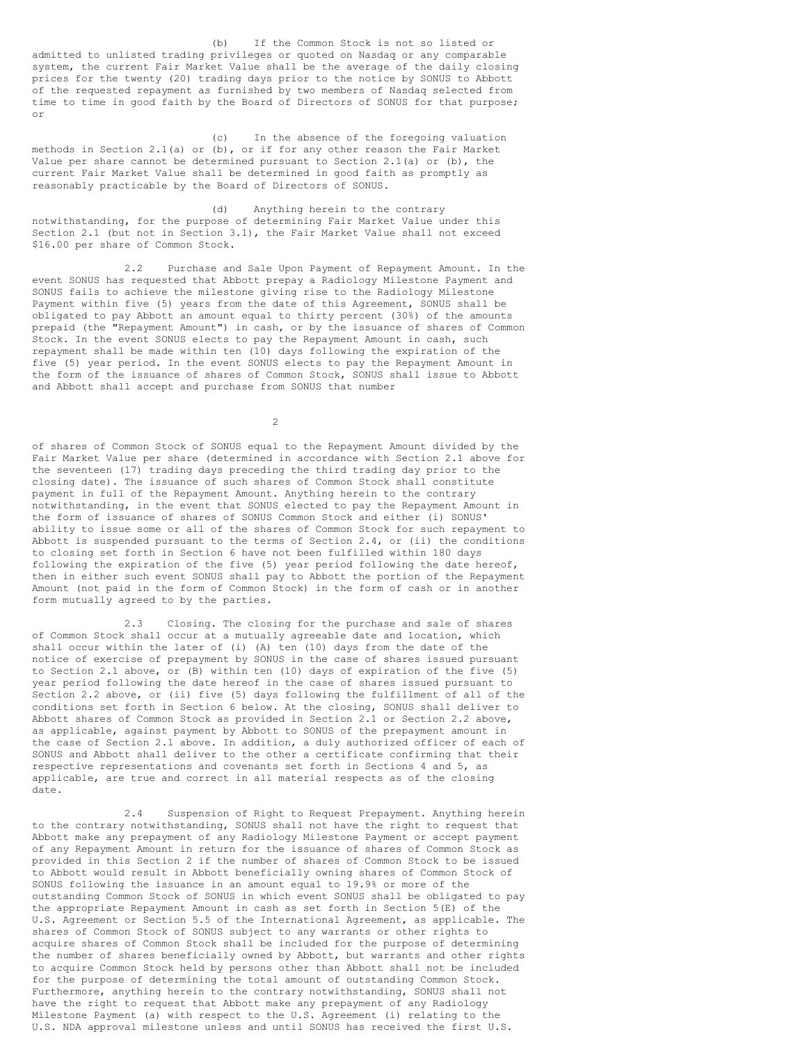(b) If the Common Stock is not so listed or admitted to unlisted trading privileges or quoted on Nasdaq or any comparable system, the current Fair Market Value shall be the average of the daily closing prices for the twenty (20) trading days prior to the notice by SONUS to Abbott of the requested repayment as furnished by two members of Nasdaq selected from time to time in good faith by the Board of Directors of SONUS for that purpose; or

(c) In the absence of the foregoing valuation methods in Section 2.1(a) or (b), or if for any other reason the Fair Market Value per share cannot be determined pursuant to Section 2.1(a) or (b), the current Fair Market Value shall be determined in good faith as promptly as reasonably practicable by the Board of Directors of SONUS.

(d) Anything herein to the contrary notwithstanding, for the purpose of determining Fair Market Value under this Section 2.1 (but not in Section 3.1), the Fair Market Value shall not exceed \$16.00 per share of Common Stock.

2.2 Purchase and Sale Upon Payment of Repayment Amount. In the event SONUS has requested that Abbott prepay a Radiology Milestone Payment and SONUS fails to achieve the milestone giving rise to the Radiology Milestone Payment within five (5) years from the date of this Agreement, SONUS shall be obligated to pay Abbott an amount equal to thirty percent (30%) of the amounts prepaid (the "Repayment Amount") in cash, or by the issuance of shares of Common Stock. In the event SONUS elects to pay the Repayment Amount in cash, such repayment shall be made within ten (10) days following the expiration of the five (5) year period. In the event SONUS elects to pay the Repayment Amount in the form of the issuance of shares of Common Stock, SONUS shall issue to Abbott and Abbott shall accept and purchase from SONUS that number of shares of Common Stock of SONUS equal to the Repayment Amount divided by the Fair Market Value per share (determined in accordance with Section 2.1 above for the seventeen (17) trading days preceding the third trading day prior to the closing date). The issuance of such shares of Common Stock shall constitute payment in full of the Repayment Amount. Anything herein to the contrary notwithstanding, in the event that SONUS elected to pay the Repayment Amount in the form of issuance of shares of SONUS Common Stock and either (i) SONUS' ability to issue some or all of the shares of Common Stock for such repayment to Abbott is suspended pursuant to the terms of Section 2.4, or (ii) the conditions to closing set forth in Section 6 have not been fulfilled within 180 days following the expiration of the five (5) year period following the date hereof, then in either such event SONUS shall pay to Abbott the portion of the Repayment Amount (not paid in the form of Common Stock) in the form of cash or in another form mutually agreed to by the parties.

2.3 Closing. The closing for the purchase and sale of shares of Common Stock shall occur at a mutually agreeable date and location, which shall occur within the later of (i) (A) ten (10) days from the date of the notice of exercise of prepayment by SONUS in the case of shares issued pursuant to Section 2.1 above, or (B) within ten (10) days of expiration of the five (5) year period following the date hereof in the case of shares issued pursuant to Section 2.2 above, or (ii) five (5) days following the fulfillment of all of the conditions set forth in Section 6 below. At the closing, SONUS shall deliver to Abbott shares of Common Stock as provided in Section 2.1 or Section 2.2 above, as applicable, against payment by Abbott to SONUS of the prepayment amount in the case of Section 2.1 above. In addition, a duly authorized officer of each of SONUS and Abbott shall deliver to the other a certificate confirming that their respective representations and covenants set forth in Sections 4 and 5, as applicable, are true and correct in all material respects as of the closing date.

2.4 Suspension of Right to Request Prepayment. Anything herein to the contrary notwithstanding, SONUS shall not have the right to request that Abbott make any prepayment of any Radiology Milestone Payment or accept payment of any Repayment Amount in return for the issuance of shares of Common Stock as provided in this Section 2 if the number of shares of Common Stock to be issued to Abbott would result in Abbott beneficially owning shares of Common Stock of SONUS following the issuance in an amount equal to 19.9% or more of the outstanding Common Stock of SONUS in which event SONUS shall be obligated to pay the appropriate Repayment Amount in cash as set forth in Section 5(E) of the U.S. Agreement or Section 5.5 of the International Agreement, as applicable. The shares of Common Stock of SONUS subject to any warrants or other rights to acquire shares of Common Stock shall be included for the purpose of determining the number of shares beneficially owned by Abbott, but warrants and other rights to acquire Common Stock held by persons other than Abbott shall not be included for the purpose of determining the total amount of outstanding Common Stock. Furthermore, anything herein to the contrary notwithstanding, SONUS shall not have the right to request that Abbott make any prepayment of any Radiology Milestone Payment (a) with respect to the U.S. Agreement (i) relating to the U.S. NDA approval milestone unless and until SONUS has received the first U.S.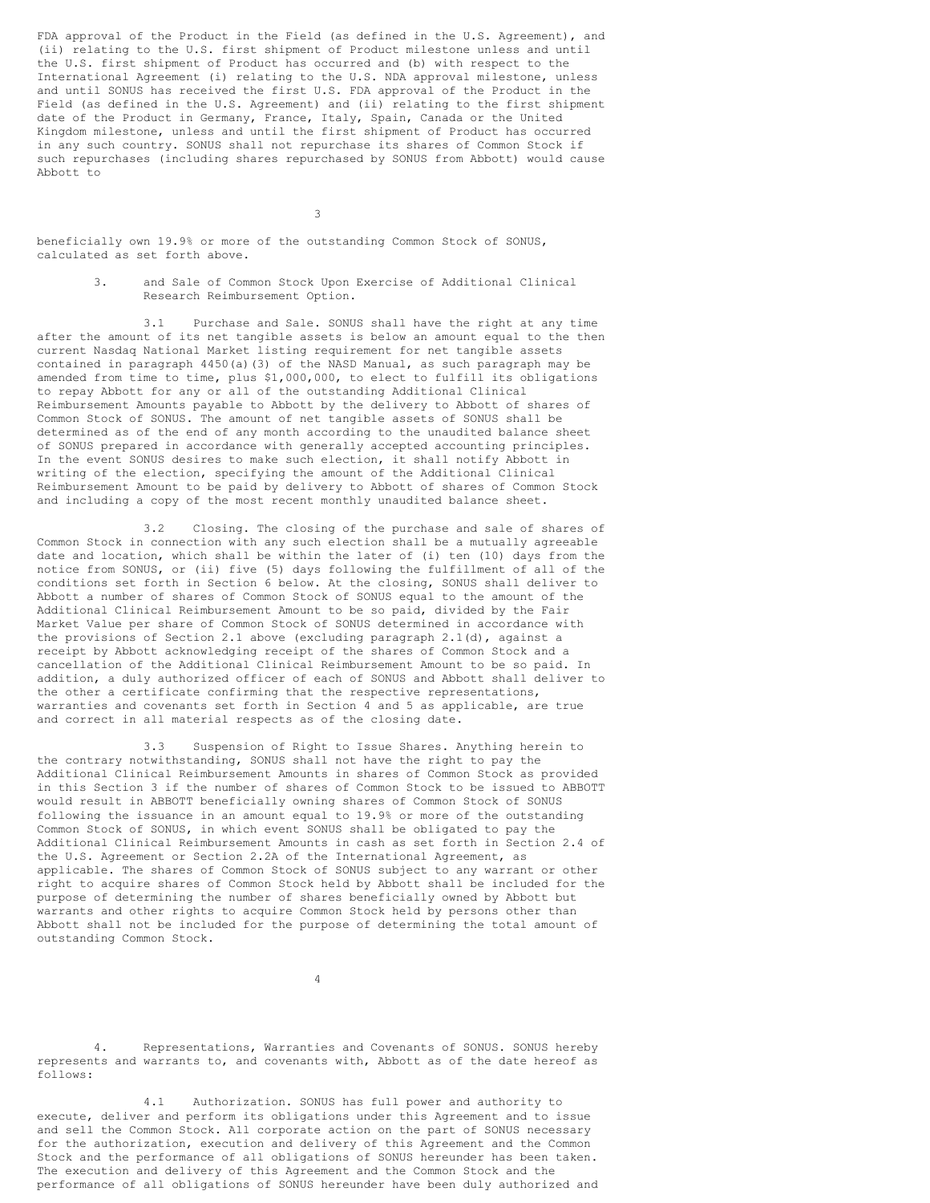FDA approval of the Product in the Field (as defined in the U.S. Agreement), and (ii) relating to the U.S. first shipment of Product milestone unless and until the U.S. first shipment of Product has occurred and (b) with respect to the International Agreement (i) relating to the U.S. NDA approval milestone, unless and until SONUS has received the first U.S. FDA approval of the Product in the Field (as defined in the U.S. Agreement) and (ii) relating to the first shipment date of the Product in Germany, France, Italy, Spain, Canada or the United Kingdom milestone, unless and until the first shipment of Product has occurred in any such country. SONUS shall not repurchase its shares of Common Stock if such repurchases (including shares repurchased by SONUS from Abbott) would cause Abbott to beneficially own 19.9% or more of the outstanding Common Stock of SONUS, calculated as set forth above.

3. and Sale of Common Stock Upon Exercise of Additional Clinical Research Reimbursement Option.

3.1 Purchase and Sale. SONUS shall have the right at any time after the amount of its net tangible assets is below an amount equal to the then current Nasdaq National Market listing requirement for net tangible assets contained in paragraph 4450(a)(3) of the NASD Manual, as such paragraph may be amended from time to time, plus $1,000,000, to elect to fulfill its obligations to repay Abbott for any or all of the outstanding Additional Clinical Reimbursement Amounts payable to Abbott by the delivery to Abbott of shares of Common Stock of SONUS. The amount of net tangible assets of SONUS shall be determined as of the end of any month according to the unaudited balance sheet of SONUS prepared in accordance with generally accepted accounting principles. In the event SONUS desires to make such election, it shall notify Abbott in writing of the election, specifying the amount of the Additional Clinical Reimbursement Amount to be paid by delivery to Abbott of shares of Common Stock and including a copy of the most recent monthly unaudited balance sheet.

3.2 Closing. The closing of the purchase and sale of shares of Common Stock in connection with any such election shall be a mutually agreeable date and location, which shall be within the later of (i) ten (10) days from the notice from SONUS, or (ii) five (5) days following the fulfillment of all of the conditions set forth in Section 6 below. At the closing, SONUS shall deliver to Abbott a number of shares of Common Stock of SONUS equal to the amount of the Additional Clinical Reimbursement Amount to be so paid, divided by the Fair Market Value per share of Common Stock of SONUS determined in accordance with the provisions of Section 2.1 above (excluding paragraph 2.1(d), against a receipt by Abbott acknowledging receipt of the shares of Common Stock and a cancellation of the Additional Clinical Reimbursement Amount to be so paid. In addition, a duly authorized officer of each of SONUS and Abbott shall deliver to the other a certificate confirming that the respective representations, warranties and covenants set forth in Section 4 and 5 as applicable, are true and correct in all material respects as of the closing date.

3.3 Suspension of Right to Issue Shares. Anything herein to the contrary notwithstanding, SONUS shall not have the right to pay the Additional Clinical Reimbursement Amounts in shares of Common Stock as provided in this Section 3 if the number of shares of Common Stock to be issued to ABBOTT would result in ABBOTT beneficially owning shares of Common Stock of SONUS following the issuance in an amount equal to 19.9% or more of the outstanding Common Stock of SONUS, in which event SONUS shall be obligated to pay the Additional Clinical Reimbursement Amounts in cash as set forth in Section 2.4 of the U.S. Agreement or Section 2.2A of the International Agreement, as applicable. The shares of Common Stock of SONUS subject to any warrant or other right to acquire shares of Common Stock held by Abbott shall be included for the purpose of determining the number of shares beneficially owned by Abbott but warrants and other rights to acquire Common Stock held by persons other than Abbott shall not be included for the purpose of determining the total amount of outstanding Common Stock.

4. Representations, Warranties and Covenants of SONUS. SONUS hereby represents and warrants to, and covenants with, Abbott as of the date hereof as follows:

4.1 Authorization. SONUS has full power and authority to execute, deliver and perform its obligations under this Agreement and to issue and sell the Common Stock. All corporate action on the part of SONUS necessary for the authorization, execution and delivery of this Agreement and the Common Stock and the performance of all obligations of SONUS hereunder has been taken. The execution and delivery of this Agreement and the Common Stock and the performance of all obligations of SONUS hereunder have been duly authorized and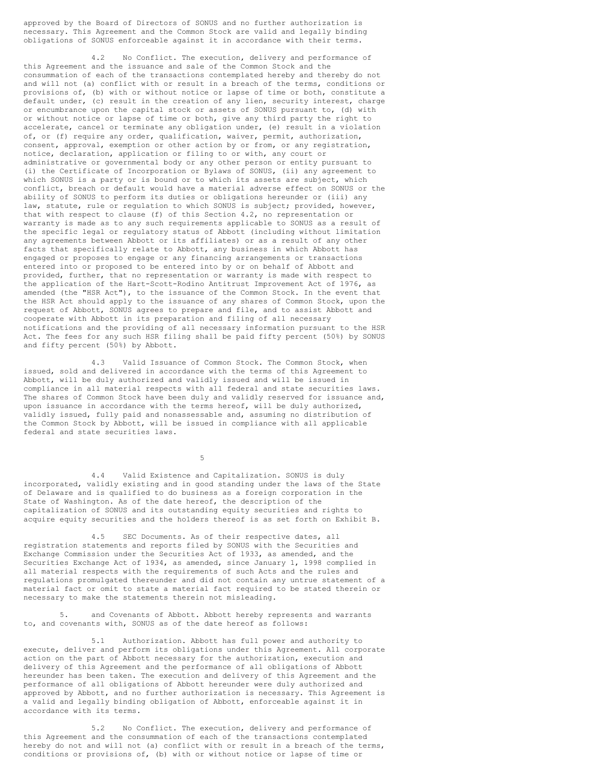approved by the Board of Directors of SONUS and no further authorization is necessary. This Agreement and the Common Stock are valid and legally binding obligations of SONUS enforceable against it in accordance with their terms.

4.2 No Conflict. The execution, delivery and performance of this Agreement and the issuance and sale of the Common Stock and the consummation of each of the transactions contemplated hereby and thereby do not and will not (a) conflict with or result in a breach of the terms, conditions or provisions of, (b) with or without notice or lapse of time or both, constitute a default under, (c) result in the creation of any lien, security interest, charge or encumbrance upon the capital stock or assets of SONUS pursuant to, (d) with or without notice or lapse of time or both, give any third party the right to accelerate, cancel or terminate any obligation under, (e) result in a violation of, or (f) require any order, qualification, waiver, permit, authorization, consent, approval, exemption or other action by or from, or any registration, notice, declaration, application or filing to or with, any court or administrative or governmental body or any other person or entity pursuant to (i) the Certificate of Incorporation or Bylaws of SONUS, (ii) any agreement to which SONUS is a party or is bound or to which its assets are subject, which conflict, breach or default would have a material adverse effect on SONUS or the ability of SONUS to perform its duties or obligations hereunder or (iii) any law, statute, rule or regulation to which SONUS is subject; provided, however, that with respect to clause (f) of this Section 4.2, no representation or warranty is made as to any such requirements applicable to SONUS as a result of the specific legal or regulatory status of Abbott (including without limitation any agreements between Abbott or its affiliates) or as a result of any other facts that specifically relate to Abbott, any business in which Abbott has engaged or proposes to engage or any financing arrangements or transactions entered into or proposed to be entered into by or on behalf of Abbott and provided, further, that no representation or warranty is made with respect to the application of the Hart-Scott-Rodino Antitrust Improvement Act of 1976, as amended (the "HSR Act"), to the issuance of the Common Stock. In the event that the HSR Act should apply to the issuance of any shares of Common Stock, upon the request of Abbott, SONUS agrees to prepare and file, and to assist Abbott and cooperate with Abbott in its preparation and filing of all necessary notifications and the providing of all necessary information pursuant to the HSR Act. The fees for any such HSR filing shall be paid fifty percent (50%) by SONUS and fifty percent (50%) by Abbott.

4.3 Valid Issuance of Common Stock. The Common Stock, when issued, sold and delivered in accordance with the terms of this Agreement to Abbott, will be duly authorized and validly issued and will be issued in compliance in all material respects with all federal and state securities laws. The shares of Common Stock have been duly and validly reserved for issuance and, upon issuance in accordance with the terms hereof, will be duly authorized, validly issued, fully paid and nonassessable and, assuming no distribution of the Common Stock by Abbott, will be issued in compliance with all applicable federal and state securities laws.

4.4 Valid Existence and Capitalization. SONUS is duly incorporated, validly existing and in good standing under the laws of the State of Delaware and is qualified to do business as a foreign corporation in the State of Washington. As of the date hereof, the description of the capitalization of SONUS and its outstanding equity securities and rights to acquire equity securities and the holders thereof is as set forth on Exhibit B.

4.5 SEC Documents. As of their respective dates, all registration statements and reports filed by SONUS with the Securities and Exchange Commission under the Securities Act of 1933, as amended, and the Securities Exchange Act of 1934, as amended, since January 1, 1998 complied in all material respects with the requirements of such Acts and the rules and regulations promulgated thereunder and did not contain any untrue statement of a material fact or omit to state a material fact required to be stated therein or necessary to make the statements therein not misleading.

5. and Covenants of Abbott. Abbott hereby represents and warrants to, and covenants with, SONUS as of the date hereof as follows:

5.1 Authorization. Abbott has full power and authority to execute, deliver and perform its obligations under this Agreement. All corporate action on the part of Abbott necessary for the authorization, execution and delivery of this Agreement and the performance of all obligations of Abbott hereunder has been taken. The execution and delivery of this Agreement and the performance of all obligations of Abbott hereunder were duly authorized and approved by Abbott, and no further authorization is necessary. This Agreement is a valid and legally binding obligation of Abbott, enforceable against it in accordance with its terms.

5.2 No Conflict. The execution, delivery and performance of this Agreement and the consummation of each of the transactions contemplated hereby do not and will not (a) conflict with or result in a breach of the terms, conditions or provisions of, (b) with or without notice or lapse of time or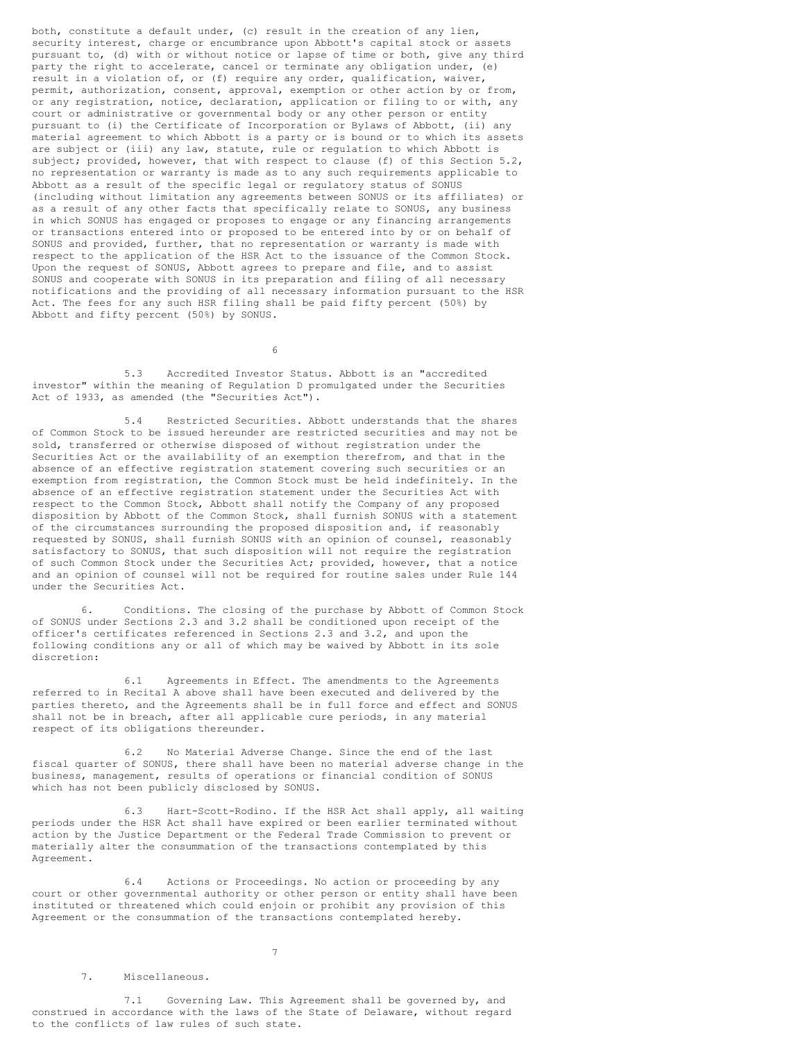both, constitute a default under, (c) result in the creation of any lien, security interest, charge or encumbrance upon Abbott's capital stock or assets pursuant to, (d) with or without notice or lapse of time or both, give any third party the right to accelerate, cancel or terminate any obligation under, (e) result in a violation of, or (f) require any order, qualification, waiver, permit, authorization, consent, approval, exemption or other action by or from, or any registration, notice, declaration, application or filing to or with, any court or administrative or governmental body or any other person or entity pursuant to (i) the Certificate of Incorporation or Bylaws of Abbott, (ii) any material agreement to which Abbott is a party or is bound or to which its assets are subject or (iii) any law, statute, rule or regulation to which Abbott is subject; provided, however, that with respect to clause (f) of this Section 5.2, no representation or warranty is made as to any such requirements applicable to Abbott as a result of the specific legal or regulatory status of SONUS (including without limitation any agreements between SONUS or its affiliates) or as a result of any other facts that specifically relate to SONUS, any business in which SONUS has engaged or proposes to engage or any financing arrangements or transactions entered into or proposed to be entered into by or on behalf of SONUS and provided, further, that no representation or warranty is made with respect to the application of the HSR Act to the issuance of the Common Stock. Upon the request of SONUS, Abbott agrees to prepare and file, and to assist SONUS and cooperate with SONUS in its preparation and filing of all necessary notifications and the providing of all necessary information pursuant to the HSR Act. The fees for any such HSR filing shall be paid fifty percent (50%) by Abbott and fifty percent (50%) by SONUS.

5.3 Accredited Investor Status. Abbott is an "accredited investor" within the meaning of Regulation D promulgated under the Securities Act of 1933, as amended (the "Securities Act").

5.4 Restricted Securities. Abbott understands that the shares of Common Stock to be issued hereunder are restricted securities and may not be sold, transferred or otherwise disposed of without registration under the Securities Act or the availability of an exemption therefrom, and that in the absence of an effective registration statement covering such securities or an exemption from registration, the Common Stock must be held indefinitely. In the absence of an effective registration statement under the Securities Act with respect to the Common Stock, Abbott shall notify the Company of any proposed disposition by Abbott of the Common Stock, shall furnish SONUS with a statement of the circumstances surrounding the proposed disposition and, if reasonably requested by SONUS, shall furnish SONUS with an opinion of counsel, reasonably satisfactory to SONUS, that such disposition will not require the registration of such Common Stock under the Securities Act; provided, however, that a notice and an opinion of counsel will not be required for routine sales under Rule 144 under the Securities Act.

6. Conditions. The closing of the purchase by Abbott of Common Stock of SONUS under Sections 2.3 and 3.2 shall be conditioned upon receipt of the officer's certificates referenced in Sections 2.3 and 3.2, and upon the following conditions any or all of which may be waived by Abbott in its sole discretion:

6.1 Agreements in Effect. The amendments to the Agreements referred to in Recital A above shall have been executed and delivered by the parties thereto, and the Agreements shall be in full force and effect and SONUS shall not be in breach, after all applicable cure periods, in any material respect of its obligations thereunder.

6.2 No Material Adverse Change. Since the end of the last fiscal quarter of SONUS, there shall have been no material adverse change in the business, management, results of operations or financial condition of SONUS which has not been publicly disclosed by SONUS.

6.3 Hart-Scott-Rodino. If the HSR Act shall apply, all waiting periods under the HSR Act shall have expired or been earlier terminated without action by the Justice Department or the Federal Trade Commission to prevent or materially alter the consummation of the transactions contemplated by this Agreement.

6.4 Actions or Proceedings. No action or proceeding by any court or other governmental authority or other person or entity shall have been instituted or threatened which could enjoin or prohibit any provision of this Agreement or the consummation of the transactions contemplated hereby.

7. Miscellaneous.

7.1 Governing Law. This Agreement shall be governed by, and construed in accordance with the laws of the State of Delaware, without regard to the conflicts of law rules of such state.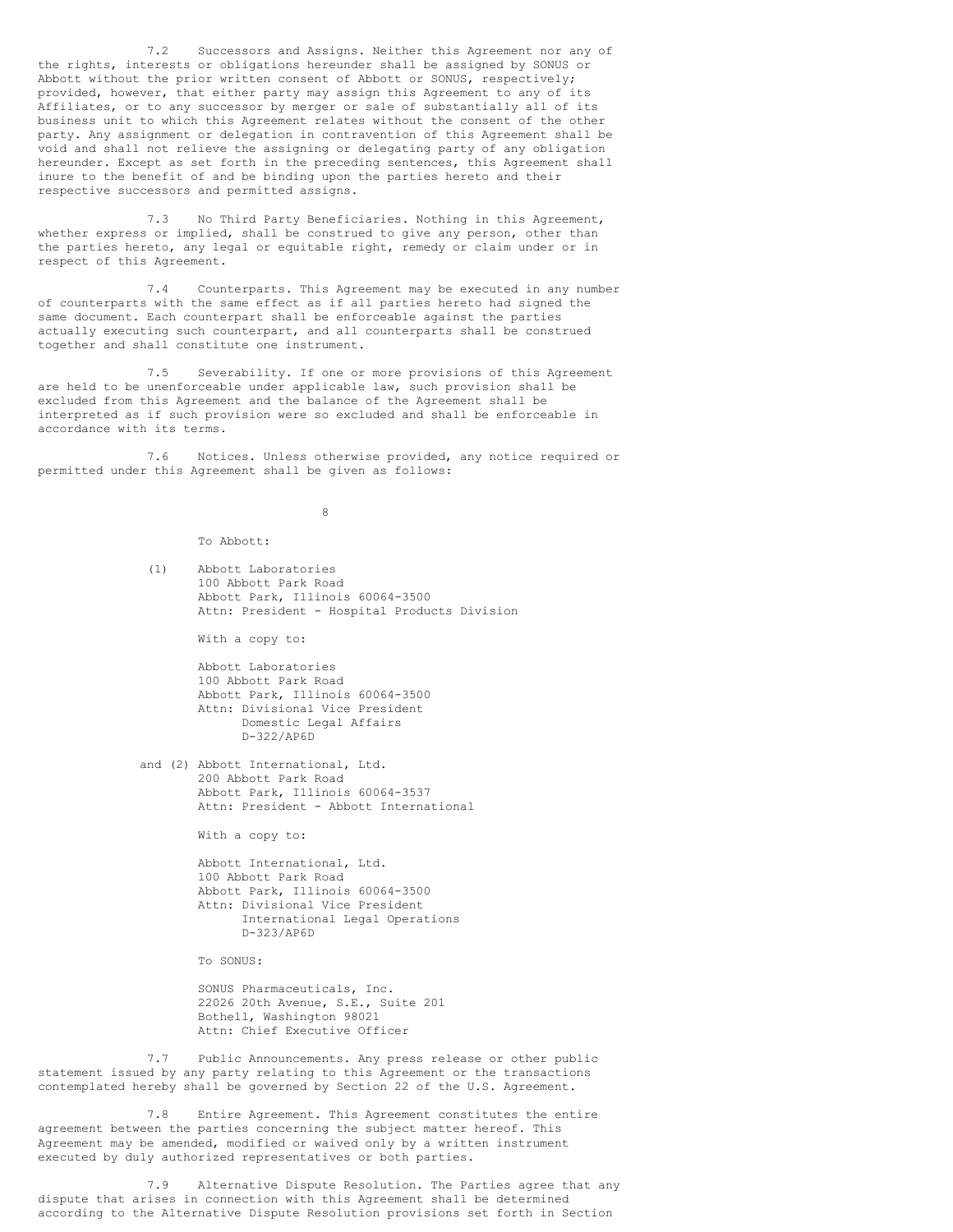7.2 Successors and Assigns. Neither this Agreement nor any of the rights, interests or obligations hereunder shall be assigned by SONUS or Abbott without the prior written consent of Abbott or SONUS, respectively; provided, however, that either party may assign this Agreement to any of its Affiliates, or to any successor by merger or sale of substantially all of its business unit to which this Agreement relates without the consent of the other party. Any assignment or delegation in contravention of this Agreement shall be void and shall not relieve the assigning or delegating party of any obligation hereunder. Except as set forth in the preceding sentences, this Agreement shall inure to the benefit of and be binding upon the parties hereto and their respective successors and permitted assigns.

7.3 No Third Party Beneficiaries. Nothing in this Agreement, whether express or implied, shall be construed to give any person, other than the parties hereto, any legal or equitable right, remedy or claim under or in respect of this Agreement.

7.4 Counterparts. This Agreement may be executed in any number of counterparts with the same effect as if all parties hereto had signed the same document. Each counterpart shall be enforceable against the parties actually executing such counterpart, and all counterparts shall be construed together and shall constitute one instrument.

7.5 Severability. If one or more provisions of this Agreement are held to be unenforceable under applicable law, such provision shall be excluded from this Agreement and the balance of the Agreement shall be interpreted as if such provision were so excluded and shall be enforceable in accordance with its terms.

7.6 Notices. Unless otherwise provided, any notice required or permitted under this Agreement shall be given as follows:

To Abbott:

(1) Abbott Laboratories
100 Abbott Park Road
Abbott Park, Illinois 60064-3500
Attn: President - Hospital Products Division

With a copy to:

Abbott Laboratories
100 Abbott Park Road
Abbott Park, Illinois 60064-3500
Attn: Divisional Vice President
Domestic Legal Affairs
D-322/AP6D

and (2) Abbott International, Ltd.
200 Abbott Park Road
Abbott Park, Illinois 60064-3537
Attn: President - Abbott International

With a copy to:

Abbott International, Ltd.
100 Abbott Park Road
Abbott Park, Illinois 60064-3500
Attn: Divisional Vice President
International Legal Operations
D-323/AP6D

To SONUS:

SONUS Pharmaceuticals, Inc.
22026 20th Avenue, S.E., Suite 201
Bothell, Washington 98021
Attn: Chief Executive Officer

7.7 Public Announcements. Any press release or other public statement issued by any party relating to this Agreement or the transactions contemplated hereby shall be governed by Section 22 of the U.S. Agreement.

7.8 Entire Agreement. This Agreement constitutes the entire agreement between the parties concerning the subject matter hereof. This Agreement may be amended, modified or waived only by a written instrument executed by duly authorized representatives or both parties.

7.9 Alternative Dispute Resolution. The Parties agree that any dispute that arises in connection with this Agreement shall be determined according to the Alternative Dispute Resolution provisions set forth in Section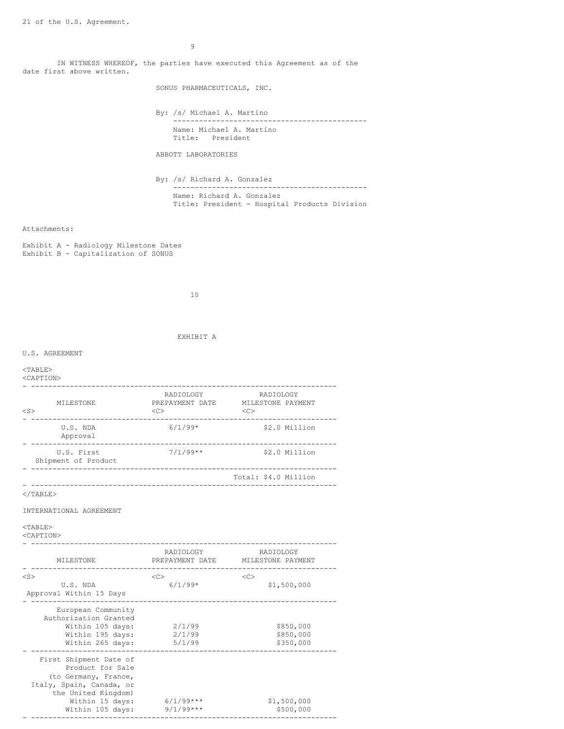21 of the U.S. Agreement.

IN WITNESS WHEREOF, the parties have executed this Agreement as of the date first above written.

SONUS PHARMACEUTICALS, INC.

By: /s/ Michael A. Martino

Name: Michael A. Martino
Title: President

ABBOTT LABORATORIES

By: /s/ Richard A. Gonzalez

Name: Richard A. Gonzalez
Title: President - Hospital Products Division

Attachments:

Exhibit A - Radiology Milestone Dates
Exhibit B - Capitalization of SONUS

## EXHIBIT A

U.S. AGREEMENT

| MILESTONE | RADIOLOGY PREPAYMENT DATE | RADIOLOGY MILESTONE PAYMENT |
|---|---|---|
| U.S. NDA Approval | 6/1/99* | $2.0 Million |
| U.S. First Shipment of Product | 7/1/99** | $2.0 Million |
| | | Total: $4.0 Million |

INTERNATIONAL AGREEMENT

| MILESTONE | RADIOLOGY PREPAYMENT DATE | RADIOLOGY MILESTONE PAYMENT |
|---|---|---|
| U.S. NDA Approval Within 15 Days | 6/1/99* | $1,500,000 |
| European Community Authorization Granted | | |
| Within 105 days: | 2/1/99 | $850,000 |
| Within 195 days: | 2/1/99 | $850,000 |
| Within 265 days: | 5/1/99 | $350,000 |
| First Shipment Date of Product for Sale (to Germany, France, Italy, Spain, Canada, or the United Kingdom) | | |
| Within 15 days: | 6/1/99*** | $1,500,000 |
| Within 105 days: | 9/1/99*** | $500,000 |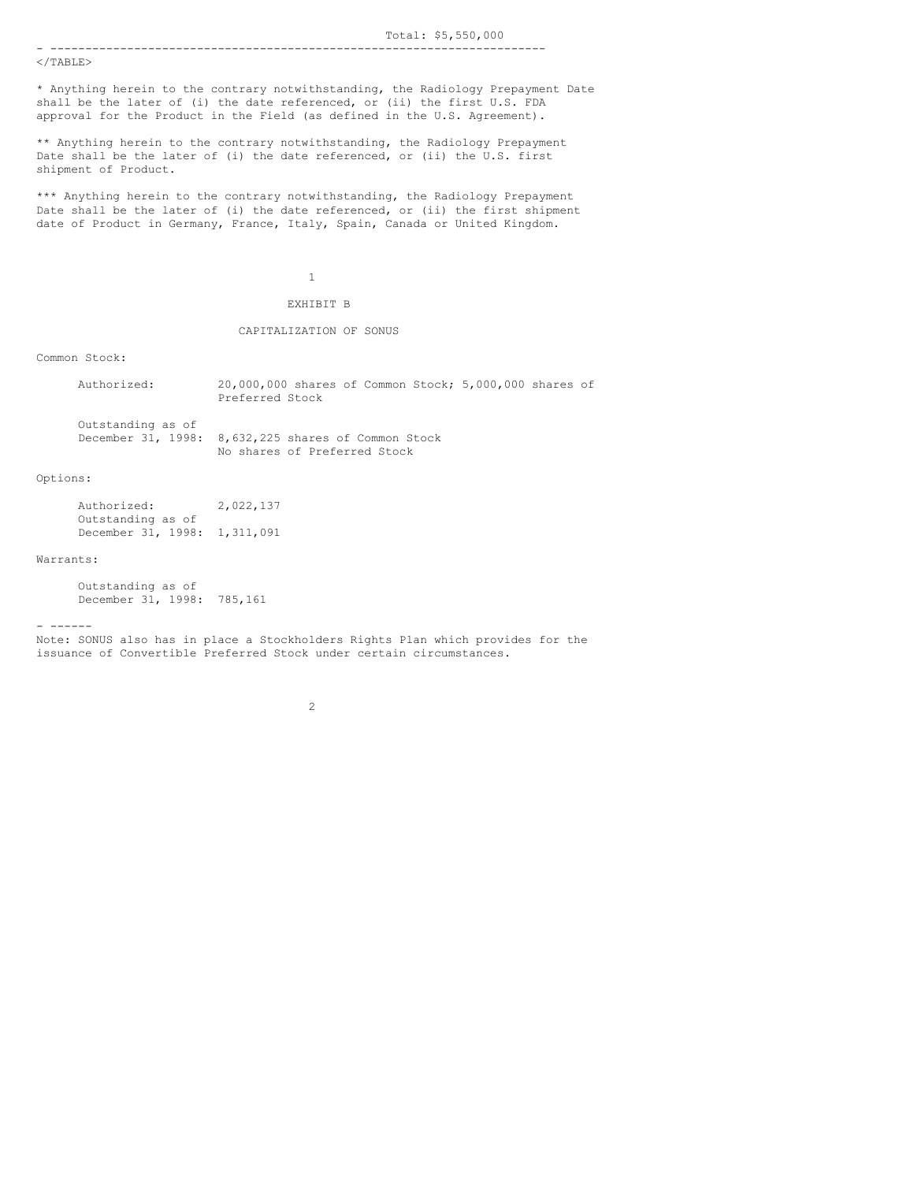Total: $5,550,000

* Anything herein to the contrary notwithstanding, the Radiology Prepayment Date shall be the later of (i) the date referenced, or (ii) the first U.S. FDA approval for the Product in the Field (as defined in the U.S. Agreement).

** Anything herein to the contrary notwithstanding, the Radiology Prepayment Date shall be the later of (i) the date referenced, or (ii) the U.S. first shipment of Product.

*** Anything herein to the contrary notwithstanding, the Radiology Prepayment Date shall be the later of (i) the date referenced, or (ii) the first shipment date of Product in Germany, France, Italy, Spain, Canada or United Kingdom.

# EXHIBIT B

## CAPITALIZATION OF SONUS

Common Stock:

| | |
|---|---|
| Authorized: | 20,000,000 shares of Common Stock; 5,000,000 shares of Preferred Stock |
| Outstanding as of December 31, 1998: | 8,632,225 shares of Common Stock<br>No shares of Preferred Stock |

Options:

| | |
|---|---|
| Authorized: | 2,022,137 |
| Outstanding as of December 31, 1998: | 1,311,091 |

Warrants:

| | |
|---|---|
| Outstanding as of December 31, 1998: | 785,161 |

Note: SONUS also has in place a Stockholders Rights Plan which provides for the issuance of Convertible Preferred Stock under certain circumstances.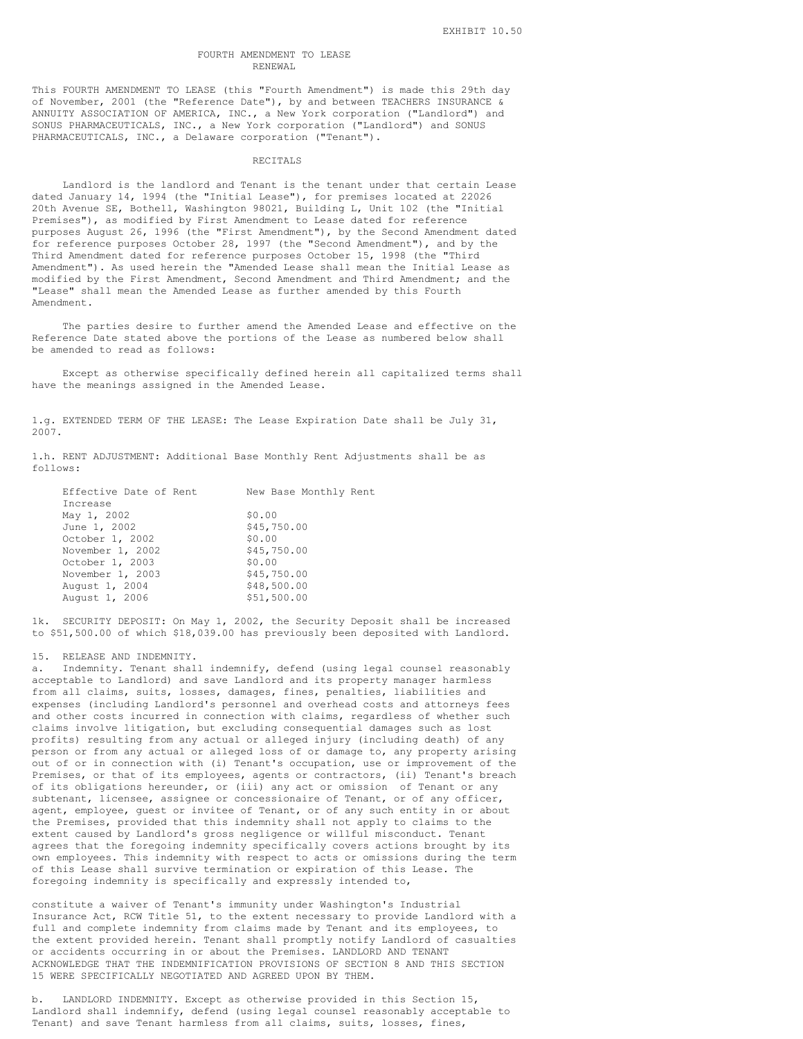EXHIBIT 10.50

# FOURTH AMENDMENT TO LEASE
## RENEWAL

This FOURTH AMENDMENT TO LEASE (this "Fourth Amendment") is made this 29th day of November, 2001 (the "Reference Date"), by and between TEACHERS INSURANCE & ANNUITY ASSOCIATION OF AMERICA, INC., a New York corporation ("Landlord") and SONUS PHARMACEUTICALS, INC., a New York corporation ("Landlord") and SONUS PHARMACEUTICALS, INC., a Delaware corporation ("Tenant").

## RECITALS

Landlord is the landlord and Tenant is the tenant under that certain Lease dated January 14, 1994 (the "Initial Lease"), for premises located at 22026 20th Avenue SE, Bothell, Washington 98021, Building L, Unit 102 (the "Initial Premises"), as modified by First Amendment to Lease dated for reference purposes August 26, 1996 (the "First Amendment"), by the Second Amendment dated for reference purposes October 28, 1997 (the "Second Amendment"), and by the Third Amendment dated for reference purposes October 15, 1998 (the "Third Amendment"). As used herein the "Amended Lease shall mean the Initial Lease as modified by the First Amendment, Second Amendment and Third Amendment; and the "Lease" shall mean the Amended Lease as further amended by this Fourth Amendment.

The parties desire to further amend the Amended Lease and effective on the Reference Date stated above the portions of the Lease as numbered below shall be amended to read as follows:

Except as otherwise specifically defined herein all capitalized terms shall have the meanings assigned in the Amended Lease.

1.g. EXTENDED TERM OF THE LEASE: The Lease Expiration Date shall be July 31, 2007.

1.h. RENT ADJUSTMENT: Additional Base Monthly Rent Adjustments shall be as follows:

| Effective Date of Rent Increase | New Base Monthly Rent |
|---|---|
| May 1, 2002 | $0.00 |
| June 1, 2002 | $45,750.00 |
| October 1, 2002 | $0.00 |
| November 1, 2002 | $45,750.00 |
| October 1, 2003 | $0.00 |
| November 1, 2003 | $45,750.00 |
| August 1, 2004 | $48,500.00 |
| August 1, 2006 | $51,500.00 |

1k. SECURITY DEPOSIT: On May 1, 2002, the Security Deposit shall be increased to $51,500.00 of which $18,039.00 has previously been deposited with Landlord.

15. RELEASE AND INDEMNITY.

a. Indemnity. Tenant shall indemnify, defend (using legal counsel reasonably acceptable to Landlord) and save Landlord and its property manager harmless from all claims, suits, losses, damages, fines, penalties, liabilities and expenses (including Landlord's personnel and overhead costs and attorneys fees and other costs incurred in connection with claims, regardless of whether such claims involve litigation, but excluding consequential damages such as lost profits) resulting from any actual or alleged injury (including death) of any person or from any actual or alleged loss of or damage to, any property arising out of or in connection with (i) Tenant's occupation, use or improvement of the Premises, or that of its employees, agents or contractors, (ii) Tenant's breach of its obligations hereunder, or (iii) any act or omission of Tenant or any subtenant, licensee, assignee or concessionaire of Tenant, or of any officer, agent, employee, guest or invitee of Tenant, or of any such entity in or about the Premises, provided that this indemnity shall not apply to claims to the extent caused by Landlord's gross negligence or willful misconduct. Tenant agrees that the foregoing indemnity specifically covers actions brought by its own employees. This indemnity with respect to acts or omissions during the term of this Lease shall survive termination or expiration of this Lease. The foregoing indemnity is specifically and expressly intended to,

constitute a waiver of Tenant's immunity under Washington's Industrial Insurance Act, RCW Title 51, to the extent necessary to provide Landlord with a full and complete indemnity from claims made by Tenant and its employees, to the extent provided herein. Tenant shall promptly notify Landlord of casualties or accidents occurring in or about the Premises. LANDLORD AND TENANT ACKNOWLEDGE THAT THE INDEMNIFICATION PROVISIONS OF SECTION 8 AND THIS SECTION 15 WERE SPECIFICALLY NEGOTIATED AND AGREED UPON BY THEM.

b. LANDLORD INDEMNITY. Except as otherwise provided in this Section 15, Landlord shall indemnify, defend (using legal counsel reasonably acceptable to Tenant) and save Tenant harmless from all claims, suits, losses, fines,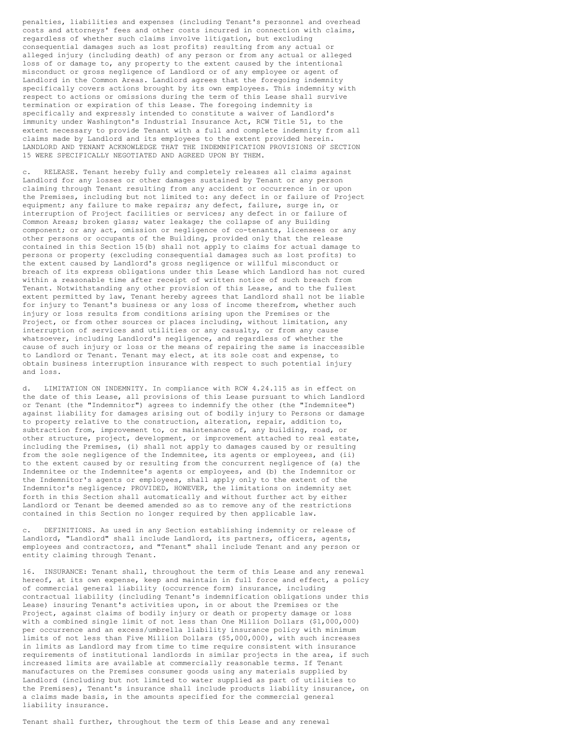penalties, liabilities and expenses (including Tenant's personnel and overhead costs and attorneys' fees and other costs incurred in connection with claims, regardless of whether such claims involve litigation, but excluding consequential damages such as lost profits) resulting from any actual or alleged injury (including death) of any person or from any actual or alleged loss of or damage to, any property to the extent caused by the intentional misconduct or gross negligence of Landlord or of any employee or agent of Landlord in the Common Areas. Landlord agrees that the foregoing indemnity specifically covers actions brought by its own employees. This indemnity with respect to actions or omissions during the term of this Lease shall survive termination or expiration of this Lease. The foregoing indemnity is specifically and expressly intended to constitute a waiver of Landlord's immunity under Washington's Industrial Insurance Act, RCW Title 51, to the extent necessary to provide Tenant with a full and complete indemnity from all claims made by Landlord and its employees to the extent provided herein. LANDLORD AND TENANT ACKNOWLEDGE THAT THE INDEMNIFICATION PROVISIONS OF SECTION 15 WERE SPECIFICALLY NEGOTIATED AND AGREED UPON BY THEM.

c. RELEASE. Tenant hereby fully and completely releases all claims against Landlord for any losses or other damages sustained by Tenant or any person claiming through Tenant resulting from any accident or occurrence in or upon the Premises, including but not limited to: any defect in or failure of Project equipment; any failure to make repairs; any defect, failure, surge in, or interruption of Project facilities or services; any defect in or failure of Common Areas; broken glass; water leakage; the collapse of any Building component; or any act, omission or negligence of co-tenants, licensees or any other persons or occupants of the Building, provided only that the release contained in this Section 15(b) shall not apply to claims for actual damage to persons or property (excluding consequential damages such as lost profits) to the extent caused by Landlord's gross negligence or willful misconduct or breach of its express obligations under this Lease which Landlord has not cured within a reasonable time after receipt of written notice of such breach from Tenant. Notwithstanding any other provision of this Lease, and to the fullest extent permitted by law, Tenant hereby agrees that Landlord shall not be liable for injury to Tenant's business or any loss of income therefrom, whether such injury or loss results from conditions arising upon the Premises or the Project, or from other sources or places including, without limitation, any interruption of services and utilities or any casualty, or from any cause whatsoever, including Landlord's negligence, and regardless of whether the cause of such injury or loss or the means of repairing the same is inaccessible to Landlord or Tenant. Tenant may elect, at its sole cost and expense, to obtain business interruption insurance with respect to such potential injury and loss.

d. LIMITATION ON INDEMNITY. In compliance with RCW 4.24.115 as in effect on the date of this Lease, all provisions of this Lease pursuant to which Landlord or Tenant (the "Indemnitor") agrees to indemnify the other (the "Indemnitee") against liability for damages arising out of bodily injury to Persons or damage to property relative to the construction, alteration, repair, addition to, subtraction from, improvement to, or maintenance of, any building, road, or other structure, project, development, or improvement attached to real estate, including the Premises, (i) shall not apply to damages caused by or resulting from the sole negligence of the Indemnitee, its agents or employees, and (ii) to the extent caused by or resulting from the concurrent negligence of (a) the Indemnitee or the Indemnitee's agents or employees, and (b) the Indemnitor or the Indemnitor's agents or employees, shall apply only to the extent of the Indemnitor's negligence; PROVIDED, HOWEVER, the limitations on indemnity set forth in this Section shall automatically and without further act by either Landlord or Tenant be deemed amended so as to remove any of the restrictions contained in this Section no longer required by then applicable law.

c. DEFINITIONS. As used in any Section establishing indemnity or release of Landlord, "Landlord" shall include Landlord, its partners, officers, agents, employees and contractors, and "Tenant" shall include Tenant and any person or entity claiming through Tenant.

16. INSURANCE: Tenant shall, throughout the term of this Lease and any renewal hereof, at its own expense, keep and maintain in full force and effect, a policy of commercial general liability (occurrence form) insurance, including contractual liability (including Tenant's indemnification obligations under this Lease) insuring Tenant's activities upon, in or about the Premises or the Project, against claims of bodily injury or death or property damage or loss with a combined single limit of not less than One Million Dollars ($1,000,000) per occurrence and an excess/umbrella liability insurance policy with minimum limits of not less than Five Million Dollars ($5,000,000), with such increases in limits as Landlord may from time to time require consistent with insurance requirements of institutional landlords in similar projects in the area, if such increased limits are available at commercially reasonable terms. If Tenant manufactures on the Premises consumer goods using any materials supplied by Landlord (including but not limited to water supplied as part of utilities to the Premises), Tenant's insurance shall include products liability insurance, on a claims made basis, in the amounts specified for the commercial general liability insurance.

Tenant shall further, throughout the term of this Lease and any renewal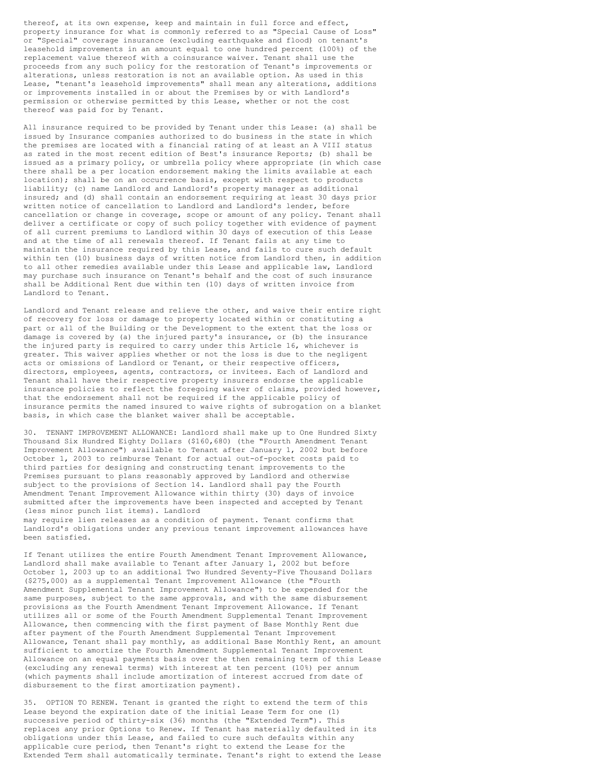thereof, at its own expense, keep and maintain in full force and effect, property insurance for what is commonly referred to as "Special Cause of Loss" or "Special" coverage insurance (excluding earthquake and flood) on tenant's leasehold improvements in an amount equal to one hundred percent (100%) of the replacement value thereof with a coinsurance waiver. Tenant shall use the proceeds from any such policy for the restoration of Tenant's improvements or alterations, unless restoration is not an available option. As used in this Lease, "tenant's leasehold improvements" shall mean any alterations, additions or improvements installed in or about the Premises by or with Landlord's permission or otherwise permitted by this Lease, whether or not the cost thereof was paid for by Tenant.

All insurance required to be provided by Tenant under this Lease: (a) shall be issued by Insurance companies authorized to do business in the state in which the premises are located with a financial rating of at least an A VIII status as rated in the most recent edition of Best's insurance Reports; (b) shall be issued as a primary policy, or umbrella policy where appropriate (in which case there shall be a per location endorsement making the limits available at each location); shall be on an occurrence basis, except with respect to products liability; (c) name Landlord and Landlord's property manager as additional insured; and (d) shall contain an endorsement requiring at least 30 days prior written notice of cancellation to Landlord and Landlord's lender, before cancellation or change in coverage, scope or amount of any policy. Tenant shall deliver a certificate or copy of such policy together with evidence of payment of all current premiums to Landlord within 30 days of execution of this Lease and at the time of all renewals thereof. If Tenant fails at any time to maintain the insurance required by this Lease, and fails to cure such default within ten (10) business days of written notice from Landlord then, in addition to all other remedies available under this Lease and applicable law, Landlord may purchase such insurance on Tenant's behalf and the cost of such insurance shall be Additional Rent due within ten (10) days of written invoice from Landlord to Tenant.

Landlord and Tenant release and relieve the other, and waive their entire right of recovery for loss or damage to property located within or constituting a part or all of the Building or the Development to the extent that the loss or damage is covered by (a) the injured party's insurance, or (b) the insurance the injured party is required to carry under this Article 16, whichever is greater. This waiver applies whether or not the loss is due to the negligent acts or omissions of Landlord or Tenant, or their respective officers, directors, employees, agents, contractors, or invitees. Each of Landlord and Tenant shall have their respective property insurers endorse the applicable insurance policies to reflect the foregoing waiver of claims, provided however, that the endorsement shall not be required if the applicable policy of insurance permits the named insured to waive rights of subrogation on a blanket basis, in which case the blanket waiver shall be acceptable.

30. TENANT IMPROVEMENT ALLOWANCE: Landlord shall make up to One Hundred Sixty Thousand Six Hundred Eighty Dollars ($160,680) (the "Fourth Amendment Tenant Improvement Allowance") available to Tenant after January 1, 2002 but before October 1, 2003 to reimburse Tenant for actual out-of-pocket costs paid to third parties for designing and constructing tenant improvements to the Premises pursuant to plans reasonably approved by Landlord and otherwise subject to the provisions of Section 14. Landlord shall pay the Fourth Amendment Tenant Improvement Allowance within thirty (30) days of invoice submitted after the improvements have been inspected and accepted by Tenant (less minor punch list items). Landlord may require lien releases as a condition of payment. Tenant confirms that Landlord's obligations under any previous tenant improvement allowances have been satisfied.

If Tenant utilizes the entire Fourth Amendment Tenant Improvement Allowance, Landlord shall make available to Tenant after January 1, 2002 but before October 1, 2003 up to an additional Two Hundred Seventy-Five Thousand Dollars ($275,000) as a supplemental Tenant Improvement Allowance (the "Fourth Amendment Supplemental Tenant Improvement Allowance") to be expended for the same purposes, subject to the same approvals, and with the same disbursement provisions as the Fourth Amendment Tenant Improvement Allowance. If Tenant utilizes all or some of the Fourth Amendment Supplemental Tenant Improvement Allowance, then commencing with the first payment of Base Monthly Rent due after payment of the Fourth Amendment Supplemental Tenant Improvement Allowance, Tenant shall pay monthly, as additional Base Monthly Rent, an amount sufficient to amortize the Fourth Amendment Supplemental Tenant Improvement Allowance on an equal payments basis over the then remaining term of this Lease (excluding any renewal terms) with interest at ten percent (10%) per annum (which payments shall include amortization of interest accrued from date of disbursement to the first amortization payment).

35. OPTION TO RENEW. Tenant is granted the right to extend the term of this Lease beyond the expiration date of the initial Lease Term for one (1) successive period of thirty-six (36) months (the "Extended Term"). This replaces any prior Options to Renew. If Tenant has materially defaulted in its obligations under this Lease, and failed to cure such defaults within any applicable cure period, then Tenant's right to extend the Lease for the Extended Term shall automatically terminate. Tenant's right to extend the Lease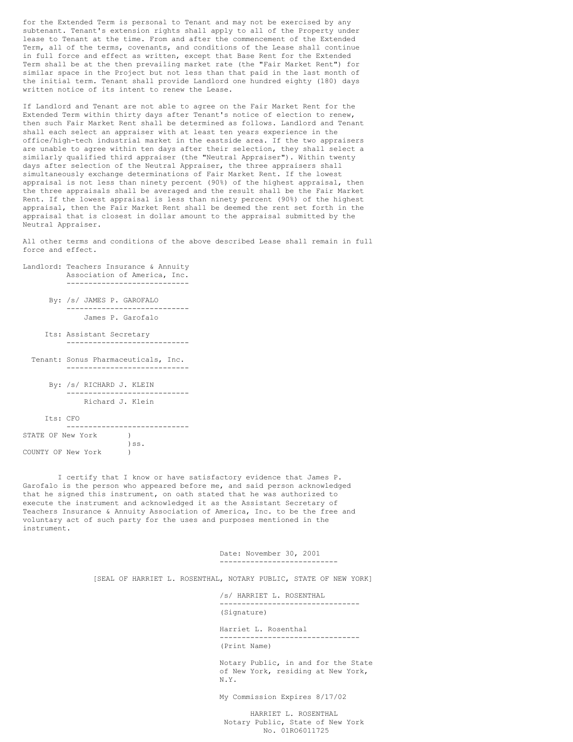for the Extended Term is personal to Tenant and may not be exercised by any subtenant. Tenant's extension rights shall apply to all of the Property under lease to Tenant at the time. From and after the commencement of the Extended Term, all of the terms, covenants, and conditions of the Lease shall continue in full force and effect as written, except that Base Rent for the Extended Term shall be at the then prevailing market rate (the "Fair Market Rent") for similar space in the Project but not less than that paid in the last month of the initial term. Tenant shall provide Landlord one hundred eighty (180) days written notice of its intent to renew the Lease.

If Landlord and Tenant are not able to agree on the Fair Market Rent for the Extended Term within thirty days after Tenant's notice of election to renew, then such Fair Market Rent shall be determined as follows. Landlord and Tenant shall each select an appraiser with at least ten years experience in the office/high-tech industrial market in the eastside area. If the two appraisers are unable to agree within ten days after their selection, they shall select a similarly qualified third appraiser (the "Neutral Appraiser"). Within twenty days after selection of the Neutral Appraiser, the three appraisers shall simultaneously exchange determinations of Fair Market Rent. If the lowest appraisal is not less than ninety percent (90%) of the highest appraisal, then the three appraisals shall be averaged and the result shall be the Fair Market Rent. If the lowest appraisal is less than ninety percent (90%) of the highest appraisal, then the Fair Market Rent shall be deemed the rent set forth in the appraisal that is closest in dollar amount to the appraisal submitted by the Neutral Appraiser.

All other terms and conditions of the above described Lease shall remain in full force and effect.

Landlord: Teachers Insurance & Annuity Association of America, Inc.

By: /s/ JAMES P. GAROFALO
James P. Garofalo

Its: Assistant Secretary

Tenant: Sonus Pharmaceuticals, Inc.

By: /s/ RICHARD J. KLEIN
Richard J. Klein

Its: CFO

STATE OF New York )
)ss.
COUNTY OF New York )

I certify that I know or have satisfactory evidence that James P. Garofalo is the person who appeared before me, and said person acknowledged that he signed this instrument, on oath stated that he was authorized to execute the instrument and acknowledged it as the Assistant Secretary of Teachers Insurance & Annuity Association of America, Inc. to be the free and voluntary act of such party for the uses and purposes mentioned in the instrument.

Date: November 30, 2001

[SEAL OF HARRIET L. ROSENTHAL, NOTARY PUBLIC, STATE OF NEW YORK]

/s/ HARRIET L. ROSENTHAL
(Signature)

Harriet L. Rosenthal
(Print Name)

Notary Public, in and for the State of New York, residing at New York, N.Y.

My Commission Expires 8/17/02

HARRIET L. ROSENTHAL
Notary Public, State of New York
No. 01RO6011725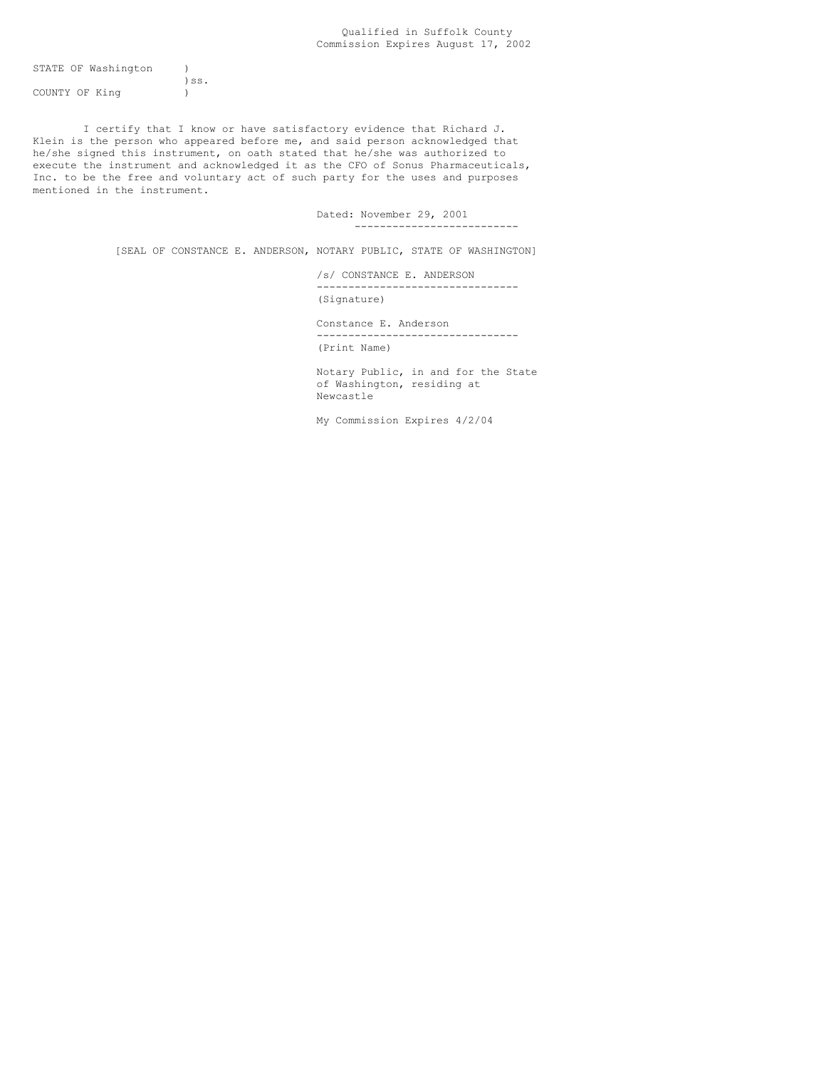Qualified in Suffolk County
Commission Expires August 17, 2002

STATE OF Washington )
)ss.
COUNTY OF King )

I certify that I know or have satisfactory evidence that Richard J. Klein is the person who appeared before me, and said person acknowledged that he/she signed this instrument, on oath stated that he/she was authorized to execute the instrument and acknowledged it as the CFO of Sonus Pharmaceuticals, Inc. to be the free and voluntary act of such party for the uses and purposes mentioned in the instrument.

Dated: November 29, 2001

[SEAL OF CONSTANCE E. ANDERSON, NOTARY PUBLIC, STATE OF WASHINGTON]

/s/ CONSTANCE E. ANDERSON
(Signature)

Constance E. Anderson
(Print Name)

Notary Public, in and for the State of Washington, residing at Newcastle

My Commission Expires 4/2/04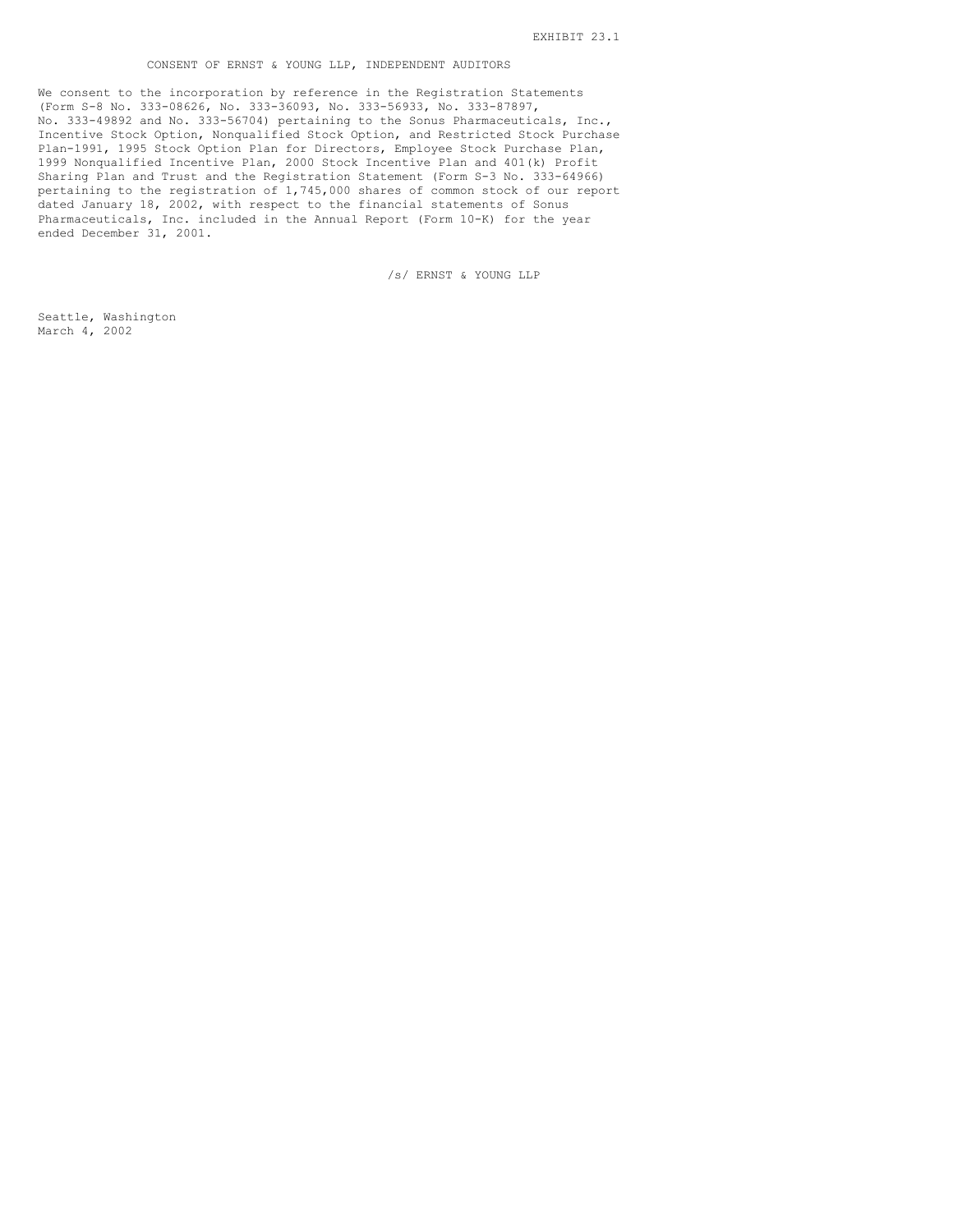EXHIBIT 23.1

# CONSENT OF ERNST & YOUNG LLP, INDEPENDENT AUDITORS

We consent to the incorporation by reference in the Registration Statements (Form S-8 No. 333-08626, No. 333-36093, No. 333-56933, No. 333-87897, No. 333-49892 and No. 333-56704) pertaining to the Sonus Pharmaceuticals, Inc., Incentive Stock Option, Nonqualified Stock Option, and Restricted Stock Purchase Plan-1991, 1995 Stock Option Plan for Directors, Employee Stock Purchase Plan, 1999 Nonqualified Incentive Plan, 2000 Stock Incentive Plan and 401(k) Profit Sharing Plan and Trust and the Registration Statement (Form S-3 No. 333-64966) pertaining to the registration of 1,745,000 shares of common stock of our report dated January 18, 2002, with respect to the financial statements of Sonus Pharmaceuticals, Inc. included in the Annual Report (Form 10-K) for the year ended December 31, 2001.

/s/ ERNST & YOUNG LLP

Seattle, Washington
March 4, 2002